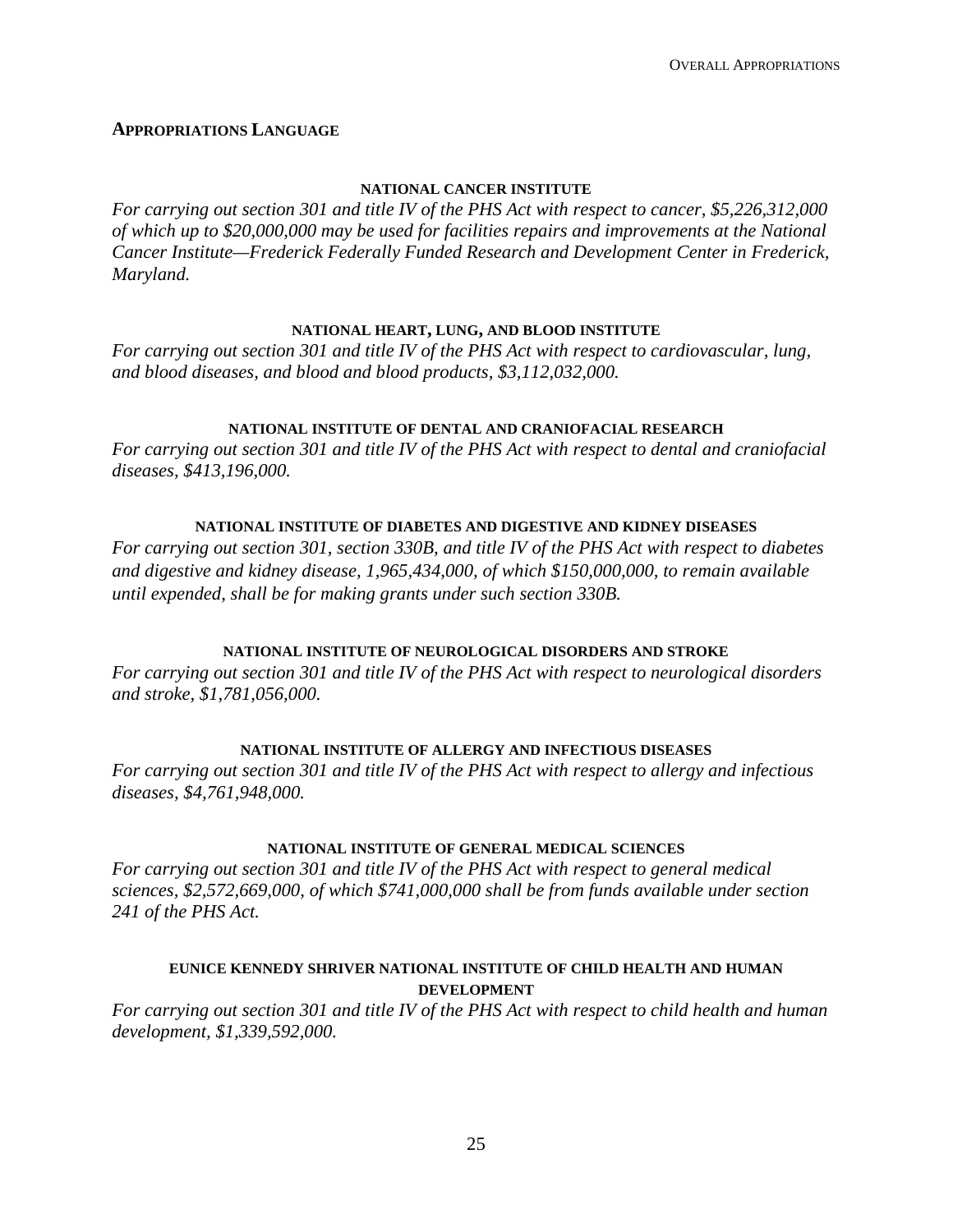## Appropriations Language

### NATIONAL CANCER INSTITUTE

*For carrying out section 301 and title IV of the PHS Act with respect to cancer, $5,226,312,000 of which up to $20,000,000 may be used for facilities repairs and improvements at the National Cancer Institute—Frederick Federally Funded Research and Development Center in Frederick, Maryland.*

### NATIONAL HEART, LUNG, AND BLOOD INSTITUTE

*For carrying out section 301 and title IV of the PHS Act with respect to cardiovascular, lung, and blood diseases, and blood and blood products, $3,112,032,000.*

### NATIONAL INSTITUTE OF DENTAL AND CRANIOFACIAL RESEARCH

*For carrying out section 301 and title IV of the PHS Act with respect to dental and craniofacial diseases, $413,196,000.*

### NATIONAL INSTITUTE OF DIABETES AND DIGESTIVE AND KIDNEY DISEASES

*For carrying out section 301, section 330B, and title IV of the PHS Act with respect to diabetes and digestive and kidney disease, 1,965,434,000, of which $150,000,000, to remain available until expended, shall be for making grants under such section 330B.*

### NATIONAL INSTITUTE OF NEUROLOGICAL DISORDERS AND STROKE

*For carrying out section 301 and title IV of the PHS Act with respect to neurological disorders and stroke, $1,781,056,000.*

### NATIONAL INSTITUTE OF ALLERGY AND INFECTIOUS DISEASES

*For carrying out section 301 and title IV of the PHS Act with respect to allergy and infectious diseases, $4,761,948,000.*

### NATIONAL INSTITUTE OF GENERAL MEDICAL SCIENCES

*For carrying out section 301 and title IV of the PHS Act with respect to general medical sciences, $2,572,669,000, of which $741,000,000 shall be from funds available under section 241 of the PHS Act.*

### EUNICE KENNEDY SHRIVER NATIONAL INSTITUTE OF CHILD HEALTH AND HUMAN DEVELOPMENT

*For carrying out section 301 and title IV of the PHS Act with respect to child health and human development, $1,339,592,000.*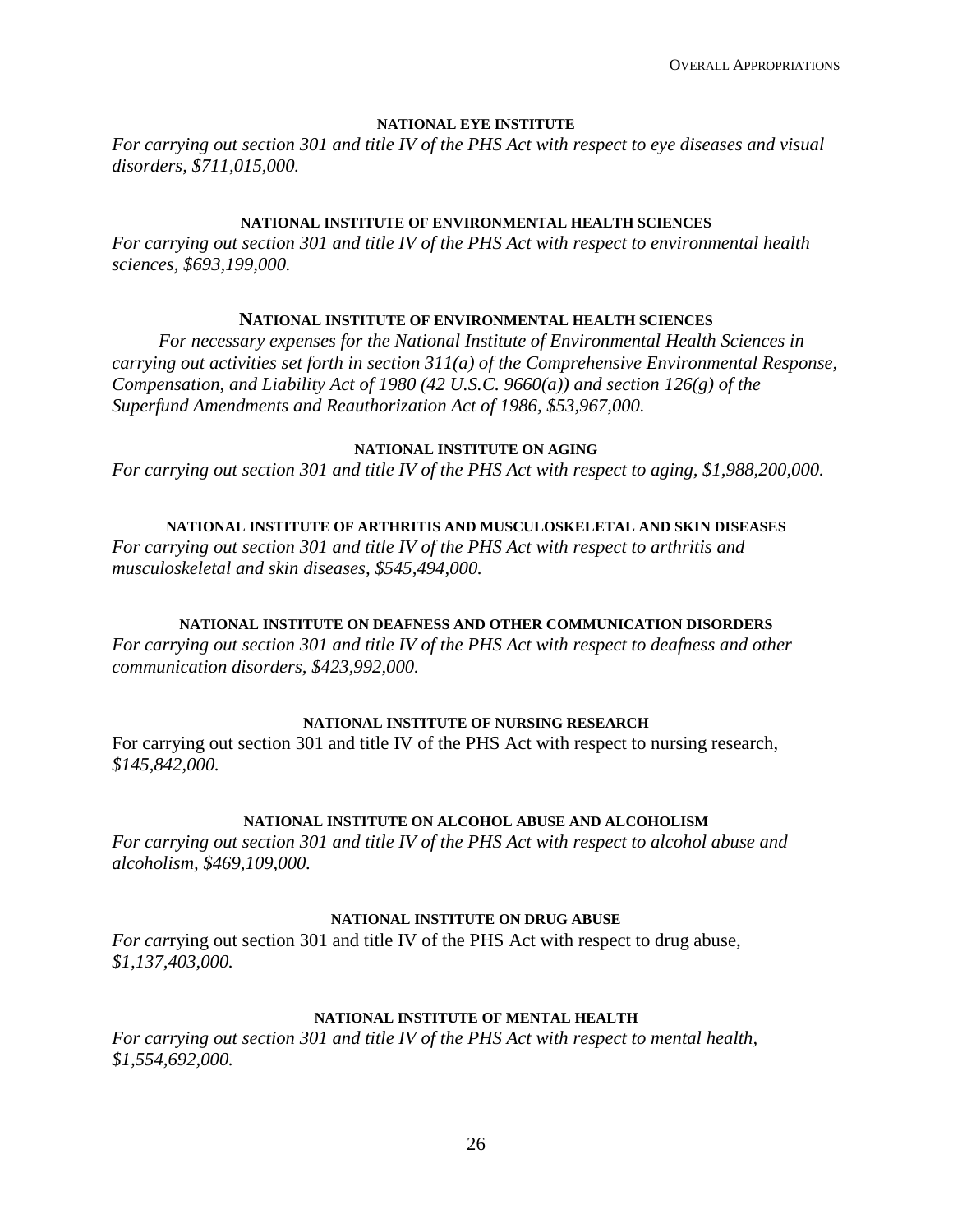#### NATIONAL EYE INSTITUTE

*For carrying out section 301 and title IV of the PHS Act with respect to eye diseases and visual disorders, $711,015,000.*

#### NATIONAL INSTITUTE OF ENVIRONMENTAL HEALTH SCIENCES

*For carrying out section 301 and title IV of the PHS Act with respect to environmental health sciences, $693,199,000.*

#### NATIONAL INSTITUTE OF ENVIRONMENTAL HEALTH SCIENCES

*For necessary expenses for the National Institute of Environmental Health Sciences in carrying out activities set forth in section 311(a) of the Comprehensive Environmental Response, Compensation, and Liability Act of 1980 (42 U.S.C. 9660(a)) and section 126(g) of the Superfund Amendments and Reauthorization Act of 1986, $53,967,000.*

#### NATIONAL INSTITUTE ON AGING

*For carrying out section 301 and title IV of the PHS Act with respect to aging, $1,988,200,000.*

#### NATIONAL INSTITUTE OF ARTHRITIS AND MUSCULOSKELETAL AND SKIN DISEASES

*For carrying out section 301 and title IV of the PHS Act with respect to arthritis and musculoskeletal and skin diseases, $545,494,000.*

#### NATIONAL INSTITUTE ON DEAFNESS AND OTHER COMMUNICATION DISORDERS

*For carrying out section 301 and title IV of the PHS Act with respect to deafness and other communication disorders, $423,992,000.*

#### NATIONAL INSTITUTE OF NURSING RESEARCH

For carrying out section 301 and title IV of the PHS Act with respect to nursing research, *$145,842,000.*

#### NATIONAL INSTITUTE ON ALCOHOL ABUSE AND ALCOHOLISM

*For carrying out section 301 and title IV of the PHS Act with respect to alcohol abuse and alcoholism, $469,109,000.*

#### NATIONAL INSTITUTE ON DRUG ABUSE

*For car*rying out section 301 and title IV of the PHS Act with respect to drug abuse, *$1,137,403,000.*

#### NATIONAL INSTITUTE OF MENTAL HEALTH

*For carrying out section 301 and title IV of the PHS Act with respect to mental health, $1,554,692,000.*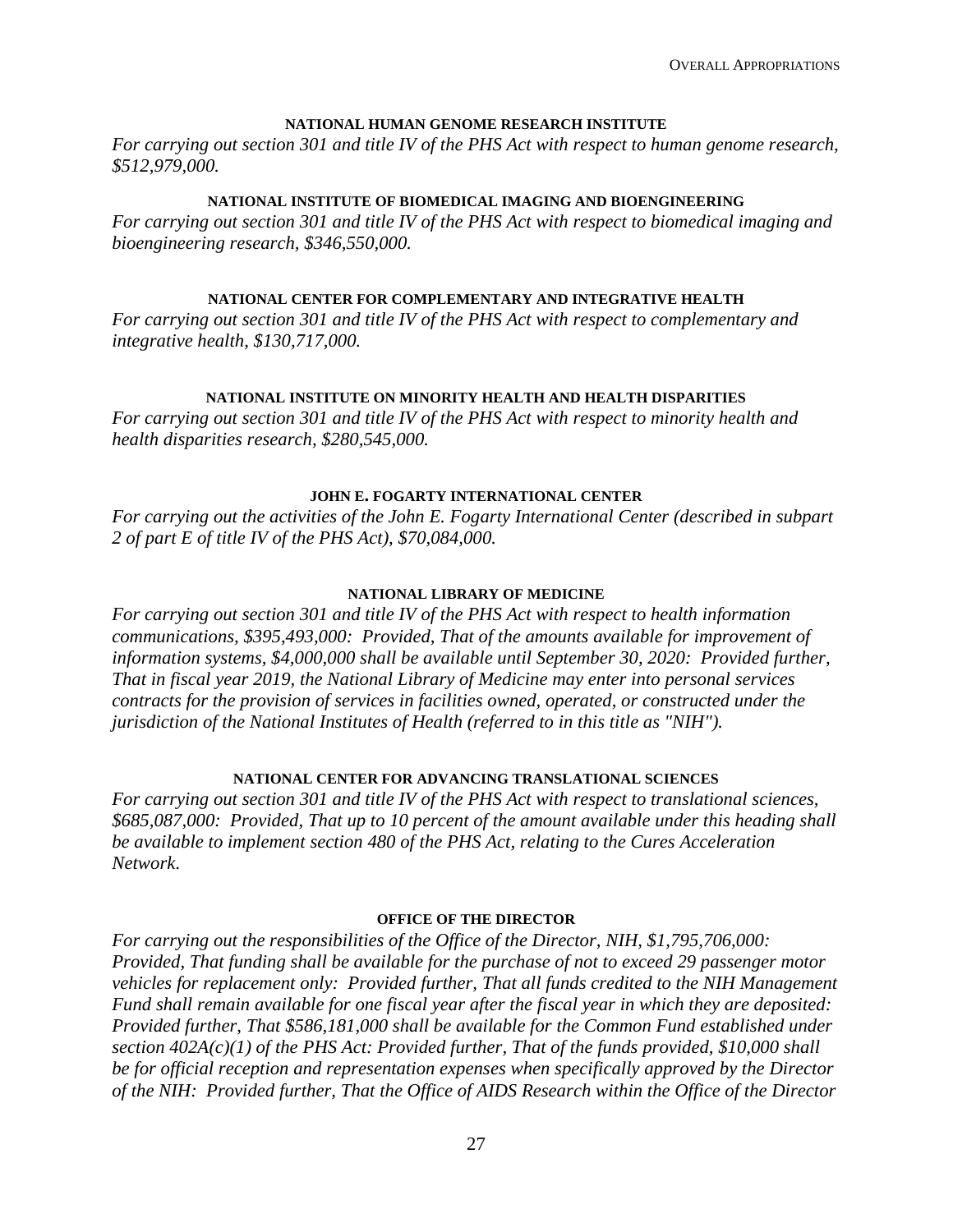#### NATIONAL HUMAN GENOME RESEARCH INSTITUTE

*For carrying out section 301 and title IV of the PHS Act with respect to human genome research, $512,979,000.*

#### NATIONAL INSTITUTE OF BIOMEDICAL IMAGING AND BIOENGINEERING

*For carrying out section 301 and title IV of the PHS Act with respect to biomedical imaging and bioengineering research, $346,550,000.*

#### NATIONAL CENTER FOR COMPLEMENTARY AND INTEGRATIVE HEALTH

*For carrying out section 301 and title IV of the PHS Act with respect to complementary and integrative health, $130,717,000.*

#### NATIONAL INSTITUTE ON MINORITY HEALTH AND HEALTH DISPARITIES

*For carrying out section 301 and title IV of the PHS Act with respect to minority health and health disparities research, $280,545,000.*

#### JOHN E. FOGARTY INTERNATIONAL CENTER

*For carrying out the activities of the John E. Fogarty International Center (described in subpart 2 of part E of title IV of the PHS Act), $70,084,000.*

#### NATIONAL LIBRARY OF MEDICINE

*For carrying out section 301 and title IV of the PHS Act with respect to health information communications, $395,493,000: Provided, That of the amounts available for improvement of information systems, $4,000,000 shall be available until September 30, 2020: Provided further, That in fiscal year 2019, the National Library of Medicine may enter into personal services contracts for the provision of services in facilities owned, operated, or constructed under the jurisdiction of the National Institutes of Health (referred to in this title as "NIH").*

#### NATIONAL CENTER FOR ADVANCING TRANSLATIONAL SCIENCES

*For carrying out section 301 and title IV of the PHS Act with respect to translational sciences, $685,087,000: Provided, That up to 10 percent of the amount available under this heading shall be available to implement section 480 of the PHS Act, relating to the Cures Acceleration Network.*

#### OFFICE OF THE DIRECTOR

*For carrying out the responsibilities of the Office of the Director, NIH, $1,795,706,000: Provided, That funding shall be available for the purchase of not to exceed 29 passenger motor vehicles for replacement only: Provided further, That all funds credited to the NIH Management Fund shall remain available for one fiscal year after the fiscal year in which they are deposited: Provided further, That $586,181,000 shall be available for the Common Fund established under section 402A(c)(1) of the PHS Act: Provided further, That of the funds provided, $10,000 shall be for official reception and representation expenses when specifically approved by the Director of the NIH: Provided further, That the Office of AIDS Research within the Office of the Director*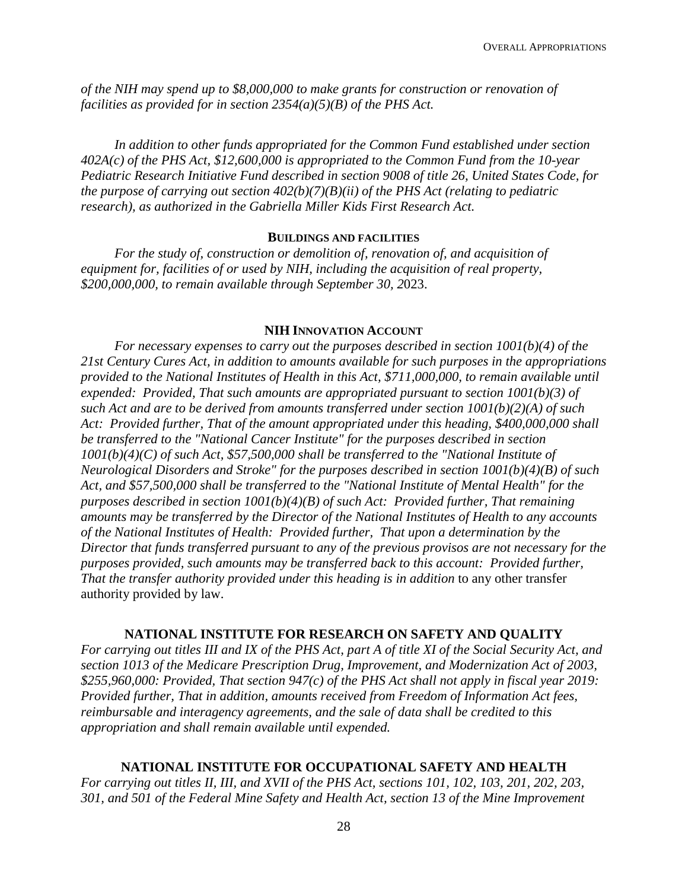*of the NIH may spend up to $8,000,000 to make grants for construction or renovation of facilities as provided for in section 2354(a)(5)(B) of the PHS Act.*

*In addition to other funds appropriated for the Common Fund established under section 402A(c) of the PHS Act, $12,600,000 is appropriated to the Common Fund from the 10-year Pediatric Research Initiative Fund described in section 9008 of title 26, United States Code, for the purpose of carrying out section 402(b)(7)(B)(ii) of the PHS Act (relating to pediatric research), as authorized in the Gabriella Miller Kids First Research Act.*

**BUILDINGS AND FACILITIES**

*For the study of, construction or demolition of, renovation of, and acquisition of equipment for, facilities of or used by NIH, including the acquisition of real property, $200,000,000, to remain available through September 30, 2*023.

**NIH INNOVATION ACCOUNT**

*For necessary expenses to carry out the purposes described in section 1001(b)(4) of the 21st Century Cures Act, in addition to amounts available for such purposes in the appropriations provided to the National Institutes of Health in this Act, $711,000,000, to remain available until expended: Provided, That such amounts are appropriated pursuant to section 1001(b)(3) of such Act and are to be derived from amounts transferred under section 1001(b)(2)(A) of such Act: Provided further, That of the amount appropriated under this heading, $400,000,000 shall be transferred to the "National Cancer Institute" for the purposes described in section 1001(b)(4)(C) of such Act, $57,500,000 shall be transferred to the "National Institute of Neurological Disorders and Stroke" for the purposes described in section 1001(b)(4)(B) of such Act, and $57,500,000 shall be transferred to the "National Institute of Mental Health" for the purposes described in section 1001(b)(4)(B) of such Act: Provided further, That remaining amounts may be transferred by the Director of the National Institutes of Health to any accounts of the National Institutes of Health: Provided further, That upon a determination by the Director that funds transferred pursuant to any of the previous provisos are not necessary for the purposes provided, such amounts may be transferred back to this account: Provided further, That the transfer authority provided under this heading is in addition* to any other transfer authority provided by law.

**NATIONAL INSTITUTE FOR RESEARCH ON SAFETY AND QUALITY**

*For carrying out titles III and IX of the PHS Act, part A of title XI of the Social Security Act, and section 1013 of the Medicare Prescription Drug, Improvement, and Modernization Act of 2003, $255,960,000: Provided, That section 947(c) of the PHS Act shall not apply in fiscal year 2019: Provided further, That in addition, amounts received from Freedom of Information Act fees, reimbursable and interagency agreements, and the sale of data shall be credited to this appropriation and shall remain available until expended.*

**NATIONAL INSTITUTE FOR OCCUPATIONAL SAFETY AND HEALTH**

*For carrying out titles II, III, and XVII of the PHS Act, sections 101, 102, 103, 201, 202, 203, 301, and 501 of the Federal Mine Safety and Health Act, section 13 of the Mine Improvement*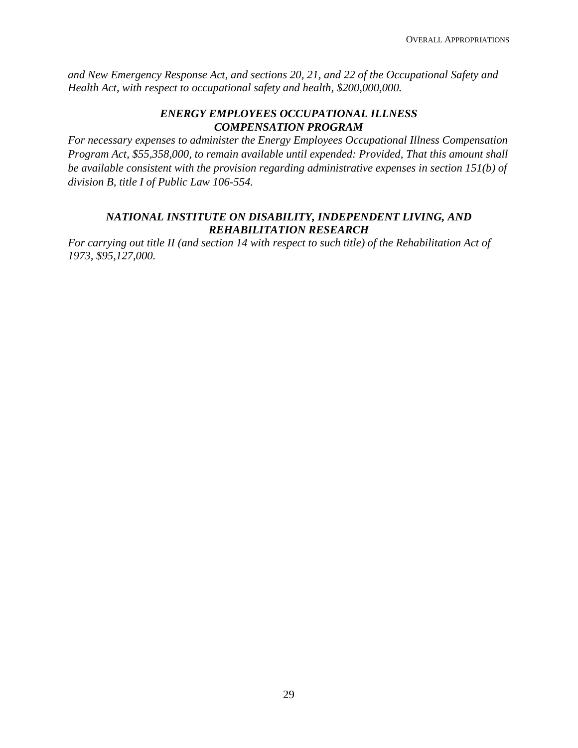*and New Emergency Response Act, and sections 20, 21, and 22 of the Occupational Safety and Health Act, with respect to occupational safety and health, $200,000,000.*

### *ENERGY EMPLOYEES OCCUPATIONAL ILLNESS COMPENSATION PROGRAM*

*For necessary expenses to administer the Energy Employees Occupational Illness Compensation Program Act, $55,358,000, to remain available until expended: Provided, That this amount shall be available consistent with the provision regarding administrative expenses in section 151(b) of division B, title I of Public Law 106-554.*

### *NATIONAL INSTITUTE ON DISABILITY, INDEPENDENT LIVING, AND REHABILITATION RESEARCH*

*For carrying out title II (and section 14 with respect to such title) of the Rehabilitation Act of 1973, $95,127,000.*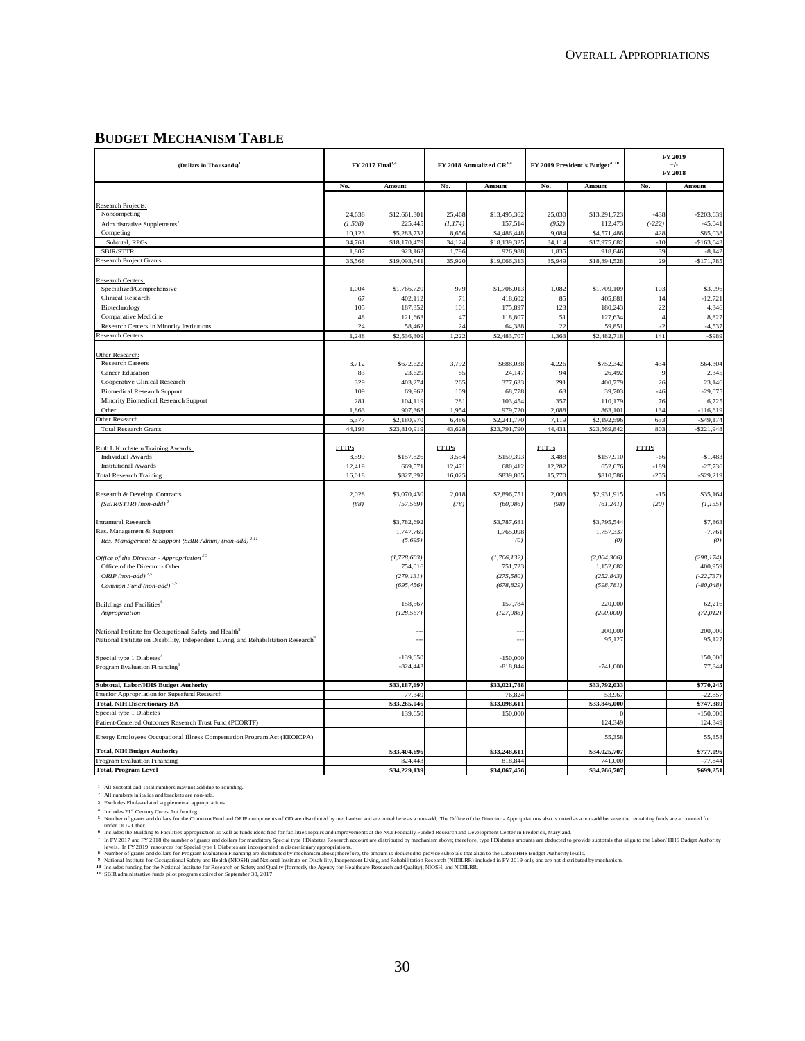## BUDGET MECHANISM TABLE

| (Dollars in Thousands)[1] | FY 2017 Final[3,4] | | FY 2018 Annualized CR[3,4] | | FY 2019 President's Budget[4, 10] | | FY 2019 +/- FY 2018 | |
|---|---|---|---|---|---|---|---|---|
| | No. | Amount | No. | Amount | No. | Amount | No. | Amount |
| Research Projects: | | | | | | | | |
| Noncompeting | 24,638 | $12,661,301 | 25,468 | $13,495,362 | 25,030 | $13,291,723 | -438 | -$203,639 |
| Administrative Supplements[2] | *(1,508)* | 225,445 | *(1,174)* | 157,514 | *(952)* | 112,473 | *(-222)* | -45,041 |
| Competing | 10,123 | $5,283,732 | 8,656 | $4,486,448 | 9,084 | $4,571,486 | 428 | $85,038 |
| Subtotal, RPGs | 34,761 | $18,170,479 | 34,124 | $18,139,325 | 34,114 | $17,975,682 | -10 | -$163,643 |
| SBIR/STTR | 1,807 | 923,162 | 1,796 | 926,988 | 1,835 | 918,846 | 39 | -8,142 |
| Research Project Grants | 36,568 | $19,093,641 | 35,920 | $19,066,313 | 35,949 | $18,894,528 | 29 | -$171,785 |
| Research Centers: | | | | | | | | |
| Specialized/Comprehensive | 1,004 | $1,766,720 | 979 | $1,706,013 | 1,082 | $1,709,109 | 103 | $3,096 |
| Clinical Research | 67 | 402,112 | 71 | 418,602 | 85 | 405,881 | 14 | -12,721 |
| Biotechnology | 105 | 187,352 | 101 | 175,897 | 123 | 180,243 | 22 | 4,346 |
| Comparative Medicine | 48 | 121,663 | 47 | 118,807 | 51 | 127,634 | 4 | 8,827 |
| Research Centers in Minority Institutions | 24 | 58,462 | 24 | 64,388 | 22 | 59,851 | -2 | -4,537 |
| Research Centers | 1,248 | $2,536,309 | 1,222 | $2,483,707 | 1,363 | $2,482,718 | 141 | -$989 |
| Other Research: | | | | | | | | |
| Research Careers | 3,712 | $672,622 | 3,792 | $688,038 | 4,226 | $752,342 | 434 | $64,304 |
| Cancer Education | 83 | 23,629 | 85 | 24,147 | 94 | 26,492 | 9 | 2,345 |
| Cooperative Clinical Research | 329 | 403,274 | 265 | 377,633 | 291 | 400,779 | 26 | 23,146 |
| Biomedical Research Support | 109 | 69,962 | 109 | 68,778 | 63 | 39,703 | -46 | -29,075 |
| Minority Biomedical Research Support | 281 | 104,119 | 281 | 103,454 | 357 | 110,179 | 76 | 6,725 |
| Other | 1,863 | 907,363 | 1,954 | 979,720 | 2,088 | 863,101 | 134 | -116,619 |
| Other Research | 6,377 | $2,180,970 | 6,486 | $2,241,770 | 7,119 | $2,192,596 | 633 | -$49,174 |
| Total Research Grants | 44,193 | $23,810,919 | 43,628 | $23,791,790 | 44,431 | $23,569,842 | 803 | -$221,948 |
| Ruth L Kirchstein Training Awards: | FTTPs | | FTTPs | | FTTPs | | FTTPs | |
| Individual Awards | 3,599 | $157,826 | 3,554 | $159,393 | 3,488 | $157,910 | -66 | -$1,483 |
| Institutional Awards | 12,419 | 669,571 | 12,471 | 680,412 | 12,282 | 652,676 | -189 | -27,736 |
| Total Research Training | 16,018 | $827,397 | 16,025 | $839,805 | 15,770 | $810,586 | -255 | -$29,219 |
| Research & Develop. Contracts | 2,028 | $3,070,430 | 2,018 | $2,896,751 | 2,003 | $2,931,915 | -15 | $35,164 |
| *(SBIR/STTR) (non-add)*[2] | *(88)* | *(57,569)* | *(78)* | *(60,086)* | *(98)* | *(61,241)* | *(20)* | *(1,155)* |
| Intramural Research | | $3,782,692 | | $3,787,681 | | $3,795,544 | | $7,863 |
| Res. Management & Support | | 1,747,769 | | 1,765,098 | | 1,757,337 | | -7,761 |
| *Res. Management & Support (SBIR Admin) (non-add)*[2,11] | | *(5,695)* | | *(0)* | | *(0)* | | *(0)* |
| *Office of the Director - Appropriation*[2,5] | | *(1,728,603)* | | *(1,706,132)* | | *(2,004,306)* | | *(298,174)* |
| Office of the Director - Other | | 754,016 | | 751,723 | | 1,152,682 | | 400,959 |
| *ORIP (non-add)*[2,5] | | *(279,131)* | | *(275,580)* | | *(252,843)* | | *(-22,737)* |
| *Common Fund (non-add)*[2,5] | | *(695,456)* | | *(678,829)* | | *(598,781)* | | *(-80,048)* |
| Buildings and Facilities[6] | | 158,567 | | 157,784 | | 220,000 | | 62,216 |
| *Appropriation* | | *(128,567)* | | *(127,988)* | | *(200,000)* | | *(72,012)* |
| National Institute for Occupational Safety and Health[9] | | --- | | --- | | 200,000 | | 200,000 |
| National Institute on Disability, Independent Living, and Rehabilitation Research[9] | | --- | | --- | | 95,127 | | 95,127 |
| Special type 1 Diabetes[7] | | -139,650 | | -150,000 | | | | 150,000 |
| Program Evaluation Financing[8] | | -824,443 | | -818,844 | | -741,000 | | 77,844 |
| **Subtotal, Labor/HHS Budget Authority** | | **$33,187,697** | | **$33,021,788** | | **$33,792,033** | | **$770,245** |
| Interior Appropriation for Superfund Research | | 77,349 | | 76,824 | | 53,967 | | -22,857 |
| **Total, NIH Discretionary BA** | | **$33,265,046** | | **$33,098,611** | | **$33,846,000** | | **$747,389** |
| Special type 1 Diabetes | | 139,650 | | 150,000 | | 0 | | -150,000 |
| Patient-Centered Outcomes Research Trust Fund (PCORTF) | | | | | | 124,349 | | 124,349 |
| Energy Employees Occupational Illness Compensation Program Act (EEOICPA) | | | | | | 55,358 | | 55,358 |
| **Total, NIH Budget Authority** | | **$33,404,696** | | **$33,248,611** | | **$34,025,707** | | **$777,096** |
| Program Evaluation Financing | | 824,443 | | 818,844 | | 741,000 | | -77,844 |
| **Total, Program Level** | | **$34,229,139** | | **$34,067,456** | | **$34,766,707** | | **$699,251** |

1 All Subtotal and Total numbers may not add due to rounding.
2 All numbers in italics and brackets are non-add.
3 Excludes Ebola-related supplemental appropriations.
4 Includes 21st Century Cures Act funding.
5 Number of grants and dollars for the Common Fund and ORIP components of OD are distributed by mechanism and are noted here as a non-add; The Office of the Director - Appropriations also is noted as a non-add because the remaining funds are accounted for under OD - Other.
6 Includes the Building & Facilities appropriation as well as funds identified for facilities repairs and improvements at the NCI Federally Funded Research and Development Center in Frederick, Maryland.
7 In FY 2017 and FY 2018 the number of grants and dollars for mandatory Special type I Diabetes Research account are distributed by mechanism above; therefore, type I Diabetes amounts are deducted to provide subtotals that align to the Labor/ HHS Budget Authority levels. In FY 2019, resources for Special type 1 Diabetes are incorporated in discretionary appropriations.
8 Number of grants and dollars for Program Evaluation Financing are distributed by mechanism above; therefore, the amount is deducted to provide subtotals that align to the Labor/HHS Budget Authority levels.
9 National Institute for Occupational Safety and Health (NIOSH) and National Institute on Disability, Independent Living, and Rehabilitation Research (NIDILRR) included in FY 2019 only and are not distributed by mechanism.
10 Includes funding for the National Institute for Research on Safety and Quality (formerly the Agency for Healthcare Research and Quality), NIOSH, and NIDILRR.
11 SBIR administrative funds pilot program expired on September 30, 2017.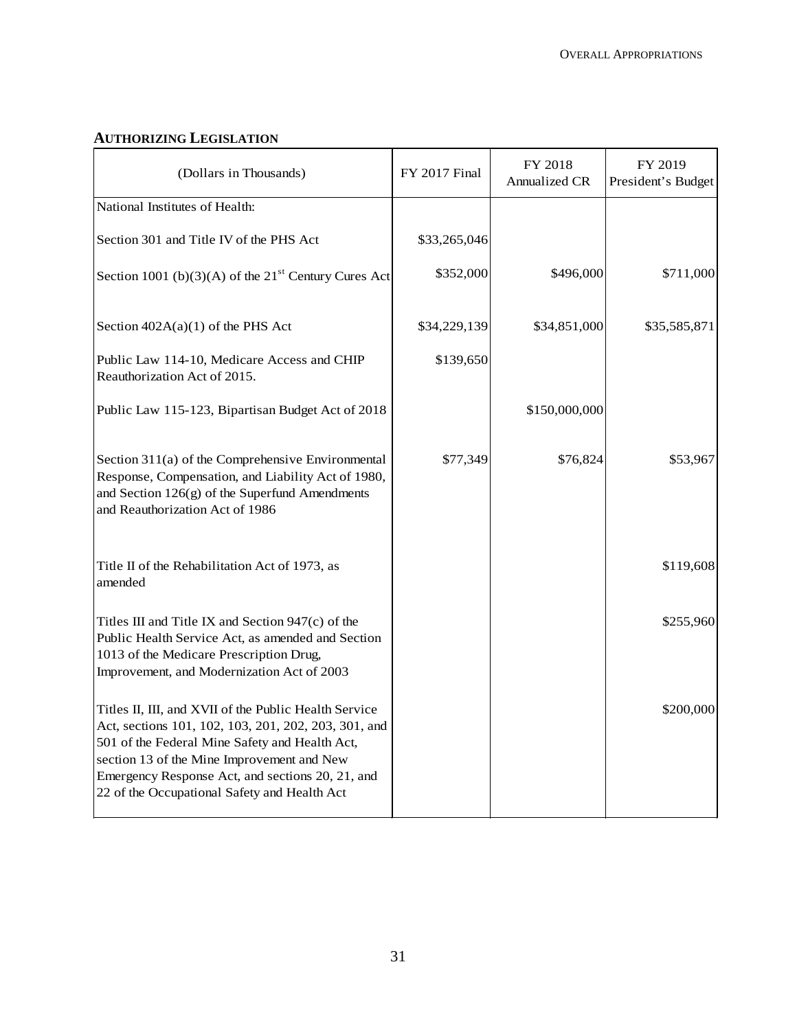## AUTHORIZING LEGISLATION

| (Dollars in Thousands) | FY 2017 Final | FY 2018 Annualized CR | FY 2019 President's Budget |
|---|---|---|---|
| National Institutes of Health: | | | |
| Section 301 and Title IV of the PHS Act | $33,265,046 | | |
| Section 1001 (b)(3)(A) of the 21st Century Cures Act | $352,000 | $496,000 | $711,000 |
| Section 402A(a)(1) of the PHS Act | $34,229,139 | $34,851,000 | $35,585,871 |
| Public Law 114-10, Medicare Access and CHIP Reauthorization Act of 2015. | $139,650 | | |
| Public Law 115-123, Bipartisan Budget Act of 2018 | | $150,000,000 | |
| Section 311(a) of the Comprehensive Environmental Response, Compensation, and Liability Act of 1980, and Section 126(g) of the Superfund Amendments and Reauthorization Act of 1986 | $77,349 | $76,824 | $53,967 |
| Title II of the Rehabilitation Act of 1973, as amended | | | $119,608 |
| Titles III and Title IX and Section 947(c) of the Public Health Service Act, as amended and Section 1013 of the Medicare Prescription Drug, Improvement, and Modernization Act of 2003 | | | $255,960 |
| Titles II, III, and XVII of the Public Health Service Act, sections 101, 102, 103, 201, 202, 203, 301, and 501 of the Federal Mine Safety and Health Act, section 13 of the Mine Improvement and New Emergency Response Act, and sections 20, 21, and 22 of the Occupational Safety and Health Act | | | $200,000 |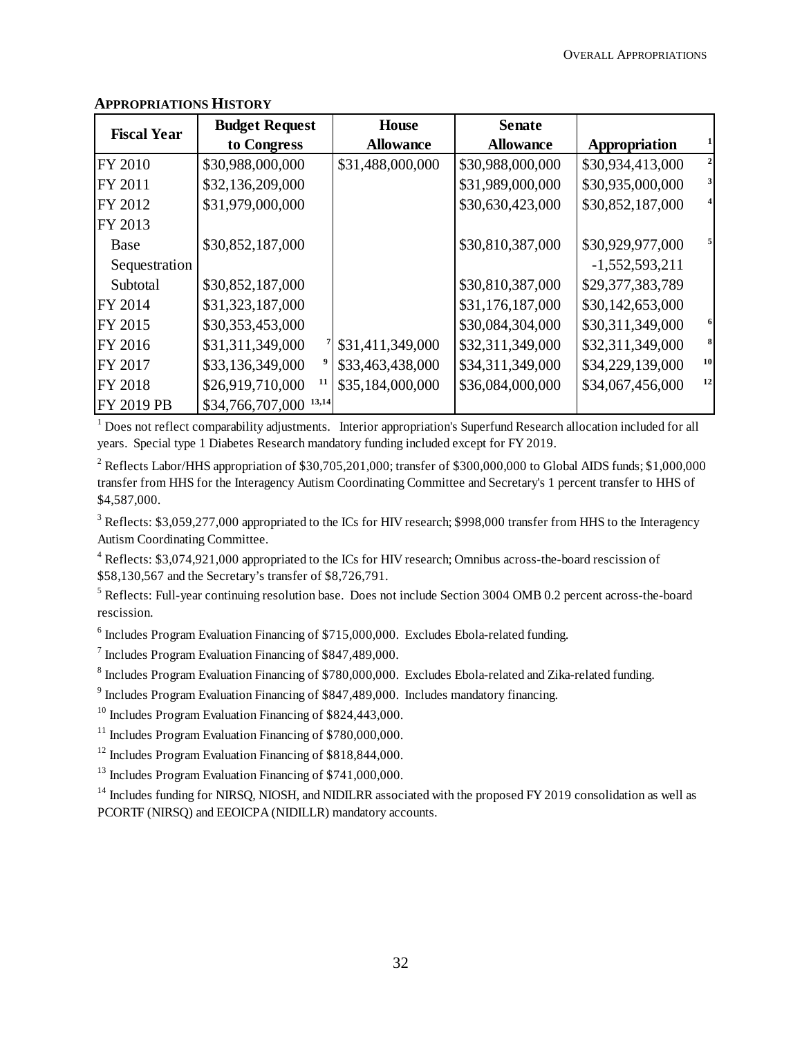**APPROPRIATIONS HISTORY**

| Fiscal Year | Budget Request to Congress | House Allowance | Senate Allowance | Appropriation [1] |
|---|---|---|---|---|
| FY 2010 | $30,988,000,000 | $31,488,000,000 | $30,988,000,000 | $30,934,413,000 [2] |
| FY 2011 | $32,136,209,000 | | $31,989,000,000 | $30,935,000,000 [3] |
| FY 2012 | $31,979,000,000 | | $30,630,423,000 | $30,852,187,000 [4] |
| FY 2013 | | | | |
| Base | $30,852,187,000 | | $30,810,387,000 | $30,929,977,000 [5] |
| Sequestration | | | | -1,552,593,211 |
| Subtotal | $30,852,187,000 | | $30,810,387,000 | $29,377,383,789 |
| FY 2014 | $31,323,187,000 | | $31,176,187,000 | $30,142,653,000 |
| FY 2015 | $30,353,453,000 | | $30,084,304,000 | $30,311,349,000 [6] |
| FY 2016 | $31,311,349,000 [7] | $31,411,349,000 | $32,311,349,000 | $32,311,349,000 [8] |
| FY 2017 | $33,136,349,000 [9] | $33,463,438,000 | $34,311,349,000 | $34,229,139,000 [10] |
| FY 2018 | $26,919,710,000 [11] | $35,184,000,000 | $36,084,000,000 | $34,067,456,000 [12] |
| FY 2019 PB | $34,766,707,000 [13,14] | | | |

[1] Does not reflect comparability adjustments. Interior appropriation's Superfund Research allocation included for all years. Special type 1 Diabetes Research mandatory funding included except for FY 2019.

[2] Reflects Labor/HHS appropriation of $30,705,201,000; transfer of $300,000,000 to Global AIDS funds; $1,000,000 transfer from HHS for the Interagency Autism Coordinating Committee and Secretary's 1 percent transfer to HHS of $4,587,000.

[3] Reflects: $3,059,277,000 appropriated to the ICs for HIV research; $998,000 transfer from HHS to the Interagency Autism Coordinating Committee.

[4] Reflects: $3,074,921,000 appropriated to the ICs for HIV research; Omnibus across-the-board rescission of $58,130,567 and the Secretary's transfer of $8,726,791.

[5] Reflects: Full-year continuing resolution base. Does not include Section 3004 OMB 0.2 percent across-the-board rescission.

[6] Includes Program Evaluation Financing of $715,000,000. Excludes Ebola-related funding.

[7] Includes Program Evaluation Financing of $847,489,000.

[8] Includes Program Evaluation Financing of $780,000,000. Excludes Ebola-related and Zika-related funding.

[9] Includes Program Evaluation Financing of $847,489,000. Includes mandatory financing.

[10] Includes Program Evaluation Financing of $824,443,000.

[11] Includes Program Evaluation Financing of $780,000,000.

[12] Includes Program Evaluation Financing of $818,844,000.

[13] Includes Program Evaluation Financing of $741,000,000.

[14] Includes funding for NIRSQ, NIOSH, and NIDILRR associated with the proposed FY 2019 consolidation as well as PCORTF (NIRSQ) and EEOICPA (NIDILLR) mandatory accounts.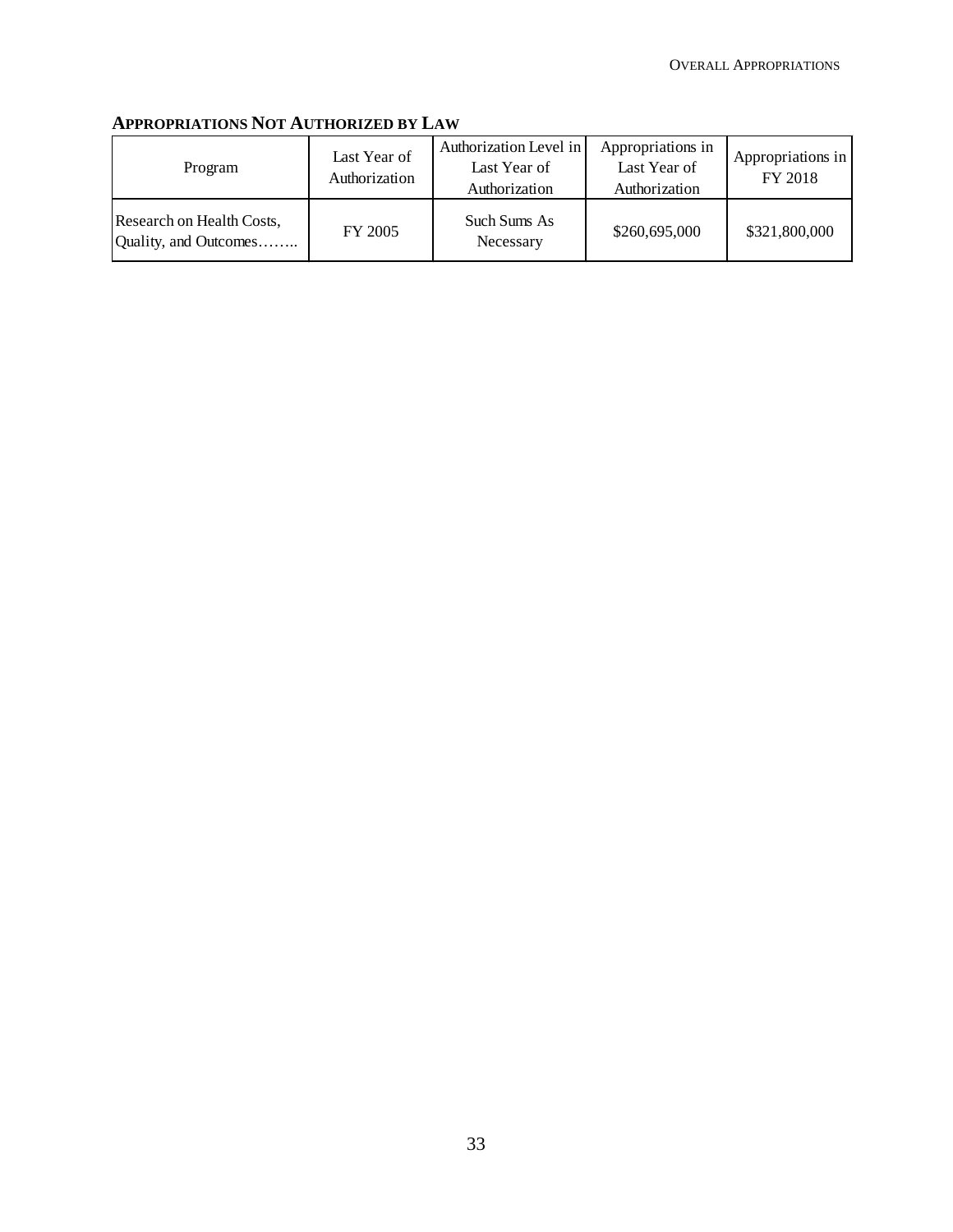**APPROPRIATIONS NOT AUTHORIZED BY LAW**

| Program | Last Year of Authorization | Authorization Level in Last Year of Authorization | Appropriations in Last Year of Authorization | Appropriations in FY 2018 |
|---|---|---|---|---|
| Research on Health Costs, Quality, and Outcomes…….. | FY 2005 | Such Sums As Necessary | $260,695,000 | $321,800,000 |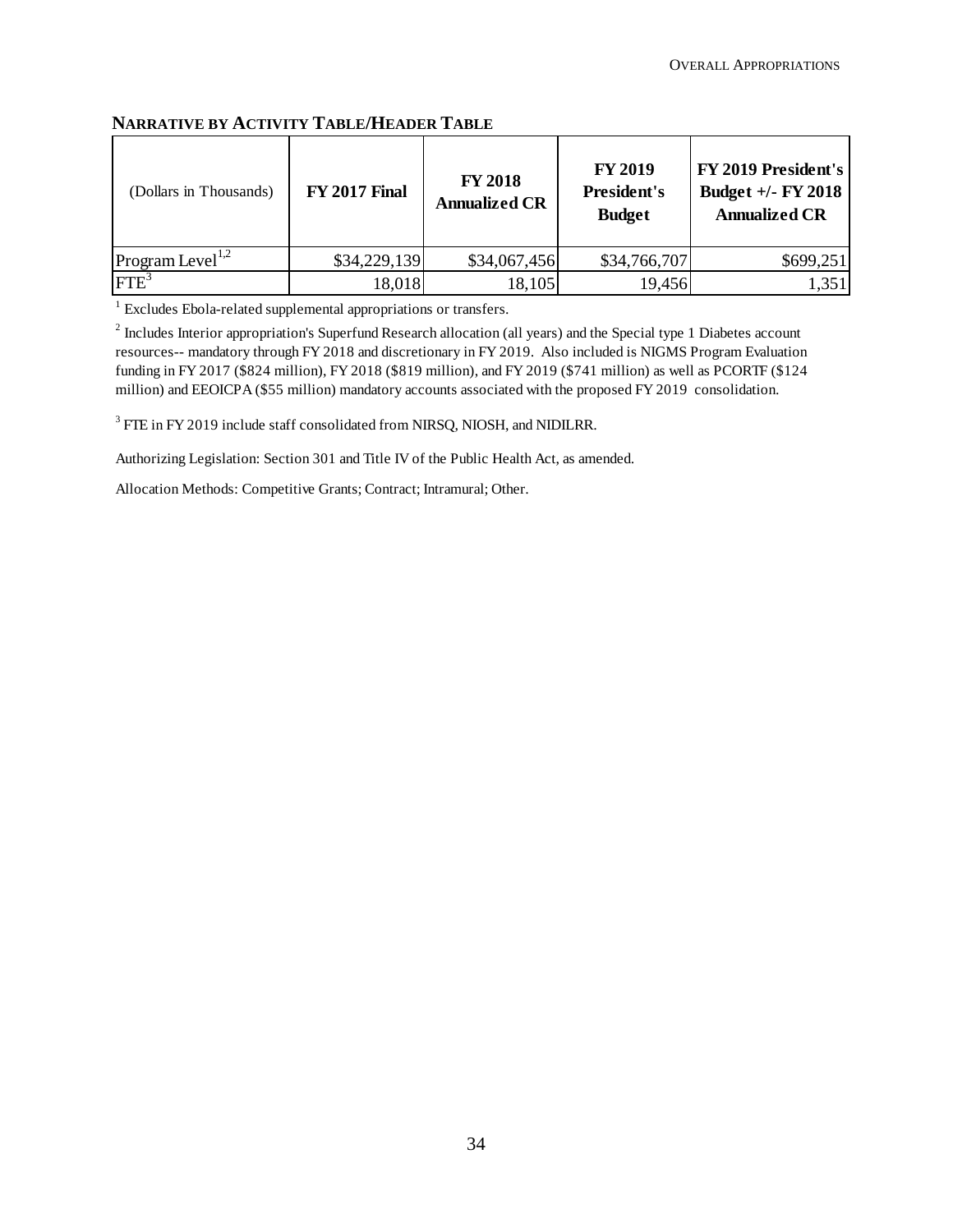## NARRATIVE BY ACTIVITY TABLE/HEADER TABLE

| (Dollars in Thousands) | FY 2017 Final | FY 2018 Annualized CR | FY 2019 President's Budget | FY 2019 President's Budget +/- FY 2018 Annualized CR |
|---|---|---|---|---|
| Program Level[1,2] | $34,229,139 | $34,067,456 | $34,766,707 | $699,251 |
| FTE[3] | 18,018 | 18,105 | 19,456 | 1,351 |

[1] Excludes Ebola-related supplemental appropriations or transfers.

[2] Includes Interior appropriation's Superfund Research allocation (all years) and the Special type 1 Diabetes account resources-- mandatory through FY 2018 and discretionary in FY 2019. Also included is NIGMS Program Evaluation funding in FY 2017 ($824 million), FY 2018 ($819 million), and FY 2019 ($741 million) as well as PCORTF ($124 million) and EEOICPA ($55 million) mandatory accounts associated with the proposed FY 2019 consolidation.

[3] FTE in FY 2019 include staff consolidated from NIRSQ, NIOSH, and NIDILRR.

Authorizing Legislation: Section 301 and Title IV of the Public Health Act, as amended.

Allocation Methods: Competitive Grants; Contract; Intramural; Other.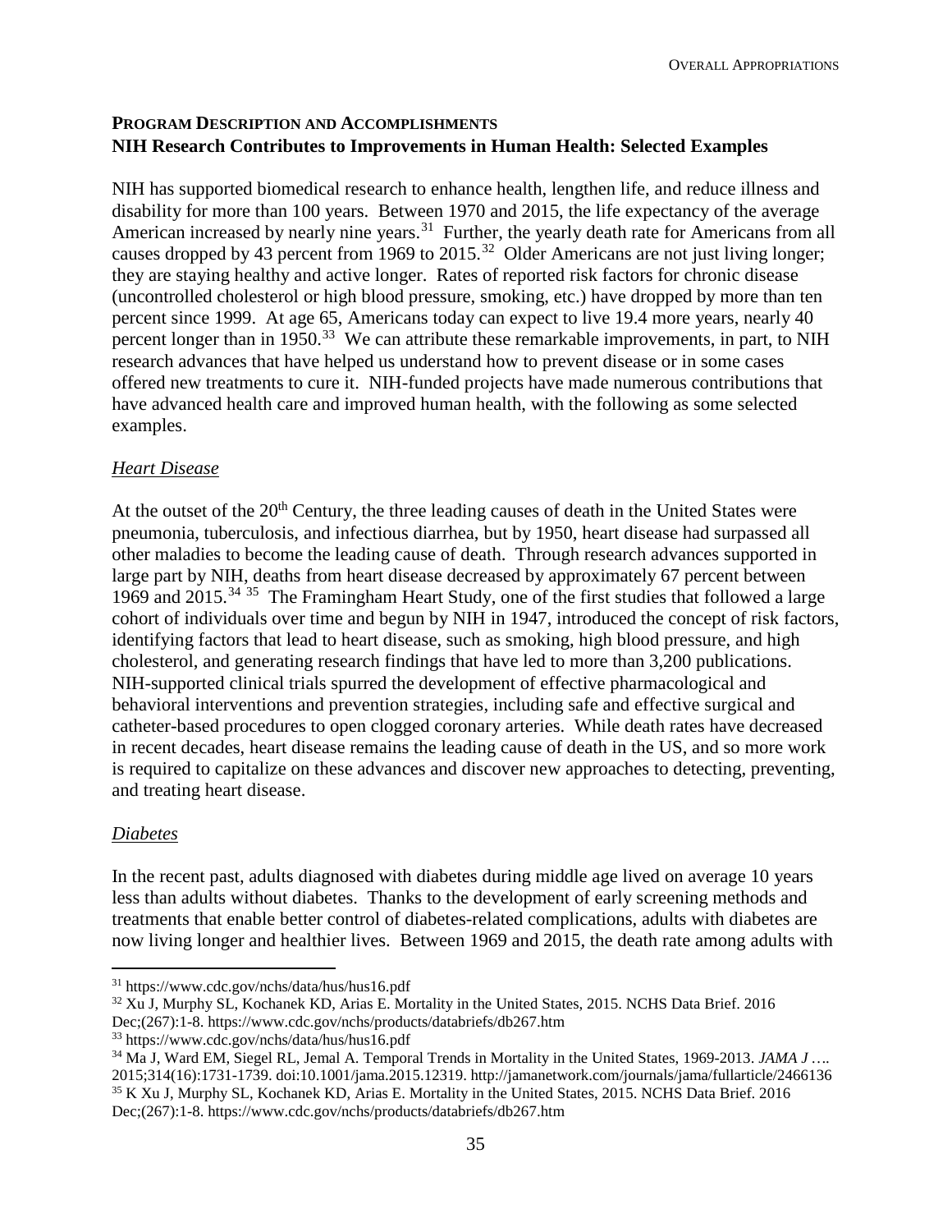## Program Description and Accomplishments

**NIH Research Contributes to Improvements in Human Health: Selected Examples**

NIH has supported biomedical research to enhance health, lengthen life, and reduce illness and disability for more than 100 years. Between 1970 and 2015, the life expectancy of the average American increased by nearly nine years.[31] Further, the yearly death rate for Americans from all causes dropped by 43 percent from 1969 to 2015.[32] Older Americans are not just living longer; they are staying healthy and active longer. Rates of reported risk factors for chronic disease (uncontrolled cholesterol or high blood pressure, smoking, etc.) have dropped by more than ten percent since 1999. At age 65, Americans today can expect to live 19.4 more years, nearly 40 percent longer than in 1950.[33] We can attribute these remarkable improvements, in part, to NIH research advances that have helped us understand how to prevent disease or in some cases offered new treatments to cure it. NIH-funded projects have made numerous contributions that have advanced health care and improved human health, with the following as some selected examples.

### *Heart Disease*

At the outset of the 20th Century, the three leading causes of death in the United States were pneumonia, tuberculosis, and infectious diarrhea, but by 1950, heart disease had surpassed all other maladies to become the leading cause of death. Through research advances supported in large part by NIH, deaths from heart disease decreased by approximately 67 percent between 1969 and 2015.[34] [35] The Framingham Heart Study, one of the first studies that followed a large cohort of individuals over time and begun by NIH in 1947, introduced the concept of risk factors, identifying factors that lead to heart disease, such as smoking, high blood pressure, and high cholesterol, and generating research findings that have led to more than 3,200 publications. NIH-supported clinical trials spurred the development of effective pharmacological and behavioral interventions and prevention strategies, including safe and effective surgical and catheter-based procedures to open clogged coronary arteries. While death rates have decreased in recent decades, heart disease remains the leading cause of death in the US, and so more work is required to capitalize on these advances and discover new approaches to detecting, preventing, and treating heart disease.

### *Diabetes*

In the recent past, adults diagnosed with diabetes during middle age lived on average 10 years less than adults without diabetes. Thanks to the development of early screening methods and treatments that enable better control of diabetes-related complications, adults with diabetes are now living longer and healthier lives. Between 1969 and 2015, the death rate among adults with

---

[31] https://www.cdc.gov/nchs/data/hus/hus16.pdf

[32] Xu J, Murphy SL, Kochanek KD, Arias E. Mortality in the United States, 2015. NCHS Data Brief. 2016 Dec;(267):1-8. https://www.cdc.gov/nchs/products/databriefs/db267.htm

[33] https://www.cdc.gov/nchs/data/hus/hus16.pdf

[34] Ma J, Ward EM, Siegel RL, Jemal A. Temporal Trends in Mortality in the United States, 1969-2013. *JAMA J* …. 2015;314(16):1731-1739. doi:10.1001/jama.2015.12319. http://jamanetwork.com/journals/jama/fullarticle/2466136

[35] K Xu J, Murphy SL, Kochanek KD, Arias E. Mortality in the United States, 2015. NCHS Data Brief. 2016 Dec;(267):1-8. https://www.cdc.gov/nchs/products/databriefs/db267.htm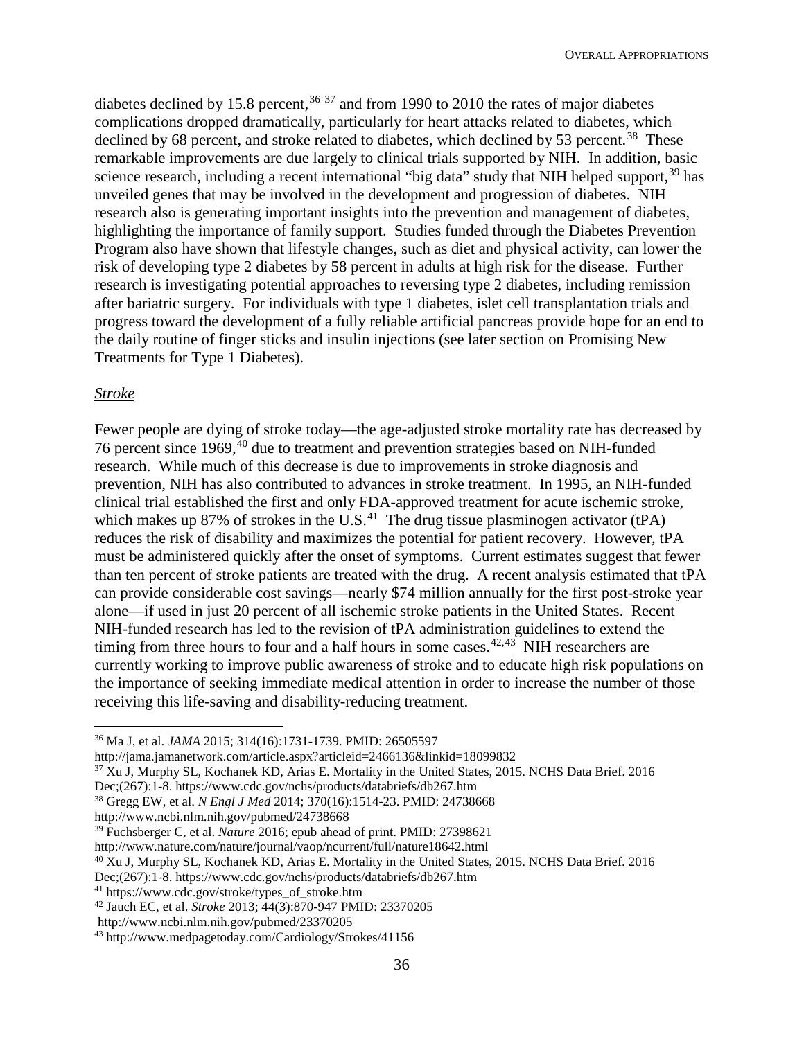diabetes declined by 15.8 percent,[36] [37] and from 1990 to 2010 the rates of major diabetes complications dropped dramatically, particularly for heart attacks related to diabetes, which declined by 68 percent, and stroke related to diabetes, which declined by 53 percent.[38] These remarkable improvements are due largely to clinical trials supported by NIH. In addition, basic science research, including a recent international "big data" study that NIH helped support,[39] has unveiled genes that may be involved in the development and progression of diabetes. NIH research also is generating important insights into the prevention and management of diabetes, highlighting the importance of family support. Studies funded through the Diabetes Prevention Program also have shown that lifestyle changes, such as diet and physical activity, can lower the risk of developing type 2 diabetes by 58 percent in adults at high risk for the disease. Further research is investigating potential approaches to reversing type 2 diabetes, including remission after bariatric surgery. For individuals with type 1 diabetes, islet cell transplantation trials and progress toward the development of a fully reliable artificial pancreas provide hope for an end to the daily routine of finger sticks and insulin injections (see later section on Promising New Treatments for Type 1 Diabetes).

*Stroke*

Fewer people are dying of stroke today—the age-adjusted stroke mortality rate has decreased by 76 percent since 1969,[40] due to treatment and prevention strategies based on NIH-funded research. While much of this decrease is due to improvements in stroke diagnosis and prevention, NIH has also contributed to advances in stroke treatment. In 1995, an NIH-funded clinical trial established the first and only FDA-approved treatment for acute ischemic stroke, which makes up 87% of strokes in the U.S.[41] The drug tissue plasminogen activator (tPA) reduces the risk of disability and maximizes the potential for patient recovery. However, tPA must be administered quickly after the onset of symptoms. Current estimates suggest that fewer than ten percent of stroke patients are treated with the drug. A recent analysis estimated that tPA can provide considerable cost savings—nearly $74 million annually for the first post-stroke year alone—if used in just 20 percent of all ischemic stroke patients in the United States. Recent NIH-funded research has led to the revision of tPA administration guidelines to extend the timing from three hours to four and a half hours in some cases.[42,43] NIH researchers are currently working to improve public awareness of stroke and to educate high risk populations on the importance of seeking immediate medical attention in order to increase the number of those receiving this life-saving and disability-reducing treatment.

---

[36] Ma J, et al. *JAMA* 2015; 314(16):1731-1739. PMID: 26505597 http://jama.jamanetwork.com/article.aspx?articleid=2466136&linkid=18099832

[37] Xu J, Murphy SL, Kochanek KD, Arias E. Mortality in the United States, 2015. NCHS Data Brief. 2016 Dec;(267):1-8. https://www.cdc.gov/nchs/products/databriefs/db267.htm

[38] Gregg EW, et al. *N Engl J Med* 2014; 370(16):1514-23. PMID: 24738668 http://www.ncbi.nlm.nih.gov/pubmed/24738668

[39] Fuchsberger C, et al. *Nature* 2016; epub ahead of print. PMID: 27398621 http://www.nature.com/nature/journal/vaop/ncurrent/full/nature18642.html

[40] Xu J, Murphy SL, Kochanek KD, Arias E. Mortality in the United States, 2015. NCHS Data Brief. 2016 Dec;(267):1-8. https://www.cdc.gov/nchs/products/databriefs/db267.htm

[41] https://www.cdc.gov/stroke/types_of_stroke.htm

[42] Jauch EC, et al. *Stroke* 2013; 44(3):870-947 PMID: 23370205 http://www.ncbi.nlm.nih.gov/pubmed/23370205

[43] http://www.medpagetoday.com/Cardiology/Strokes/41156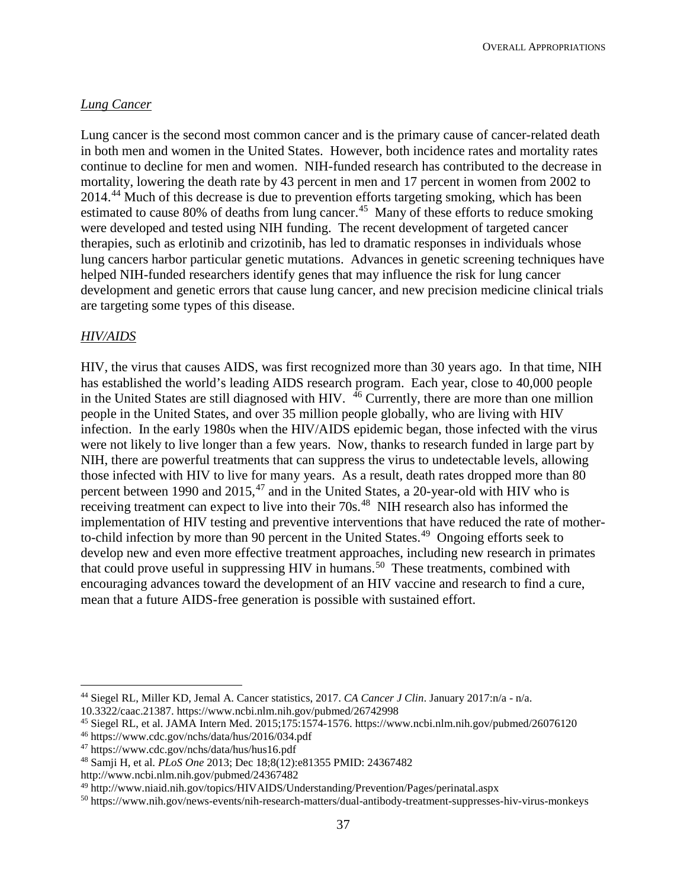### *Lung Cancer*

Lung cancer is the second most common cancer and is the primary cause of cancer-related death in both men and women in the United States. However, both incidence rates and mortality rates continue to decline for men and women. NIH-funded research has contributed to the decrease in mortality, lowering the death rate by 43 percent in men and 17 percent in women from 2002 to 2014.[44] Much of this decrease is due to prevention efforts targeting smoking, which has been estimated to cause 80% of deaths from lung cancer.[45] Many of these efforts to reduce smoking were developed and tested using NIH funding. The recent development of targeted cancer therapies, such as erlotinib and crizotinib, has led to dramatic responses in individuals whose lung cancers harbor particular genetic mutations. Advances in genetic screening techniques have helped NIH-funded researchers identify genes that may influence the risk for lung cancer development and genetic errors that cause lung cancer, and new precision medicine clinical trials are targeting some types of this disease.

### *HIV/AIDS*

HIV, the virus that causes AIDS, was first recognized more than 30 years ago. In that time, NIH has established the world's leading AIDS research program. Each year, close to 40,000 people in the United States are still diagnosed with HIV. [46] Currently, there are more than one million people in the United States, and over 35 million people globally, who are living with HIV infection. In the early 1980s when the HIV/AIDS epidemic began, those infected with the virus were not likely to live longer than a few years. Now, thanks to research funded in large part by NIH, there are powerful treatments that can suppress the virus to undetectable levels, allowing those infected with HIV to live for many years. As a result, death rates dropped more than 80 percent between 1990 and 2015,[47] and in the United States, a 20-year-old with HIV who is receiving treatment can expect to live into their 70s.[48] NIH research also has informed the implementation of HIV testing and preventive interventions that have reduced the rate of mother-to-child infection by more than 90 percent in the United States.[49] Ongoing efforts seek to develop new and even more effective treatment approaches, including new research in primates that could prove useful in suppressing HIV in humans.[50] These treatments, combined with encouraging advances toward the development of an HIV vaccine and research to find a cure, mean that a future AIDS-free generation is possible with sustained effort.

---

[44] Siegel RL, Miller KD, Jemal A. Cancer statistics, 2017. *CA Cancer J Clin*. January 2017:n/a - n/a. 10.3322/caac.21387. https://www.ncbi.nlm.nih.gov/pubmed/26742998

[45] Siegel RL, et al. JAMA Intern Med. 2015;175:1574-1576. https://www.ncbi.nlm.nih.gov/pubmed/26076120

[46] https://www.cdc.gov/nchs/data/hus/2016/034.pdf

[47] https://www.cdc.gov/nchs/data/hus/hus16.pdf

[48] Samji H, et al. *PLoS One* 2013; Dec 18;8(12):e81355 PMID: 24367482 http://www.ncbi.nlm.nih.gov/pubmed/24367482

[49] http://www.niaid.nih.gov/topics/HIVAIDS/Understanding/Prevention/Pages/perinatal.aspx

[50] https://www.nih.gov/news-events/nih-research-matters/dual-antibody-treatment-suppresses-hiv-virus-monkeys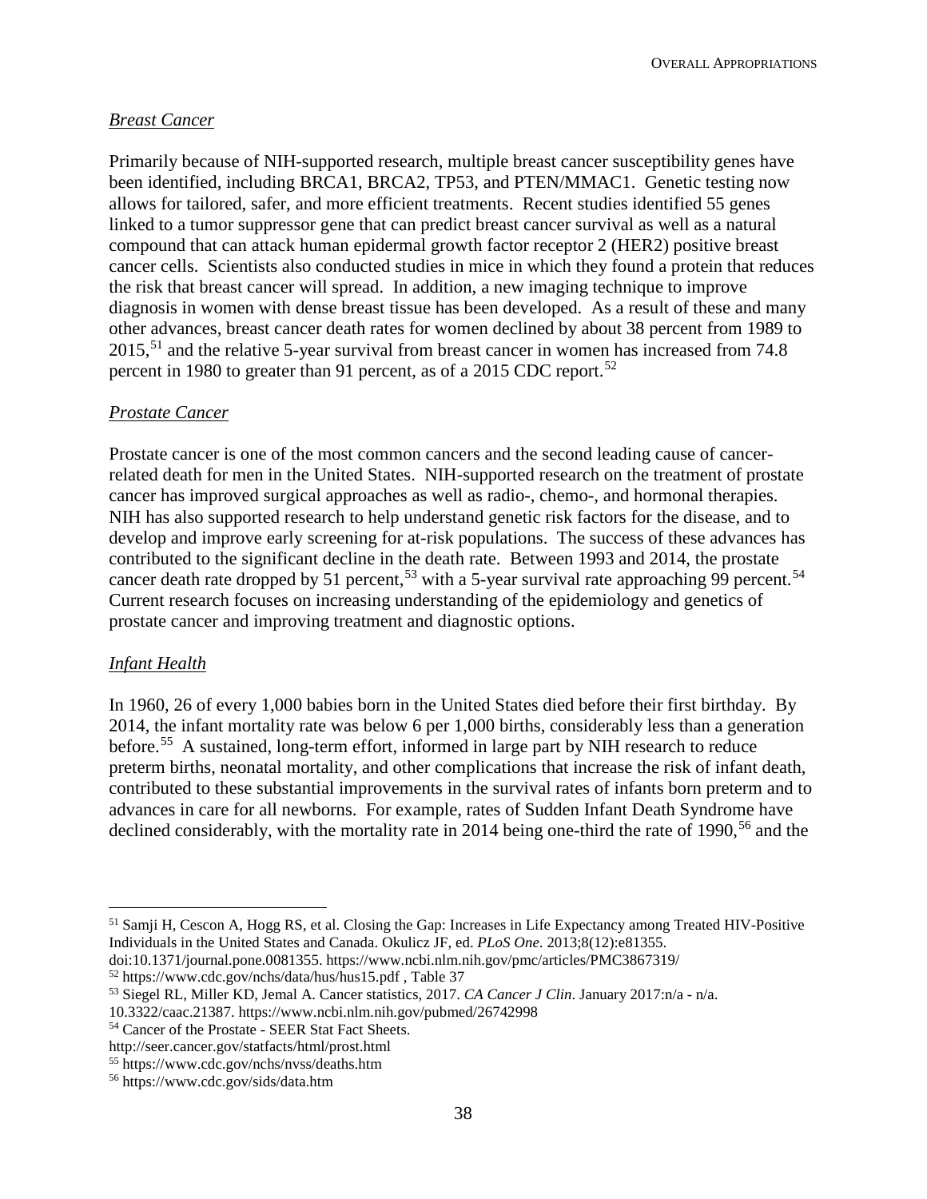### *Breast Cancer*

Primarily because of NIH-supported research, multiple breast cancer susceptibility genes have been identified, including BRCA1, BRCA2, TP53, and PTEN/MMAC1. Genetic testing now allows for tailored, safer, and more efficient treatments. Recent studies identified 55 genes linked to a tumor suppressor gene that can predict breast cancer survival as well as a natural compound that can attack human epidermal growth factor receptor 2 (HER2) positive breast cancer cells. Scientists also conducted studies in mice in which they found a protein that reduces the risk that breast cancer will spread. In addition, a new imaging technique to improve diagnosis in women with dense breast tissue has been developed. As a result of these and many other advances, breast cancer death rates for women declined by about 38 percent from 1989 to 2015,[51] and the relative 5-year survival from breast cancer in women has increased from 74.8 percent in 1980 to greater than 91 percent, as of a 2015 CDC report.[52]

### *Prostate Cancer*

Prostate cancer is one of the most common cancers and the second leading cause of cancer-related death for men in the United States. NIH-supported research on the treatment of prostate cancer has improved surgical approaches as well as radio-, chemo-, and hormonal therapies. NIH has also supported research to help understand genetic risk factors for the disease, and to develop and improve early screening for at-risk populations. The success of these advances has contributed to the significant decline in the death rate. Between 1993 and 2014, the prostate cancer death rate dropped by 51 percent,[53] with a 5-year survival rate approaching 99 percent.[54] Current research focuses on increasing understanding of the epidemiology and genetics of prostate cancer and improving treatment and diagnostic options.

### *Infant Health*

In 1960, 26 of every 1,000 babies born in the United States died before their first birthday. By 2014, the infant mortality rate was below 6 per 1,000 births, considerably less than a generation before.[55] A sustained, long-term effort, informed in large part by NIH research to reduce preterm births, neonatal mortality, and other complications that increase the risk of infant death, contributed to these substantial improvements in the survival rates of infants born preterm and to advances in care for all newborns. For example, rates of Sudden Infant Death Syndrome have declined considerably, with the mortality rate in 2014 being one-third the rate of 1990,[56] and the

---

[51] Samji H, Cescon A, Hogg RS, et al. Closing the Gap: Increases in Life Expectancy among Treated HIV-Positive Individuals in the United States and Canada. Okulicz JF, ed. *PLoS One*. 2013;8(12):e81355. doi:10.1371/journal.pone.0081355. https://www.ncbi.nlm.nih.gov/pmc/articles/PMC3867319/

[52] https://www.cdc.gov/nchs/data/hus/hus15.pdf , Table 37

[53] Siegel RL, Miller KD, Jemal A. Cancer statistics, 2017. *CA Cancer J Clin*. January 2017:n/a - n/a. 10.3322/caac.21387. https://www.ncbi.nlm.nih.gov/pubmed/26742998

[54] Cancer of the Prostate - SEER Stat Fact Sheets. http://seer.cancer.gov/statfacts/html/prost.html

[55] https://www.cdc.gov/nchs/nvss/deaths.htm

[56] https://www.cdc.gov/sids/data.htm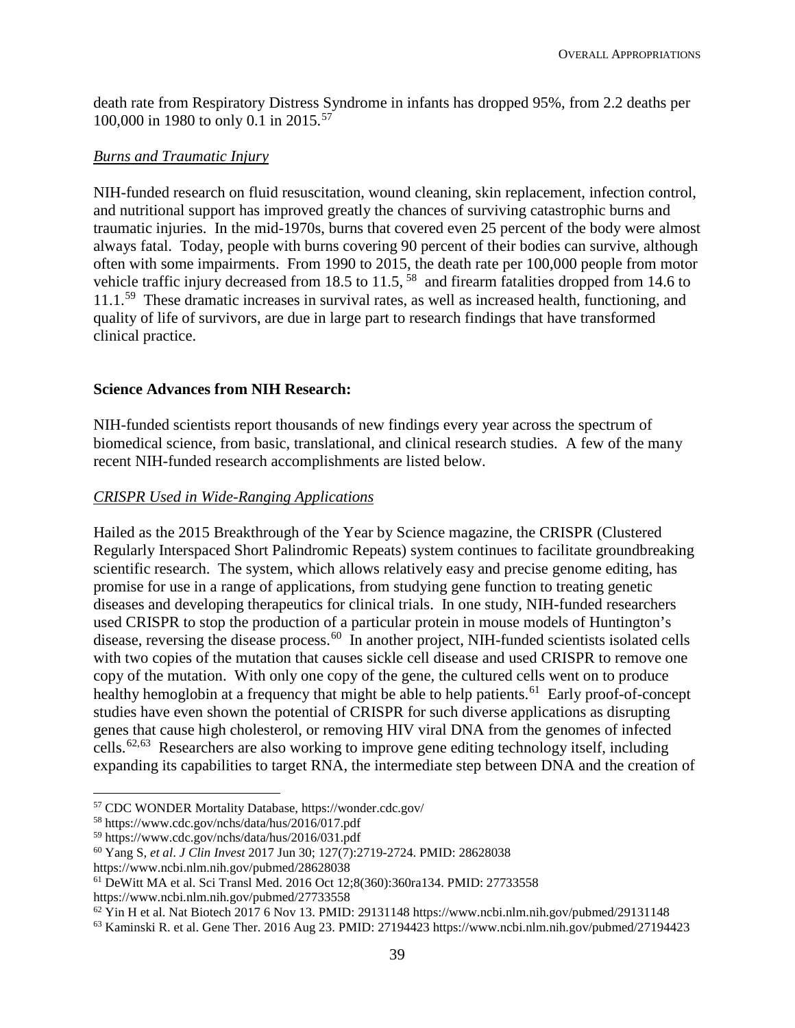death rate from Respiratory Distress Syndrome in infants has dropped 95%, from 2.2 deaths per 100,000 in 1980 to only 0.1 in 2015.[57]

*Burns and Traumatic Injury*

NIH-funded research on fluid resuscitation, wound cleaning, skin replacement, infection control, and nutritional support has improved greatly the chances of surviving catastrophic burns and traumatic injuries. In the mid-1970s, burns that covered even 25 percent of the body were almost always fatal. Today, people with burns covering 90 percent of their bodies can survive, although often with some impairments. From 1990 to 2015, the death rate per 100,000 people from motor vehicle traffic injury decreased from 18.5 to 11.5, [58] and firearm fatalities dropped from 14.6 to 11.1.[59] These dramatic increases in survival rates, as well as increased health, functioning, and quality of life of survivors, are due in large part to research findings that have transformed clinical practice.

**Science Advances from NIH Research:**

NIH-funded scientists report thousands of new findings every year across the spectrum of biomedical science, from basic, translational, and clinical research studies. A few of the many recent NIH-funded research accomplishments are listed below.

*CRISPR Used in Wide-Ranging Applications*

Hailed as the 2015 Breakthrough of the Year by Science magazine, the CRISPR (Clustered Regularly Interspaced Short Palindromic Repeats) system continues to facilitate groundbreaking scientific research. The system, which allows relatively easy and precise genome editing, has promise for use in a range of applications, from studying gene function to treating genetic diseases and developing therapeutics for clinical trials. In one study, NIH-funded researchers used CRISPR to stop the production of a particular protein in mouse models of Huntington's disease, reversing the disease process.[60] In another project, NIH-funded scientists isolated cells with two copies of the mutation that causes sickle cell disease and used CRISPR to remove one copy of the mutation. With only one copy of the gene, the cultured cells went on to produce healthy hemoglobin at a frequency that might be able to help patients.[61] Early proof-of-concept studies have even shown the potential of CRISPR for such diverse applications as disrupting genes that cause high cholesterol, or removing HIV viral DNA from the genomes of infected cells.[62,63] Researchers are also working to improve gene editing technology itself, including expanding its capabilities to target RNA, the intermediate step between DNA and the creation of

---

[57] CDC WONDER Mortality Database, https://wonder.cdc.gov/

[58] https://www.cdc.gov/nchs/data/hus/2016/017.pdf

[59] https://www.cdc.gov/nchs/data/hus/2016/031.pdf

[60] Yang S, *et al*. *J Clin Invest* 2017 Jun 30; 127(7):2719-2724. PMID: 28628038 https://www.ncbi.nlm.nih.gov/pubmed/28628038

[61] DeWitt MA et al. Sci Transl Med. 2016 Oct 12;8(360):360ra134. PMID: 27733558 https://www.ncbi.nlm.nih.gov/pubmed/27733558

[62] Yin H et al. Nat Biotech 2017 6 Nov 13. PMID: 29131148 https://www.ncbi.nlm.nih.gov/pubmed/29131148

[63] Kaminski R. et al. Gene Ther. 2016 Aug 23. PMID: 27194423 https://www.ncbi.nlm.nih.gov/pubmed/27194423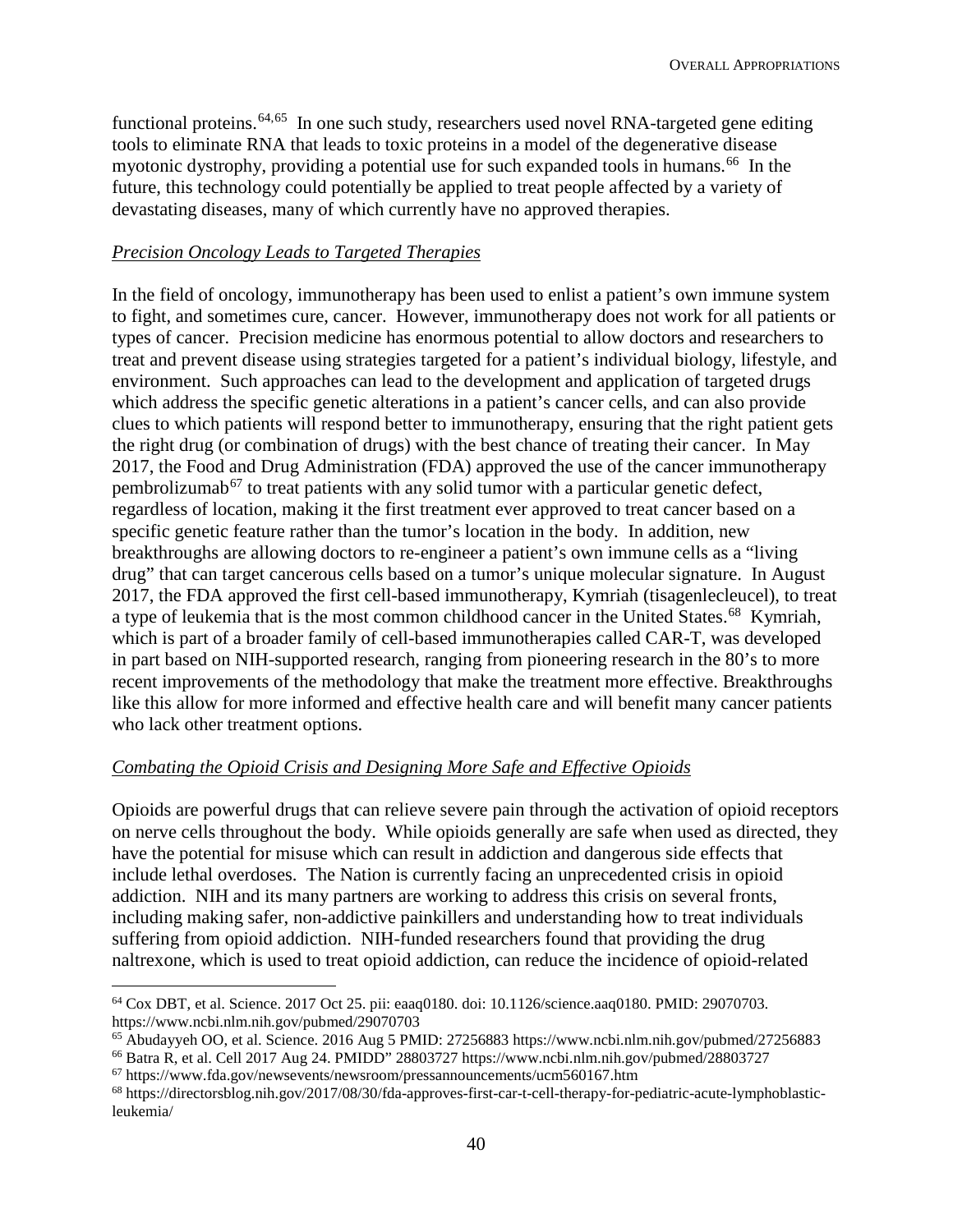functional proteins.[64,65] In one such study, researchers used novel RNA-targeted gene editing tools to eliminate RNA that leads to toxic proteins in a model of the degenerative disease myotonic dystrophy, providing a potential use for such expanded tools in humans.[66] In the future, this technology could potentially be applied to treat people affected by a variety of devastating diseases, many of which currently have no approved therapies.

*Precision Oncology Leads to Targeted Therapies*

In the field of oncology, immunotherapy has been used to enlist a patient's own immune system to fight, and sometimes cure, cancer. However, immunotherapy does not work for all patients or types of cancer. Precision medicine has enormous potential to allow doctors and researchers to treat and prevent disease using strategies targeted for a patient's individual biology, lifestyle, and environment. Such approaches can lead to the development and application of targeted drugs which address the specific genetic alterations in a patient's cancer cells, and can also provide clues to which patients will respond better to immunotherapy, ensuring that the right patient gets the right drug (or combination of drugs) with the best chance of treating their cancer. In May 2017, the Food and Drug Administration (FDA) approved the use of the cancer immunotherapy pembrolizumab[67] to treat patients with any solid tumor with a particular genetic defect, regardless of location, making it the first treatment ever approved to treat cancer based on a specific genetic feature rather than the tumor's location in the body. In addition, new breakthroughs are allowing doctors to re-engineer a patient's own immune cells as a "living drug" that can target cancerous cells based on a tumor's unique molecular signature. In August 2017, the FDA approved the first cell-based immunotherapy, Kymriah (tisagenlecleucel), to treat a type of leukemia that is the most common childhood cancer in the United States.[68] Kymriah, which is part of a broader family of cell-based immunotherapies called CAR-T, was developed in part based on NIH-supported research, ranging from pioneering research in the 80's to more recent improvements of the methodology that make the treatment more effective. Breakthroughs like this allow for more informed and effective health care and will benefit many cancer patients who lack other treatment options.

*Combating the Opioid Crisis and Designing More Safe and Effective Opioids*

Opioids are powerful drugs that can relieve severe pain through the activation of opioid receptors on nerve cells throughout the body. While opioids generally are safe when used as directed, they have the potential for misuse which can result in addiction and dangerous side effects that include lethal overdoses. The Nation is currently facing an unprecedented crisis in opioid addiction. NIH and its many partners are working to address this crisis on several fronts, including making safer, non-addictive painkillers and understanding how to treat individuals suffering from opioid addiction. NIH-funded researchers found that providing the drug naltrexone, which is used to treat opioid addiction, can reduce the incidence of opioid-related

---

[64] Cox DBT, et al. Science. 2017 Oct 25. pii: eaaq0180. doi: 10.1126/science.aaq0180. PMID: 29070703. https://www.ncbi.nlm.nih.gov/pubmed/29070703

[65] Abudayyeh OO, et al. Science. 2016 Aug 5 PMID: 27256883 https://www.ncbi.nlm.nih.gov/pubmed/27256883

[66] Batra R, et al. Cell 2017 Aug 24. PMIDD" 28803727 https://www.ncbi.nlm.nih.gov/pubmed/28803727

[67] https://www.fda.gov/newsevents/newsroom/pressannouncements/ucm560167.htm

[68] https://directorsblog.nih.gov/2017/08/30/fda-approves-first-car-t-cell-therapy-for-pediatric-acute-lymphoblastic-leukemia/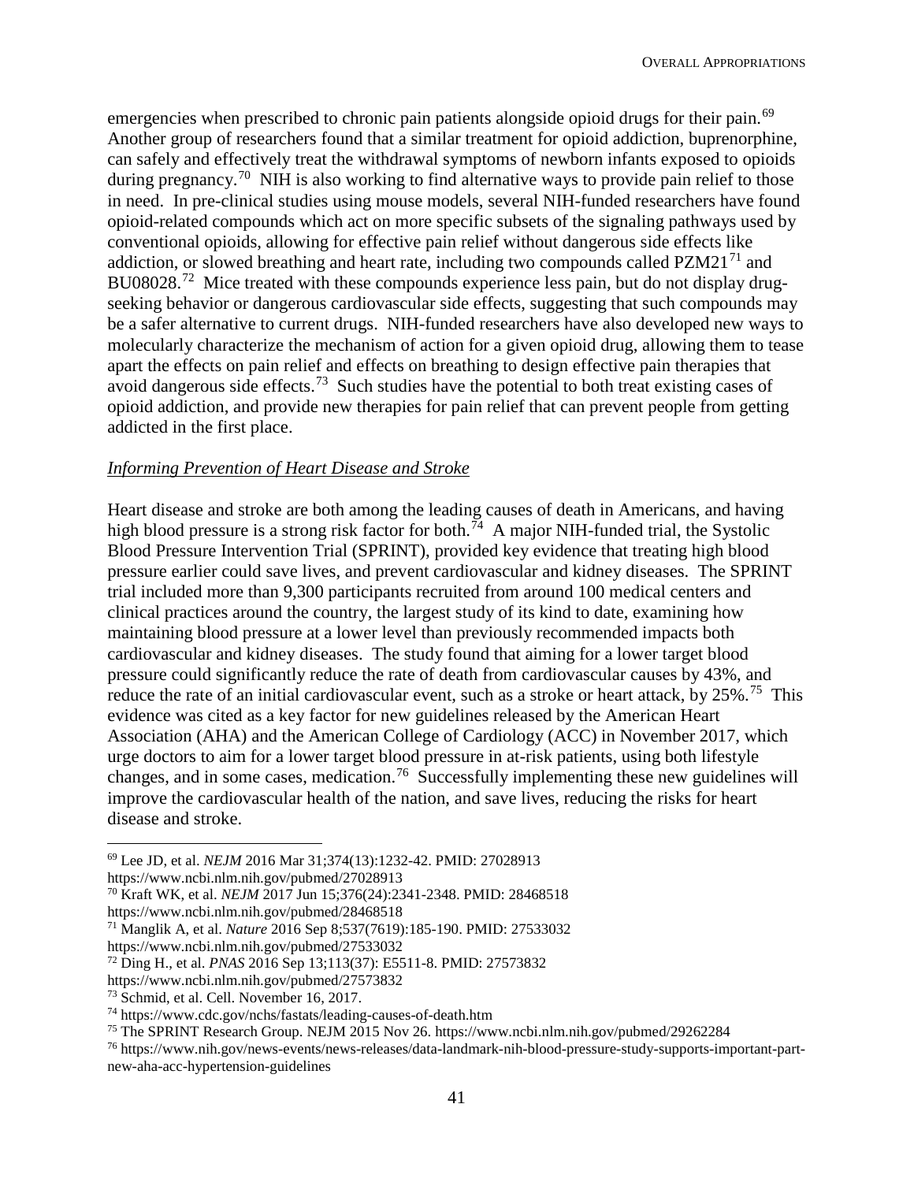emergencies when prescribed to chronic pain patients alongside opioid drugs for their pain.[69] Another group of researchers found that a similar treatment for opioid addiction, buprenorphine, can safely and effectively treat the withdrawal symptoms of newborn infants exposed to opioids during pregnancy.[70] NIH is also working to find alternative ways to provide pain relief to those in need. In pre-clinical studies using mouse models, several NIH-funded researchers have found opioid-related compounds which act on more specific subsets of the signaling pathways used by conventional opioids, allowing for effective pain relief without dangerous side effects like addiction, or slowed breathing and heart rate, including two compounds called PZM21[71] and BU08028.[72] Mice treated with these compounds experience less pain, but do not display drug-seeking behavior or dangerous cardiovascular side effects, suggesting that such compounds may be a safer alternative to current drugs. NIH-funded researchers have also developed new ways to molecularly characterize the mechanism of action for a given opioid drug, allowing them to tease apart the effects on pain relief and effects on breathing to design effective pain therapies that avoid dangerous side effects.[73] Such studies have the potential to both treat existing cases of opioid addiction, and provide new therapies for pain relief that can prevent people from getting addicted in the first place.

*Informing Prevention of Heart Disease and Stroke*

Heart disease and stroke are both among the leading causes of death in Americans, and having high blood pressure is a strong risk factor for both.[74] A major NIH-funded trial, the Systolic Blood Pressure Intervention Trial (SPRINT), provided key evidence that treating high blood pressure earlier could save lives, and prevent cardiovascular and kidney diseases. The SPRINT trial included more than 9,300 participants recruited from around 100 medical centers and clinical practices around the country, the largest study of its kind to date, examining how maintaining blood pressure at a lower level than previously recommended impacts both cardiovascular and kidney diseases. The study found that aiming for a lower target blood pressure could significantly reduce the rate of death from cardiovascular causes by 43%, and reduce the rate of an initial cardiovascular event, such as a stroke or heart attack, by 25%.[75] This evidence was cited as a key factor for new guidelines released by the American Heart Association (AHA) and the American College of Cardiology (ACC) in November 2017, which urge doctors to aim for a lower target blood pressure in at-risk patients, using both lifestyle changes, and in some cases, medication.[76] Successfully implementing these new guidelines will improve the cardiovascular health of the nation, and save lives, reducing the risks for heart disease and stroke.

---

[69] Lee JD, et al. *NEJM* 2016 Mar 31;374(13):1232-42. PMID: 27028913 https://www.ncbi.nlm.nih.gov/pubmed/27028913

[70] Kraft WK, et al. *NEJM* 2017 Jun 15;376(24):2341-2348. PMID: 28468518 https://www.ncbi.nlm.nih.gov/pubmed/28468518

[71] Manglik A, et al. *Nature* 2016 Sep 8;537(7619):185-190. PMID: 27533032 https://www.ncbi.nlm.nih.gov/pubmed/27533032

[72] Ding H., et al. *PNAS* 2016 Sep 13;113(37): E5511-8. PMID: 27573832 https://www.ncbi.nlm.nih.gov/pubmed/27573832

[73] Schmid, et al. Cell. November 16, 2017.

[74] https://www.cdc.gov/nchs/fastats/leading-causes-of-death.htm

[75] The SPRINT Research Group. NEJM 2015 Nov 26. https://www.ncbi.nlm.nih.gov/pubmed/29262284

[76] https://www.nih.gov/news-events/news-releases/data-landmark-nih-blood-pressure-study-supports-important-part-new-aha-acc-hypertension-guidelines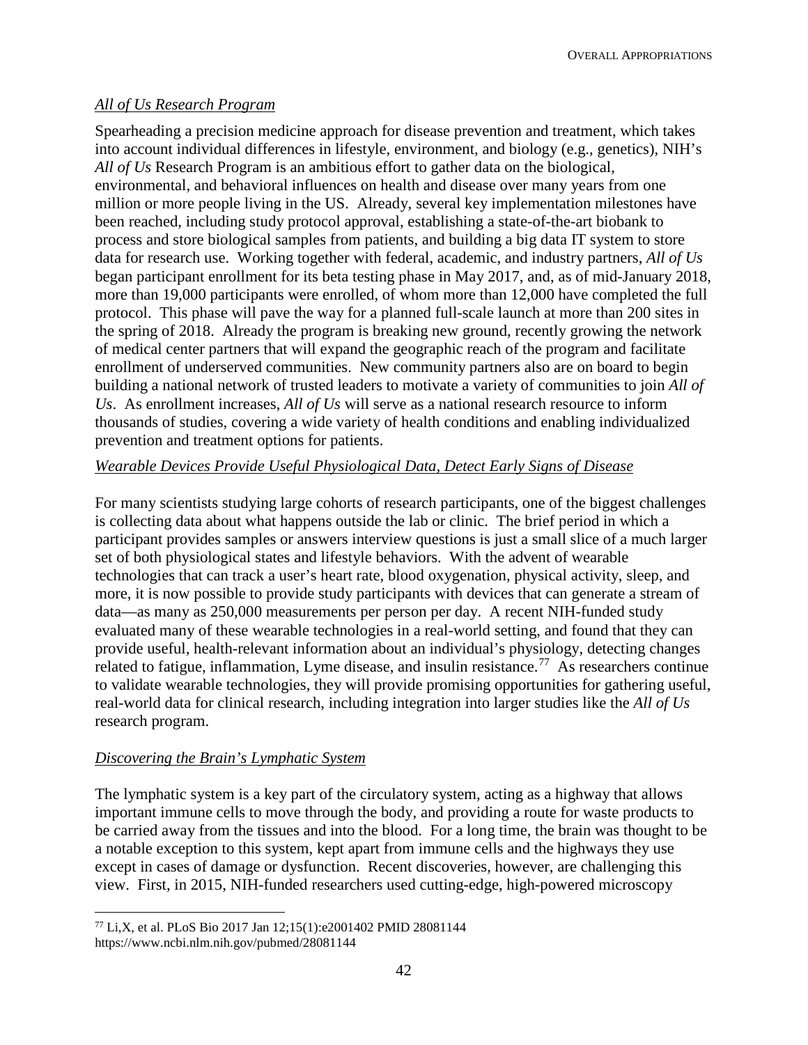*All of Us Research Program*

Spearheading a precision medicine approach for disease prevention and treatment, which takes into account individual differences in lifestyle, environment, and biology (e.g., genetics), NIH's *All of Us* Research Program is an ambitious effort to gather data on the biological, environmental, and behavioral influences on health and disease over many years from one million or more people living in the US. Already, several key implementation milestones have been reached, including study protocol approval, establishing a state-of-the-art biobank to process and store biological samples from patients, and building a big data IT system to store data for research use. Working together with federal, academic, and industry partners, *All of Us* began participant enrollment for its beta testing phase in May 2017, and, as of mid-January 2018, more than 19,000 participants were enrolled, of whom more than 12,000 have completed the full protocol. This phase will pave the way for a planned full-scale launch at more than 200 sites in the spring of 2018. Already the program is breaking new ground, recently growing the network of medical center partners that will expand the geographic reach of the program and facilitate enrollment of underserved communities. New community partners also are on board to begin building a national network of trusted leaders to motivate a variety of communities to join *All of Us*. As enrollment increases, *All of Us* will serve as a national research resource to inform thousands of studies, covering a wide variety of health conditions and enabling individualized prevention and treatment options for patients.

*Wearable Devices Provide Useful Physiological Data, Detect Early Signs of Disease*

For many scientists studying large cohorts of research participants, one of the biggest challenges is collecting data about what happens outside the lab or clinic. The brief period in which a participant provides samples or answers interview questions is just a small slice of a much larger set of both physiological states and lifestyle behaviors. With the advent of wearable technologies that can track a user's heart rate, blood oxygenation, physical activity, sleep, and more, it is now possible to provide study participants with devices that can generate a stream of data—as many as 250,000 measurements per person per day. A recent NIH-funded study evaluated many of these wearable technologies in a real-world setting, and found that they can provide useful, health-relevant information about an individual's physiology, detecting changes related to fatigue, inflammation, Lyme disease, and insulin resistance.[77] As researchers continue to validate wearable technologies, they will provide promising opportunities for gathering useful, real-world data for clinical research, including integration into larger studies like the *All of Us* research program.

*Discovering the Brain's Lymphatic System*

The lymphatic system is a key part of the circulatory system, acting as a highway that allows important immune cells to move through the body, and providing a route for waste products to be carried away from the tissues and into the blood. For a long time, the brain was thought to be a notable exception to this system, kept apart from immune cells and the highways they use except in cases of damage or dysfunction. Recent discoveries, however, are challenging this view. First, in 2015, NIH-funded researchers used cutting-edge, high-powered microscopy

[77] Li,X, et al. PLoS Bio 2017 Jan 12;15(1):e2001402 PMID 28081144 https://www.ncbi.nlm.nih.gov/pubmed/28081144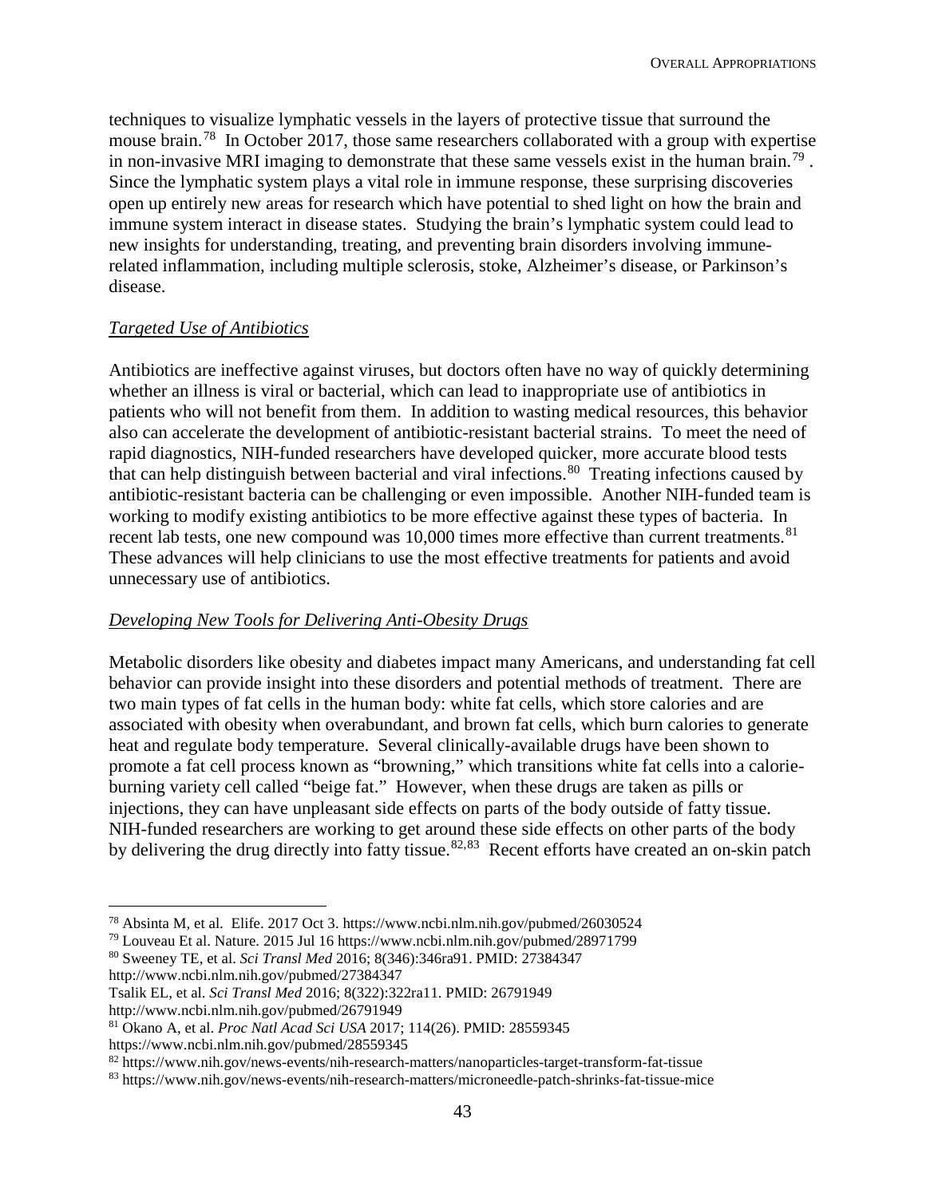techniques to visualize lymphatic vessels in the layers of protective tissue that surround the mouse brain.[78] In October 2017, those same researchers collaborated with a group with expertise in non-invasive MRI imaging to demonstrate that these same vessels exist in the human brain.[79] . Since the lymphatic system plays a vital role in immune response, these surprising discoveries open up entirely new areas for research which have potential to shed light on how the brain and immune system interact in disease states. Studying the brain's lymphatic system could lead to new insights for understanding, treating, and preventing brain disorders involving immune-related inflammation, including multiple sclerosis, stoke, Alzheimer's disease, or Parkinson's disease.

*Targeted Use of Antibiotics*

Antibiotics are ineffective against viruses, but doctors often have no way of quickly determining whether an illness is viral or bacterial, which can lead to inappropriate use of antibiotics in patients who will not benefit from them. In addition to wasting medical resources, this behavior also can accelerate the development of antibiotic-resistant bacterial strains. To meet the need of rapid diagnostics, NIH-funded researchers have developed quicker, more accurate blood tests that can help distinguish between bacterial and viral infections.[80] Treating infections caused by antibiotic-resistant bacteria can be challenging or even impossible. Another NIH-funded team is working to modify existing antibiotics to be more effective against these types of bacteria. In recent lab tests, one new compound was 10,000 times more effective than current treatments.[81] These advances will help clinicians to use the most effective treatments for patients and avoid unnecessary use of antibiotics.

*Developing New Tools for Delivering Anti-Obesity Drugs*

Metabolic disorders like obesity and diabetes impact many Americans, and understanding fat cell behavior can provide insight into these disorders and potential methods of treatment. There are two main types of fat cells in the human body: white fat cells, which store calories and are associated with obesity when overabundant, and brown fat cells, which burn calories to generate heat and regulate body temperature. Several clinically-available drugs have been shown to promote a fat cell process known as "browning," which transitions white fat cells into a calorie-burning variety cell called "beige fat." However, when these drugs are taken as pills or injections, they can have unpleasant side effects on parts of the body outside of fatty tissue. NIH-funded researchers are working to get around these side effects on other parts of the body by delivering the drug directly into fatty tissue.[82,83] Recent efforts have created an on-skin patch

---

[78] Absinta M, et al. Elife. 2017 Oct 3. https://www.ncbi.nlm.nih.gov/pubmed/26030524

[79] Louveau Et al. Nature. 2015 Jul 16 https://www.ncbi.nlm.nih.gov/pubmed/28971799

[80] Sweeney TE, et al. *Sci Transl Med* 2016; 8(346):346ra91. PMID: 27384347 http://www.ncbi.nlm.nih.gov/pubmed/27384347

Tsalik EL, et al. *Sci Transl Med* 2016; 8(322):322ra11. PMID: 26791949 http://www.ncbi.nlm.nih.gov/pubmed/26791949

[81] Okano A, et al. *Proc Natl Acad Sci USA* 2017; 114(26). PMID: 28559345 https://www.ncbi.nlm.nih.gov/pubmed/28559345

[82] https://www.nih.gov/news-events/nih-research-matters/nanoparticles-target-transform-fat-tissue

[83] https://www.nih.gov/news-events/nih-research-matters/microneedle-patch-shrinks-fat-tissue-mice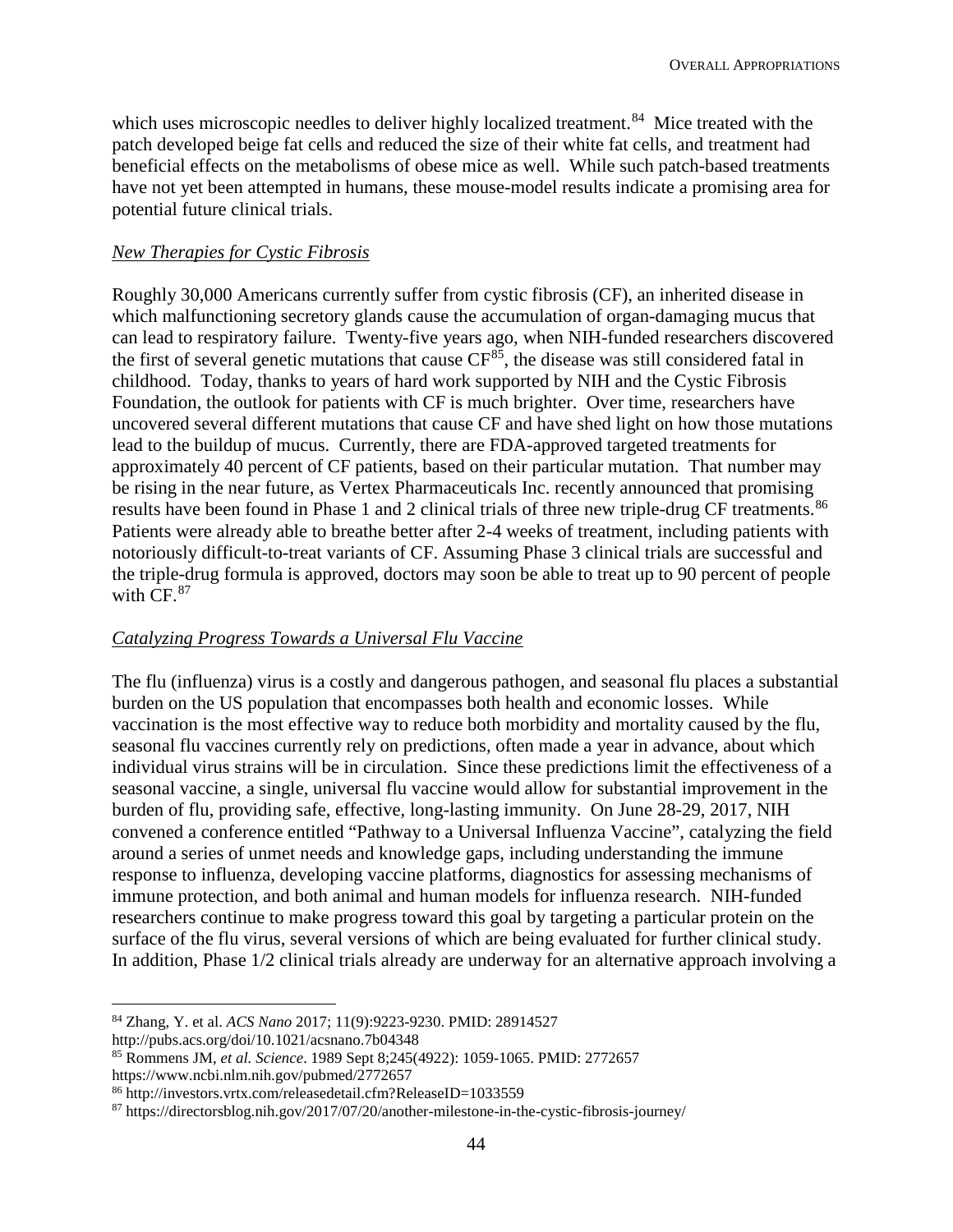which uses microscopic needles to deliver highly localized treatment.[84] Mice treated with the patch developed beige fat cells and reduced the size of their white fat cells, and treatment had beneficial effects on the metabolisms of obese mice as well. While such patch-based treatments have not yet been attempted in humans, these mouse-model results indicate a promising area for potential future clinical trials.

*New Therapies for Cystic Fibrosis*

Roughly 30,000 Americans currently suffer from cystic fibrosis (CF), an inherited disease in which malfunctioning secretory glands cause the accumulation of organ-damaging mucus that can lead to respiratory failure. Twenty-five years ago, when NIH-funded researchers discovered the first of several genetic mutations that cause CF[85], the disease was still considered fatal in childhood. Today, thanks to years of hard work supported by NIH and the Cystic Fibrosis Foundation, the outlook for patients with CF is much brighter. Over time, researchers have uncovered several different mutations that cause CF and have shed light on how those mutations lead to the buildup of mucus. Currently, there are FDA-approved targeted treatments for approximately 40 percent of CF patients, based on their particular mutation. That number may be rising in the near future, as Vertex Pharmaceuticals Inc. recently announced that promising results have been found in Phase 1 and 2 clinical trials of three new triple-drug CF treatments.[86] Patients were already able to breathe better after 2-4 weeks of treatment, including patients with notoriously difficult-to-treat variants of CF. Assuming Phase 3 clinical trials are successful and the triple-drug formula is approved, doctors may soon be able to treat up to 90 percent of people with CF.[87]

*Catalyzing Progress Towards a Universal Flu Vaccine*

The flu (influenza) virus is a costly and dangerous pathogen, and seasonal flu places a substantial burden on the US population that encompasses both health and economic losses. While vaccination is the most effective way to reduce both morbidity and mortality caused by the flu, seasonal flu vaccines currently rely on predictions, often made a year in advance, about which individual virus strains will be in circulation. Since these predictions limit the effectiveness of a seasonal vaccine, a single, universal flu vaccine would allow for substantial improvement in the burden of flu, providing safe, effective, long-lasting immunity. On June 28-29, 2017, NIH convened a conference entitled "Pathway to a Universal Influenza Vaccine", catalyzing the field around a series of unmet needs and knowledge gaps, including understanding the immune response to influenza, developing vaccine platforms, diagnostics for assessing mechanisms of immune protection, and both animal and human models for influenza research. NIH-funded researchers continue to make progress toward this goal by targeting a particular protein on the surface of the flu virus, several versions of which are being evaluated for further clinical study. In addition, Phase 1/2 clinical trials already are underway for an alternative approach involving a

---

[84] Zhang, Y. et al. *ACS Nano* 2017; 11(9):9223-9230. PMID: 28914527 http://pubs.acs.org/doi/10.1021/acsnano.7b04348

[85] Rommens JM, *et al. Science*. 1989 Sept 8;245(4922): 1059-1065. PMID: 2772657 https://www.ncbi.nlm.nih.gov/pubmed/2772657

[86] http://investors.vrtx.com/releasedetail.cfm?ReleaseID=1033559

[87] https://directorsblog.nih.gov/2017/07/20/another-milestone-in-the-cystic-fibrosis-journey/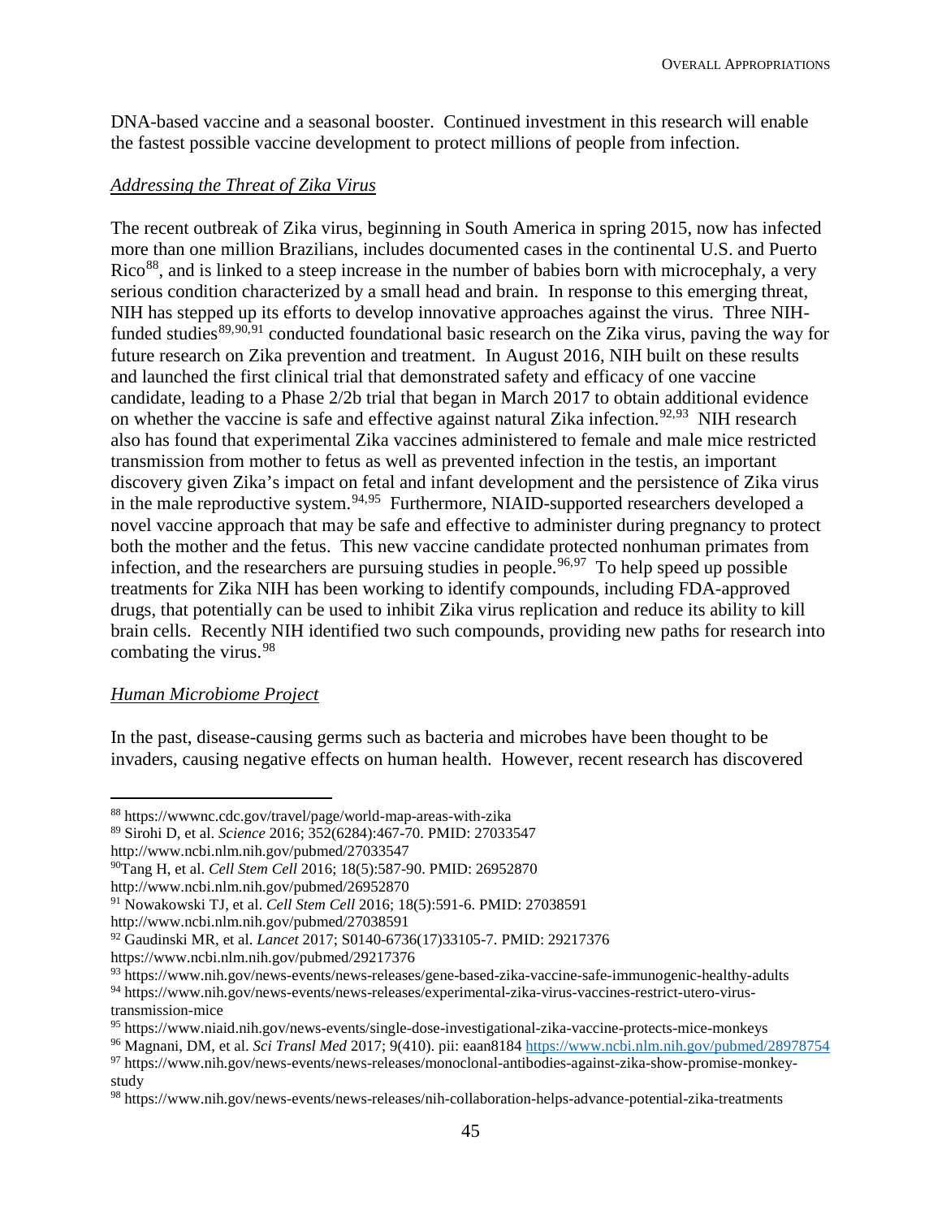DNA-based vaccine and a seasonal booster. Continued investment in this research will enable the fastest possible vaccine development to protect millions of people from infection.

*Addressing the Threat of Zika Virus*

The recent outbreak of Zika virus, beginning in South America in spring 2015, now has infected more than one million Brazilians, includes documented cases in the continental U.S. and Puerto Rico[88], and is linked to a steep increase in the number of babies born with microcephaly, a very serious condition characterized by a small head and brain. In response to this emerging threat, NIH has stepped up its efforts to develop innovative approaches against the virus. Three NIH-funded studies[89,90,91] conducted foundational basic research on the Zika virus, paving the way for future research on Zika prevention and treatment. In August 2016, NIH built on these results and launched the first clinical trial that demonstrated safety and efficacy of one vaccine candidate, leading to a Phase 2/2b trial that began in March 2017 to obtain additional evidence on whether the vaccine is safe and effective against natural Zika infection.[92,93] NIH research also has found that experimental Zika vaccines administered to female and male mice restricted transmission from mother to fetus as well as prevented infection in the testis, an important discovery given Zika's impact on fetal and infant development and the persistence of Zika virus in the male reproductive system.[94,95] Furthermore, NIAID-supported researchers developed a novel vaccine approach that may be safe and effective to administer during pregnancy to protect both the mother and the fetus. This new vaccine candidate protected nonhuman primates from infection, and the researchers are pursuing studies in people.[96,97] To help speed up possible treatments for Zika NIH has been working to identify compounds, including FDA-approved drugs, that potentially can be used to inhibit Zika virus replication and reduce its ability to kill brain cells. Recently NIH identified two such compounds, providing new paths for research into combating the virus.[98]

*Human Microbiome Project*

In the past, disease-causing germs such as bacteria and microbes have been thought to be invaders, causing negative effects on human health. However, recent research has discovered

---

[88] https://wwwnc.cdc.gov/travel/page/world-map-areas-with-zika
[89] Sirohi D, et al. *Science* 2016; 352(6284):467-70. PMID: 27033547 http://www.ncbi.nlm.nih.gov/pubmed/27033547
[90] Tang H, et al. *Cell Stem Cell* 2016; 18(5):587-90. PMID: 26952870 http://www.ncbi.nlm.nih.gov/pubmed/26952870
[91] Nowakowski TJ, et al. *Cell Stem Cell* 2016; 18(5):591-6. PMID: 27038591 http://www.ncbi.nlm.nih.gov/pubmed/27038591
[92] Gaudinski MR, et al. *Lancet* 2017; S0140-6736(17)33105-7. PMID: 29217376 https://www.ncbi.nlm.nih.gov/pubmed/29217376
[93] https://www.nih.gov/news-events/news-releases/gene-based-zika-vaccine-safe-immunogenic-healthy-adults
[94] https://www.nih.gov/news-events/news-releases/experimental-zika-virus-vaccines-restrict-utero-virus-transmission-mice
[95] https://www.niaid.nih.gov/news-events/single-dose-investigational-zika-vaccine-protects-mice-monkeys
[96] Magnani, DM, et al. *Sci Transl Med* 2017; 9(410). pii: eaan8184 https://www.ncbi.nlm.nih.gov/pubmed/28978754
[97] https://www.nih.gov/news-events/news-releases/monoclonal-antibodies-against-zika-show-promise-monkey-study
[98] https://www.nih.gov/news-events/news-releases/nih-collaboration-helps-advance-potential-zika-treatments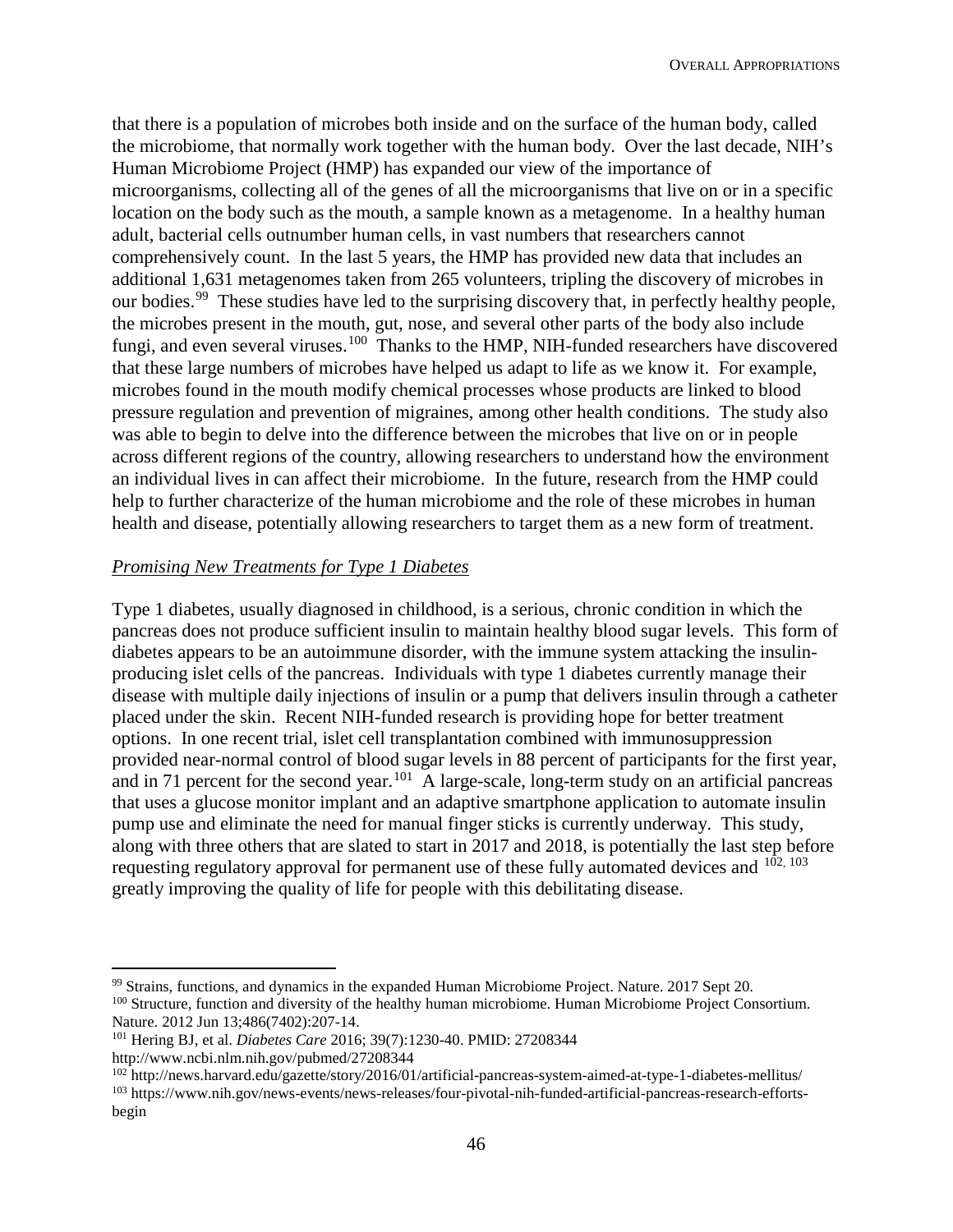that there is a population of microbes both inside and on the surface of the human body, called the microbiome, that normally work together with the human body. Over the last decade, NIH's Human Microbiome Project (HMP) has expanded our view of the importance of microorganisms, collecting all of the genes of all the microorganisms that live on or in a specific location on the body such as the mouth, a sample known as a metagenome. In a healthy human adult, bacterial cells outnumber human cells, in vast numbers that researchers cannot comprehensively count. In the last 5 years, the HMP has provided new data that includes an additional 1,631 metagenomes taken from 265 volunteers, tripling the discovery of microbes in our bodies.[99] These studies have led to the surprising discovery that, in perfectly healthy people, the microbes present in the mouth, gut, nose, and several other parts of the body also include fungi, and even several viruses.[100] Thanks to the HMP, NIH-funded researchers have discovered that these large numbers of microbes have helped us adapt to life as we know it. For example, microbes found in the mouth modify chemical processes whose products are linked to blood pressure regulation and prevention of migraines, among other health conditions. The study also was able to begin to delve into the difference between the microbes that live on or in people across different regions of the country, allowing researchers to understand how the environment an individual lives in can affect their microbiome. In the future, research from the HMP could help to further characterize of the human microbiome and the role of these microbes in human health and disease, potentially allowing researchers to target them as a new form of treatment.

*Promising New Treatments for Type 1 Diabetes*

Type 1 diabetes, usually diagnosed in childhood, is a serious, chronic condition in which the pancreas does not produce sufficient insulin to maintain healthy blood sugar levels. This form of diabetes appears to be an autoimmune disorder, with the immune system attacking the insulin-producing islet cells of the pancreas. Individuals with type 1 diabetes currently manage their disease with multiple daily injections of insulin or a pump that delivers insulin through a catheter placed under the skin. Recent NIH-funded research is providing hope for better treatment options. In one recent trial, islet cell transplantation combined with immunosuppression provided near-normal control of blood sugar levels in 88 percent of participants for the first year, and in 71 percent for the second year.[101] A large-scale, long-term study on an artificial pancreas that uses a glucose monitor implant and an adaptive smartphone application to automate insulin pump use and eliminate the need for manual finger sticks is currently underway. This study, along with three others that are slated to start in 2017 and 2018, is potentially the last step before requesting regulatory approval for permanent use of these fully automated devices and [102, 103] greatly improving the quality of life for people with this debilitating disease.

---

[99] Strains, functions, and dynamics in the expanded Human Microbiome Project. Nature. 2017 Sept 20.

[100] Structure, function and diversity of the healthy human microbiome. Human Microbiome Project Consortium. Nature. 2012 Jun 13;486(7402):207-14.

[101] Hering BJ, et al. *Diabetes Care* 2016; 39(7):1230-40. PMID: 27208344 http://www.ncbi.nlm.nih.gov/pubmed/27208344

[102] http://news.harvard.edu/gazette/story/2016/01/artificial-pancreas-system-aimed-at-type-1-diabetes-mellitus/

[103] https://www.nih.gov/news-events/news-releases/four-pivotal-nih-funded-artificial-pancreas-research-efforts-begin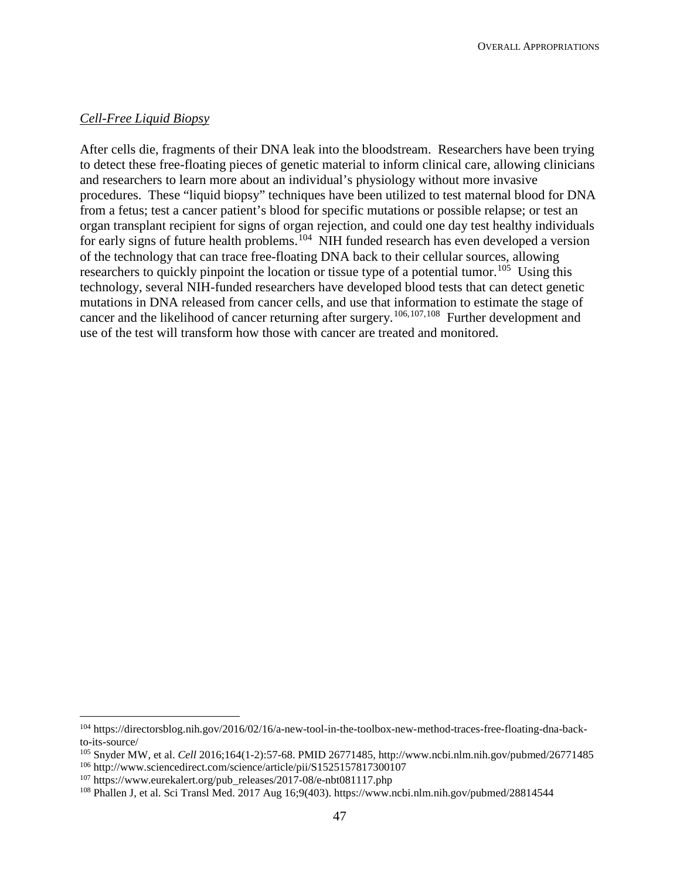*Cell-Free Liquid Biopsy*

After cells die, fragments of their DNA leak into the bloodstream. Researchers have been trying to detect these free-floating pieces of genetic material to inform clinical care, allowing clinicians and researchers to learn more about an individual's physiology without more invasive procedures. These "liquid biopsy" techniques have been utilized to test maternal blood for DNA from a fetus; test a cancer patient's blood for specific mutations or possible relapse; or test an organ transplant recipient for signs of organ rejection, and could one day test healthy individuals for early signs of future health problems.[104] NIH funded research has even developed a version of the technology that can trace free-floating DNA back to their cellular sources, allowing researchers to quickly pinpoint the location or tissue type of a potential tumor.[105] Using this technology, several NIH-funded researchers have developed blood tests that can detect genetic mutations in DNA released from cancer cells, and use that information to estimate the stage of cancer and the likelihood of cancer returning after surgery.[106,107,108] Further development and use of the test will transform how those with cancer are treated and monitored.

---

[104] https://directorsblog.nih.gov/2016/02/16/a-new-tool-in-the-toolbox-new-method-traces-free-floating-dna-back-to-its-source/

[105] Snyder MW, et al. *Cell* 2016;164(1-2):57-68. PMID 26771485, http://www.ncbi.nlm.nih.gov/pubmed/26771485

[106] http://www.sciencedirect.com/science/article/pii/S1525157817300107

[107] https://www.eurekalert.org/pub_releases/2017-08/e-nbt081117.php

[108] Phallen J, et al. Sci Transl Med. 2017 Aug 16;9(403). https://www.ncbi.nlm.nih.gov/pubmed/28814544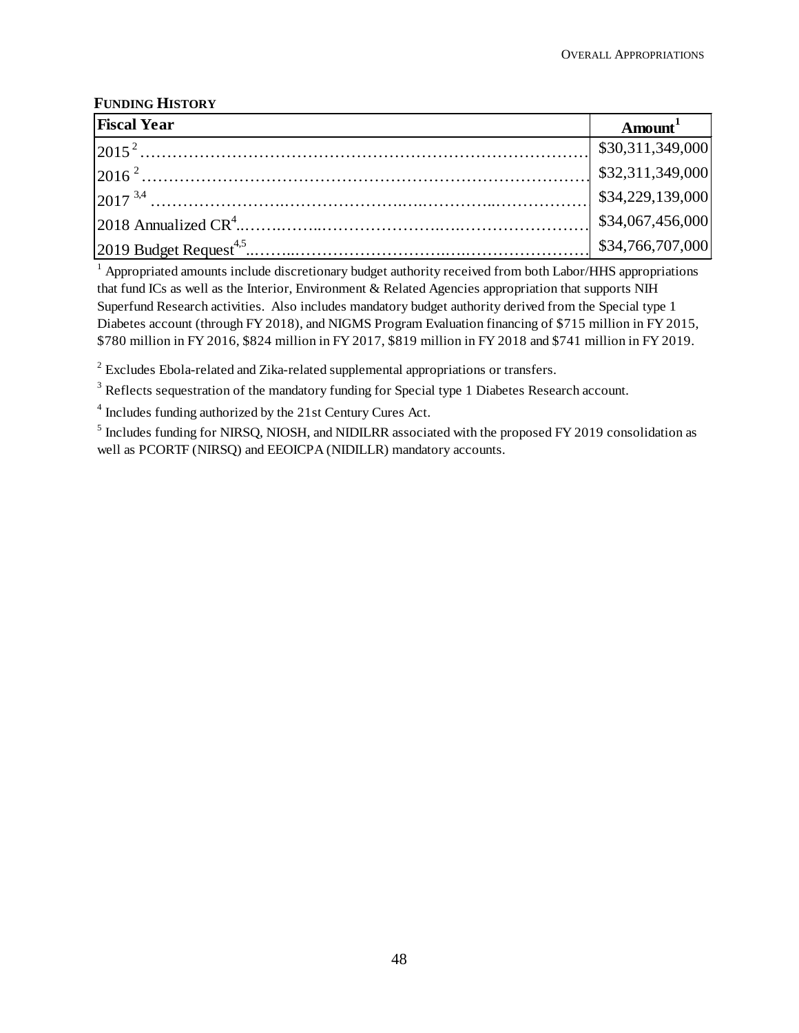**FUNDING HISTORY**

| Fiscal Year | Amount[1] |
|---|---|
| 2015[2] | $30,311,349,000 |
| 2016[2] | $32,311,349,000 |
| 2017[3,4] | $34,229,139,000 |
| 2018 Annualized CR[4] | $34,067,456,000 |
| 2019 Budget Request[4,5] | $34,766,707,000 |

[1] Appropriated amounts include discretionary budget authority received from both Labor/HHS appropriations that fund ICs as well as the Interior, Environment & Related Agencies appropriation that supports NIH Superfund Research activities. Also includes mandatory budget authority derived from the Special type 1 Diabetes account (through FY 2018), and NIGMS Program Evaluation financing of $715 million in FY 2015, $780 million in FY 2016, $824 million in FY 2017, $819 million in FY 2018 and $741 million in FY 2019.

[2] Excludes Ebola-related and Zika-related supplemental appropriations or transfers.

[3] Reflects sequestration of the mandatory funding for Special type 1 Diabetes Research account.

[4] Includes funding authorized by the 21st Century Cures Act.

[5] Includes funding for NIRSQ, NIOSH, and NIDILRR associated with the proposed FY 2019 consolidation as well as PCORTF (NIRSQ) and EEOICPA (NIDILLR) mandatory accounts.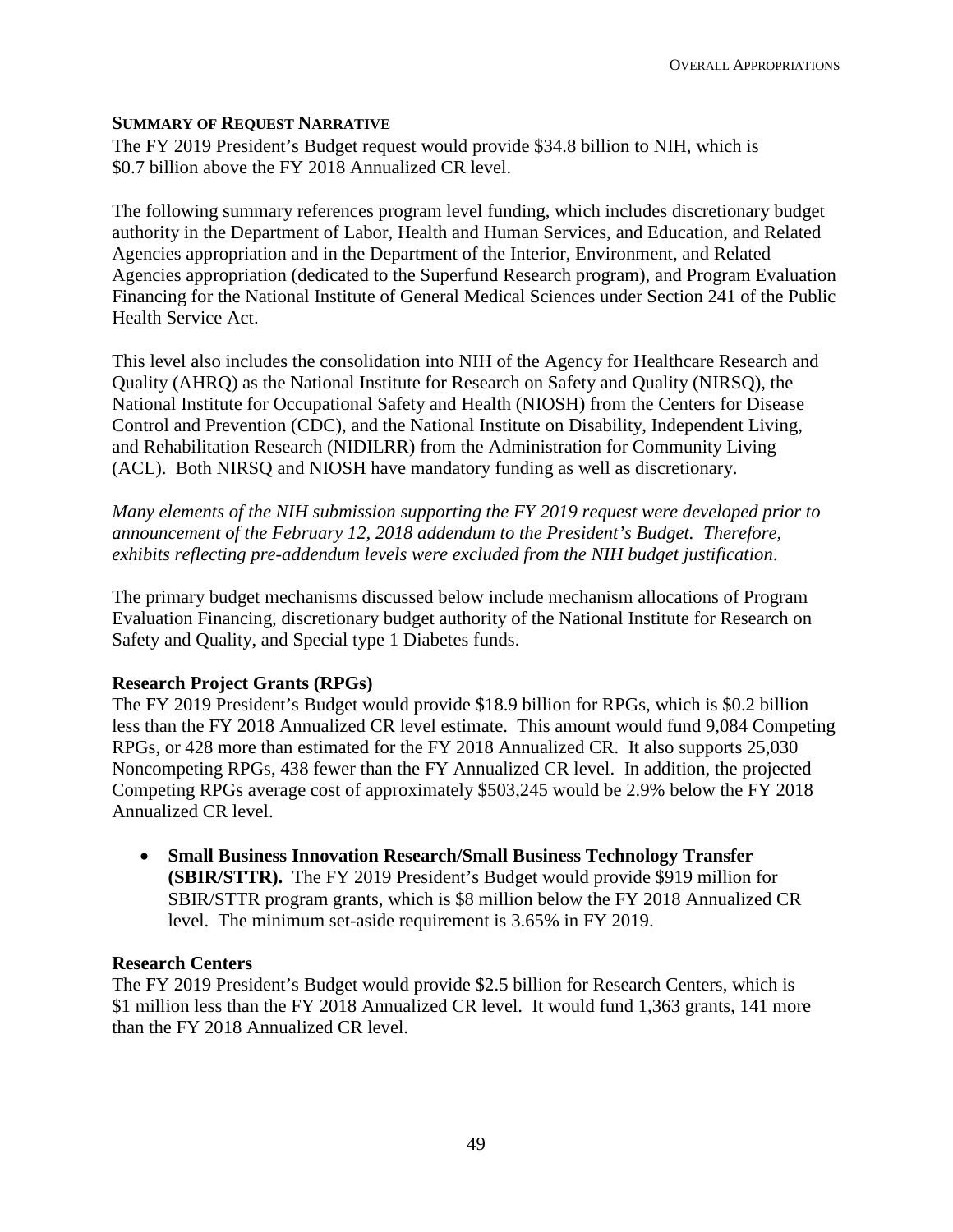## SUMMARY OF REQUEST NARRATIVE

The FY 2019 President's Budget request would provide $34.8 billion to NIH, which is $0.7 billion above the FY 2018 Annualized CR level.

The following summary references program level funding, which includes discretionary budget authority in the Department of Labor, Health and Human Services, and Education, and Related Agencies appropriation and in the Department of the Interior, Environment, and Related Agencies appropriation (dedicated to the Superfund Research program), and Program Evaluation Financing for the National Institute of General Medical Sciences under Section 241 of the Public Health Service Act.

This level also includes the consolidation into NIH of the Agency for Healthcare Research and Quality (AHRQ) as the National Institute for Research on Safety and Quality (NIRSQ), the National Institute for Occupational Safety and Health (NIOSH) from the Centers for Disease Control and Prevention (CDC), and the National Institute on Disability, Independent Living, and Rehabilitation Research (NIDILRR) from the Administration for Community Living (ACL). Both NIRSQ and NIOSH have mandatory funding as well as discretionary.

*Many elements of the NIH submission supporting the FY 2019 request were developed prior to announcement of the February 12, 2018 addendum to the President's Budget. Therefore, exhibits reflecting pre-addendum levels were excluded from the NIH budget justification.*

The primary budget mechanisms discussed below include mechanism allocations of Program Evaluation Financing, discretionary budget authority of the National Institute for Research on Safety and Quality, and Special type 1 Diabetes funds.

### Research Project Grants (RPGs)

The FY 2019 President's Budget would provide $18.9 billion for RPGs, which is $0.2 billion less than the FY 2018 Annualized CR level estimate. This amount would fund 9,084 Competing RPGs, or 428 more than estimated for the FY 2018 Annualized CR. It also supports 25,030 Noncompeting RPGs, 438 fewer than the FY Annualized CR level. In addition, the projected Competing RPGs average cost of approximately $503,245 would be 2.9% below the FY 2018 Annualized CR level.

- **Small Business Innovation Research/Small Business Technology Transfer (SBIR/STTR).** The FY 2019 President's Budget would provide $919 million for SBIR/STTR program grants, which is $8 million below the FY 2018 Annualized CR level. The minimum set-aside requirement is 3.65% in FY 2019.

### Research Centers

The FY 2019 President's Budget would provide $2.5 billion for Research Centers, which is $1 million less than the FY 2018 Annualized CR level. It would fund 1,363 grants, 141 more than the FY 2018 Annualized CR level.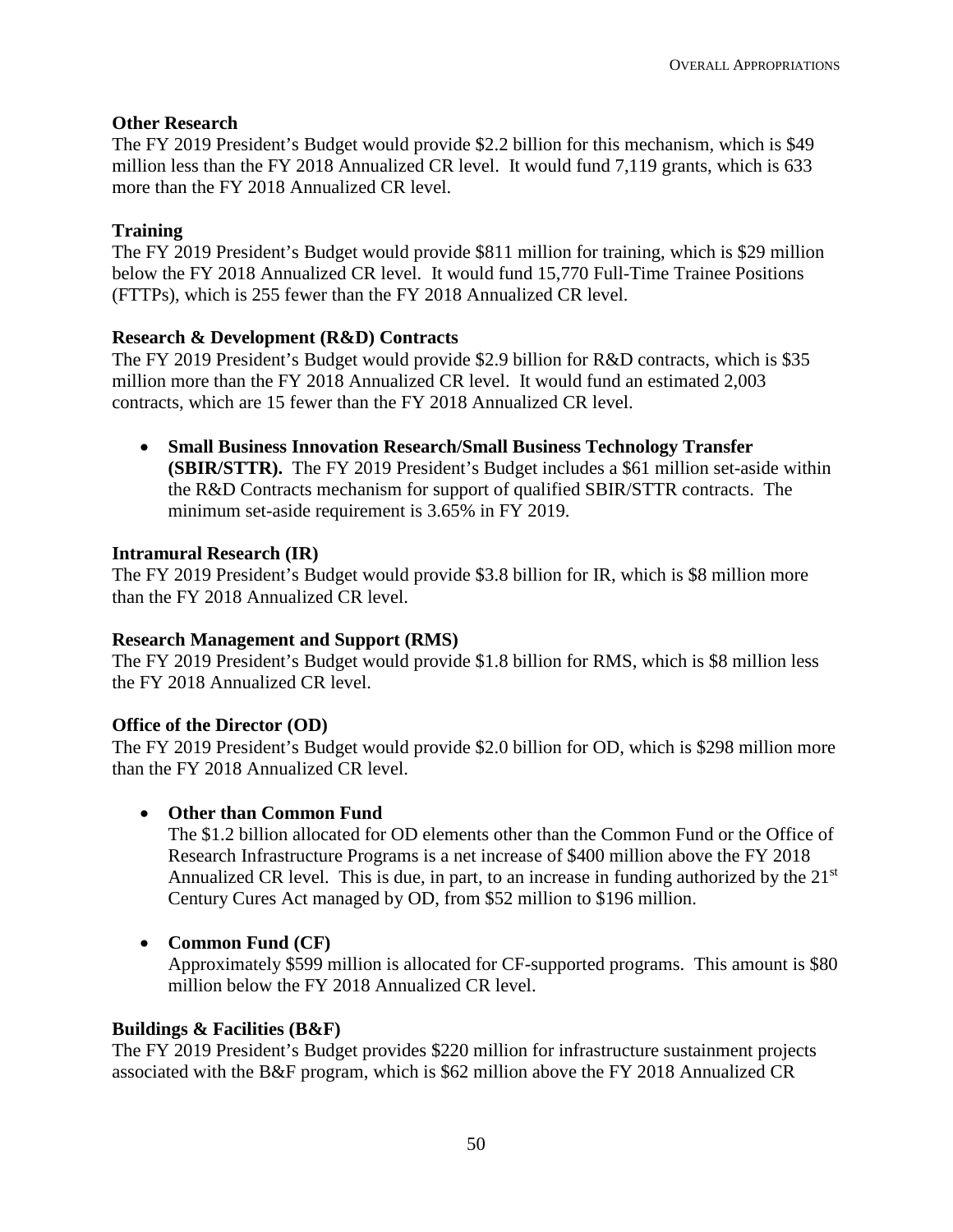**Other Research**

The FY 2019 President's Budget would provide $2.2 billion for this mechanism, which is $49 million less than the FY 2018 Annualized CR level. It would fund 7,119 grants, which is 633 more than the FY 2018 Annualized CR level.

**Training**

The FY 2019 President's Budget would provide $811 million for training, which is $29 million below the FY 2018 Annualized CR level. It would fund 15,770 Full-Time Trainee Positions (FTTPs), which is 255 fewer than the FY 2018 Annualized CR level.

**Research & Development (R&D) Contracts**

The FY 2019 President's Budget would provide $2.9 billion for R&D contracts, which is $35 million more than the FY 2018 Annualized CR level. It would fund an estimated 2,003 contracts, which are 15 fewer than the FY 2018 Annualized CR level.

- **Small Business Innovation Research/Small Business Technology Transfer (SBIR/STTR).** The FY 2019 President's Budget includes a $61 million set-aside within the R&D Contracts mechanism for support of qualified SBIR/STTR contracts. The minimum set-aside requirement is 3.65% in FY 2019.

**Intramural Research (IR)**

The FY 2019 President's Budget would provide $3.8 billion for IR, which is $8 million more than the FY 2018 Annualized CR level.

**Research Management and Support (RMS)**

The FY 2019 President's Budget would provide $1.8 billion for RMS, which is $8 million less the FY 2018 Annualized CR level.

**Office of the Director (OD)**

The FY 2019 President's Budget would provide $2.0 billion for OD, which is $298 million more than the FY 2018 Annualized CR level.

- **Other than Common Fund**

  The $1.2 billion allocated for OD elements other than the Common Fund or the Office of Research Infrastructure Programs is a net increase of $400 million above the FY 2018 Annualized CR level. This is due, in part, to an increase in funding authorized by the 21st Century Cures Act managed by OD, from $52 million to $196 million.

- **Common Fund (CF)**

  Approximately $599 million is allocated for CF-supported programs. This amount is $80 million below the FY 2018 Annualized CR level.

**Buildings & Facilities (B&F)**

The FY 2019 President's Budget provides $220 million for infrastructure sustainment projects associated with the B&F program, which is $62 million above the FY 2018 Annualized CR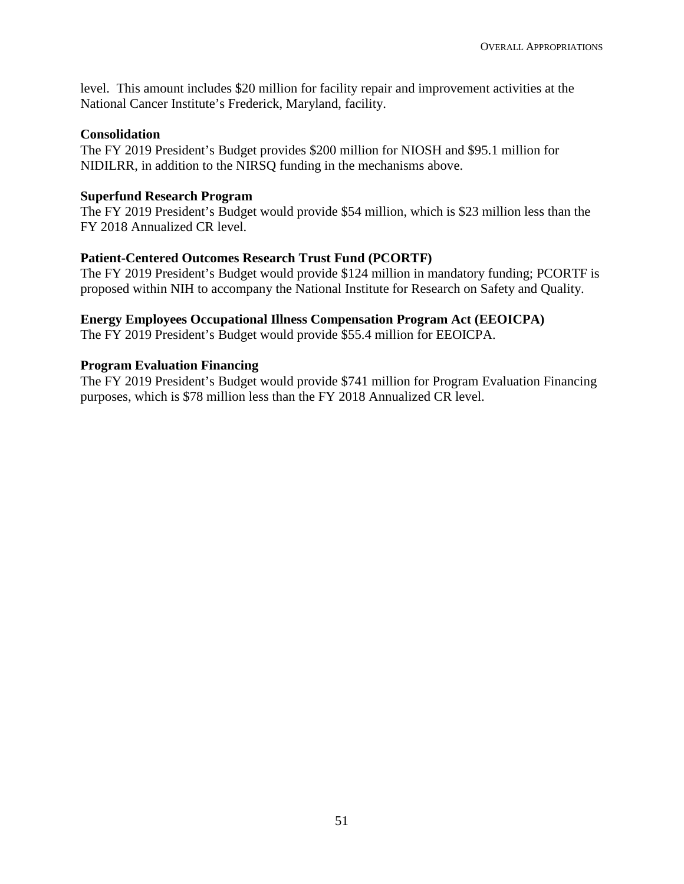level. This amount includes $20 million for facility repair and improvement activities at the National Cancer Institute's Frederick, Maryland, facility.

**Consolidation**
The FY 2019 President's Budget provides $200 million for NIOSH and $95.1 million for NIDILRR, in addition to the NIRSQ funding in the mechanisms above.

**Superfund Research Program**
The FY 2019 President's Budget would provide $54 million, which is $23 million less than the FY 2018 Annualized CR level.

**Patient-Centered Outcomes Research Trust Fund (PCORTF)**
The FY 2019 President's Budget would provide $124 million in mandatory funding; PCORTF is proposed within NIH to accompany the National Institute for Research on Safety and Quality.

**Energy Employees Occupational Illness Compensation Program Act (EEOICPA)**
The FY 2019 President's Budget would provide $55.4 million for EEOICPA.

**Program Evaluation Financing**
The FY 2019 President's Budget would provide $741 million for Program Evaluation Financing purposes, which is $78 million less than the FY 2018 Annualized CR level.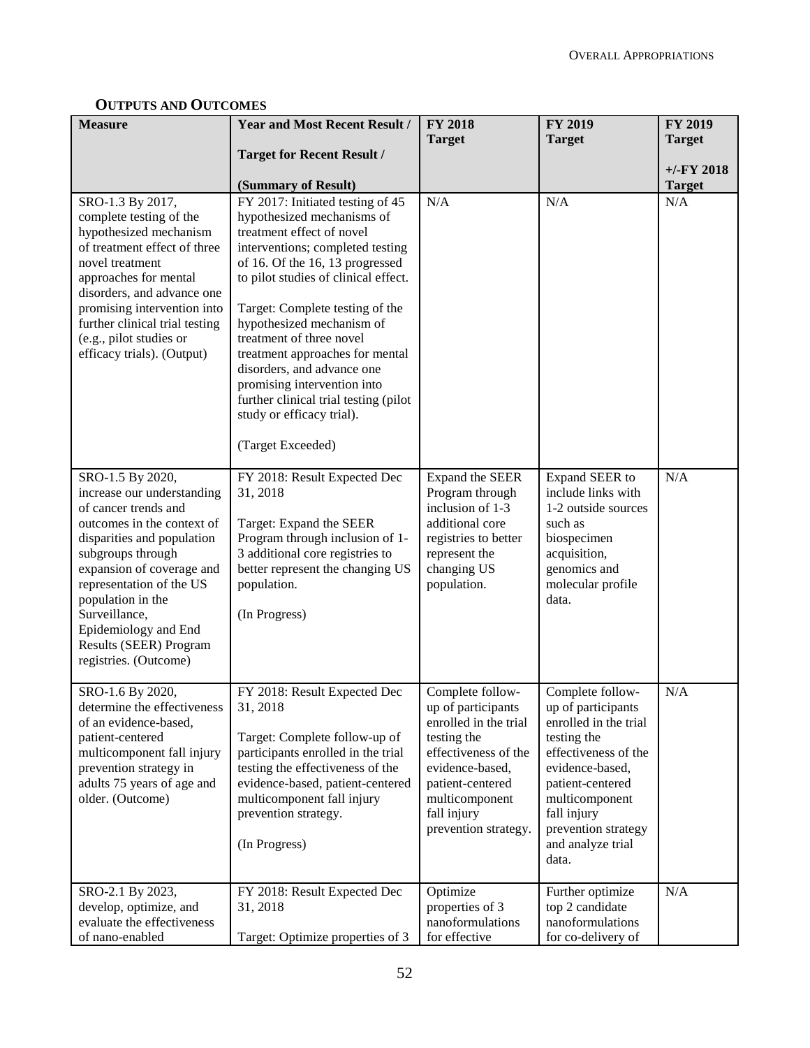## Outputs and Outcomes

| Measure | Year and Most Recent Result / Target for Recent Result / (Summary of Result) | FY 2018 Target | FY 2019 Target | FY 2019 Target +/-FY 2018 Target |
|---|---|---|---|---|
| SRO-1.3 By 2017, complete testing of the hypothesized mechanism of treatment effect of three novel treatment approaches for mental disorders, and advance one promising intervention into further clinical trial testing (e.g., pilot studies or efficacy trials). (Output) | FY 2017: Initiated testing of 45 hypothesized mechanisms of treatment effect of novel interventions; completed testing of 16. Of the 16, 13 progressed to pilot studies of clinical effect.<br><br>Target: Complete testing of the hypothesized mechanism of treatment of three novel treatment approaches for mental disorders, and advance one promising intervention into further clinical trial testing (pilot study or efficacy trial).<br><br>(Target Exceeded) | N/A | N/A | N/A |
| SRO-1.5 By 2020, increase our understanding of cancer trends and outcomes in the context of disparities and population subgroups through expansion of coverage and representation of the US population in the Surveillance, Epidemiology and End Results (SEER) Program registries. (Outcome) | FY 2018: Result Expected Dec 31, 2018<br><br>Target: Expand the SEER Program through inclusion of 1-3 additional core registries to better represent the changing US population.<br><br>(In Progress) | Expand the SEER Program through inclusion of 1-3 additional core registries to better represent the changing US population. | Expand SEER to include links with 1-2 outside sources such as biospecimen acquisition, genomics and molecular profile data. | N/A |
| SRO-1.6 By 2020, determine the effectiveness of an evidence-based, patient-centered multicomponent fall injury prevention strategy in adults 75 years of age and older. (Outcome) | FY 2018: Result Expected Dec 31, 2018<br><br>Target: Complete follow-up of participants enrolled in the trial testing the effectiveness of the evidence-based, patient-centered multicomponent fall injury prevention strategy.<br><br>(In Progress) | Complete follow-up of participants enrolled in the trial testing the effectiveness of the evidence-based, patient-centered multicomponent fall injury prevention strategy. | Complete follow-up of participants enrolled in the trial testing the effectiveness of the evidence-based, patient-centered multicomponent fall injury prevention strategy and analyze trial data. | N/A |
| SRO-2.1 By 2023, develop, optimize, and evaluate the effectiveness of nano-enabled | FY 2018: Result Expected Dec 31, 2018<br><br>Target: Optimize properties of 3 | Optimize properties of 3 nanoformulations for effective | Further optimize top 2 candidate nanoformulations for co-delivery of | N/A |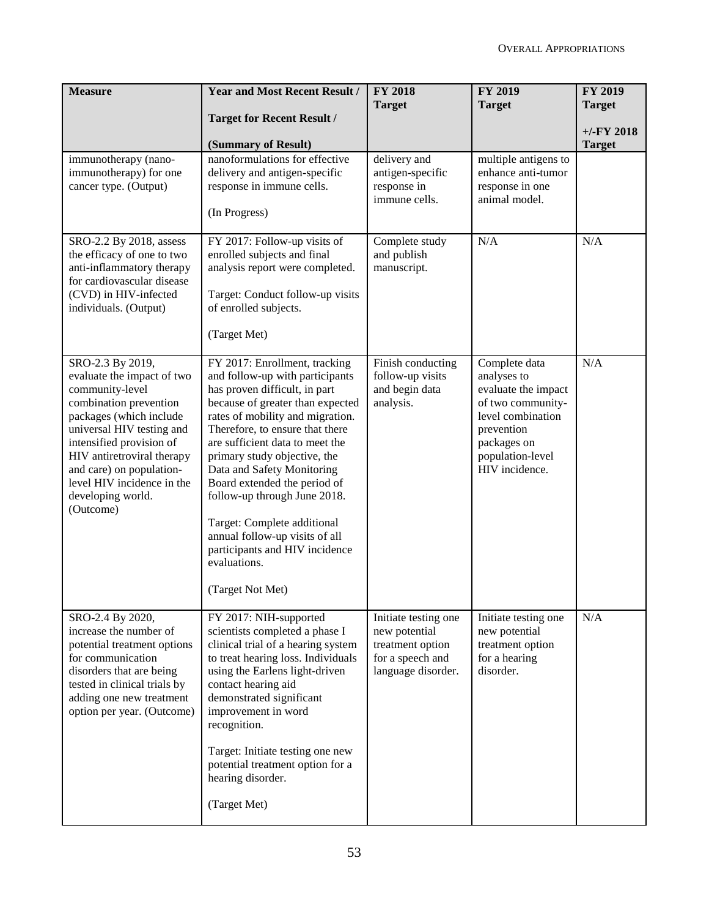| Measure | Year and Most Recent Result / Target for Recent Result / (Summary of Result) | FY 2018 Target | FY 2019 Target | FY 2019 Target +/-FY 2018 Target |
|---|---|---|---|---|
| immunotherapy (nano-immunotherapy) for one cancer type. (Output) | nanoformulations for effective delivery and antigen-specific response in immune cells. (In Progress) | delivery and antigen-specific response in immune cells. | multiple antigens to enhance anti-tumor response in one animal model. | |
| SRO-2.2 By 2018, assess the efficacy of one to two anti-inflammatory therapy for cardiovascular disease (CVD) in HIV-infected individuals. (Output) | FY 2017: Follow-up visits of enrolled subjects and final analysis report were completed. Target: Conduct follow-up visits of enrolled subjects. (Target Met) | Complete study and publish manuscript. | N/A | N/A |
| SRO-2.3 By 2019, evaluate the impact of two community-level combination prevention packages (which include universal HIV testing and intensified provision of HIV antiretroviral therapy and care) on population-level HIV incidence in the developing world. (Outcome) | FY 2017: Enrollment, tracking and follow-up with participants has proven difficult, in part because of greater than expected rates of mobility and migration. Therefore, to ensure that there are sufficient data to meet the primary study objective, the Data and Safety Monitoring Board extended the period of follow-up through June 2018. Target: Complete additional annual follow-up visits of all participants and HIV incidence evaluations. (Target Not Met) | Finish conducting follow-up visits and begin data analysis. | Complete data analyses to evaluate the impact of two community-level combination prevention packages on population-level HIV incidence. | N/A |
| SRO-2.4 By 2020, increase the number of potential treatment options for communication disorders that are being tested in clinical trials by adding one new treatment option per year. (Outcome) | FY 2017: NIH-supported scientists completed a phase I clinical trial of a hearing system to treat hearing loss. Individuals using the Earlens light-driven contact hearing aid demonstrated significant improvement in word recognition. Target: Initiate testing one new potential treatment option for a hearing disorder. (Target Met) | Initiate testing one new potential treatment option for a speech and language disorder. | Initiate testing one new potential treatment option for a hearing disorder. | N/A |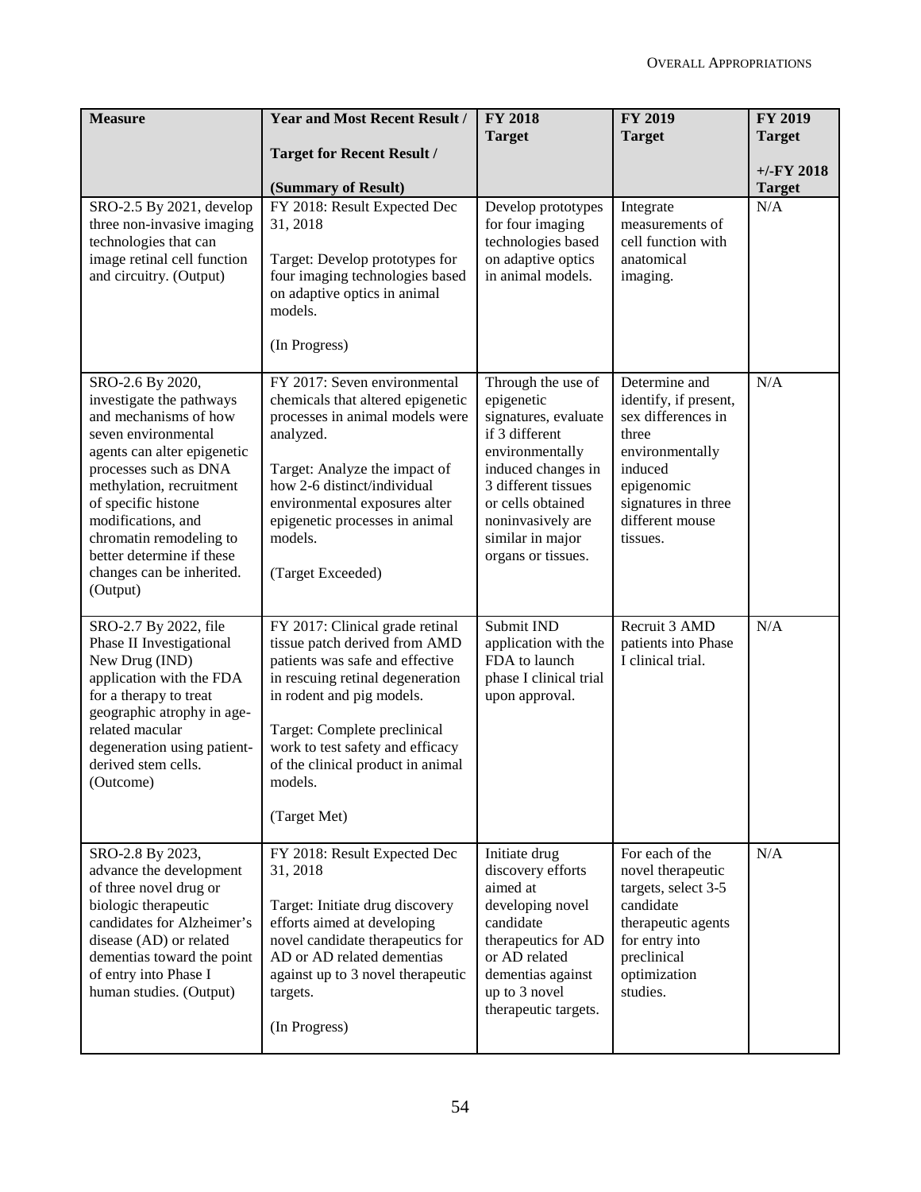| Measure | Year and Most Recent Result / Target for Recent Result / (Summary of Result) | FY 2018 Target | FY 2019 Target | FY 2019 Target +/-FY 2018 Target |
|---|---|---|---|---|
| SRO-2.5 By 2021, develop three non-invasive imaging technologies that can image retinal cell function and circuitry. (Output) | FY 2018: Result Expected Dec 31, 2018<br><br>Target: Develop prototypes for four imaging technologies based on adaptive optics in animal models.<br><br>(In Progress) | Develop prototypes for four imaging technologies based on adaptive optics in animal models. | Integrate measurements of cell function with anatomical imaging. | N/A |
| SRO-2.6 By 2020, investigate the pathways and mechanisms of how seven environmental agents can alter epigenetic processes such as DNA methylation, recruitment of specific histone modifications, and chromatin remodeling to better determine if these changes can be inherited. (Output) | FY 2017: Seven environmental chemicals that altered epigenetic processes in animal models were analyzed.<br><br>Target: Analyze the impact of how 2-6 distinct/individual environmental exposures alter epigenetic processes in animal models.<br><br>(Target Exceeded) | Through the use of epigenetic signatures, evaluate if 3 different environmentally induced changes in 3 different tissues or cells obtained noninvasively are similar in major organs or tissues. | Determine and identify, if present, sex differences in three environmentally induced epigenomic signatures in three different mouse tissues. | N/A |
| SRO-2.7 By 2022, file Phase II Investigational New Drug (IND) application with the FDA for a therapy to treat geographic atrophy in age-related macular degeneration using patient-derived stem cells. (Outcome) | FY 2017: Clinical grade retinal tissue patch derived from AMD patients was safe and effective in rescuing retinal degeneration in rodent and pig models.<br><br>Target: Complete preclinical work to test safety and efficacy of the clinical product in animal models.<br><br>(Target Met) | Submit IND application with the FDA to launch phase I clinical trial upon approval. | Recruit 3 AMD patients into Phase I clinical trial. | N/A |
| SRO-2.8 By 2023, advance the development of three novel drug or biologic therapeutic candidates for Alzheimer's disease (AD) or related dementias toward the point of entry into Phase I human studies. (Output) | FY 2018: Result Expected Dec 31, 2018<br><br>Target: Initiate drug discovery efforts aimed at developing novel candidate therapeutics for AD or AD related dementias against up to 3 novel therapeutic targets.<br><br>(In Progress) | Initiate drug discovery efforts aimed at developing novel candidate therapeutics for AD or AD related dementias against up to 3 novel therapeutic targets. | For each of the novel therapeutic targets, select 3-5 candidate therapeutic agents for entry into preclinical optimization studies. | N/A |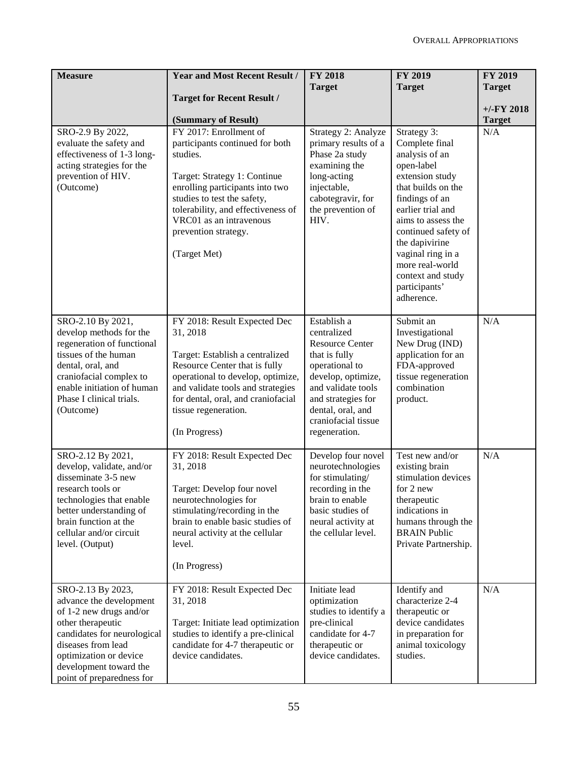| Measure | Year and Most Recent Result / Target for Recent Result / (Summary of Result) | FY 2018 Target | FY 2019 Target | FY 2019 Target +/-FY 2018 Target |
|---|---|---|---|---|
| SRO-2.9 By 2022, evaluate the safety and effectiveness of 1-3 long-acting strategies for the prevention of HIV. (Outcome) | FY 2017: Enrollment of participants continued for both studies.<br><br>Target: Strategy 1: Continue enrolling participants into two studies to test the safety, tolerability, and effectiveness of VRC01 as an intravenous prevention strategy.<br><br>(Target Met) | Strategy 2: Analyze primary results of a Phase 2a study examining the long-acting injectable, cabotegravir, for the prevention of HIV. | Strategy 3: Complete final analysis of an open-label extension study that builds on the findings of an earlier trial and aims to assess the continued safety of the dapivirine vaginal ring in a more real-world context and study participants' adherence. | N/A |
| SRO-2.10 By 2021, develop methods for the regeneration of functional tissues of the human dental, oral, and craniofacial complex to enable initiation of human Phase I clinical trials. (Outcome) | FY 2018: Result Expected Dec 31, 2018<br><br>Target: Establish a centralized Resource Center that is fully operational to develop, optimize, and validate tools and strategies for dental, oral, and craniofacial tissue regeneration.<br><br>(In Progress) | Establish a centralized Resource Center that is fully operational to develop, optimize, and validate tools and strategies for dental, oral, and craniofacial tissue regeneration. | Submit an Investigational New Drug (IND) application for an FDA-approved tissue regeneration combination product. | N/A |
| SRO-2.12 By 2021, develop, validate, and/or disseminate 3-5 new research tools or technologies that enable better understanding of brain function at the cellular and/or circuit level. (Output) | FY 2018: Result Expected Dec 31, 2018<br><br>Target: Develop four novel neurotechnologies for stimulating/recording in the brain to enable basic studies of neural activity at the cellular level.<br><br>(In Progress) | Develop four novel neurotechnologies for stimulating/ recording in the brain to enable basic studies of neural activity at the cellular level. | Test new and/or existing brain stimulation devices for 2 new therapeutic indications in humans through the BRAIN Public Private Partnership. | N/A |
| SRO-2.13 By 2023, advance the development of 1-2 new drugs and/or other therapeutic candidates for neurological diseases from lead optimization or device development toward the point of preparedness for | FY 2018: Result Expected Dec 31, 2018<br><br>Target: Initiate lead optimization studies to identify a pre-clinical candidate for 4-7 therapeutic or device candidates. | Initiate lead optimization studies to identify a pre-clinical candidate for 4-7 therapeutic or device candidates. | Identify and characterize 2-4 therapeutic or device candidates in preparation for animal toxicology studies. | N/A |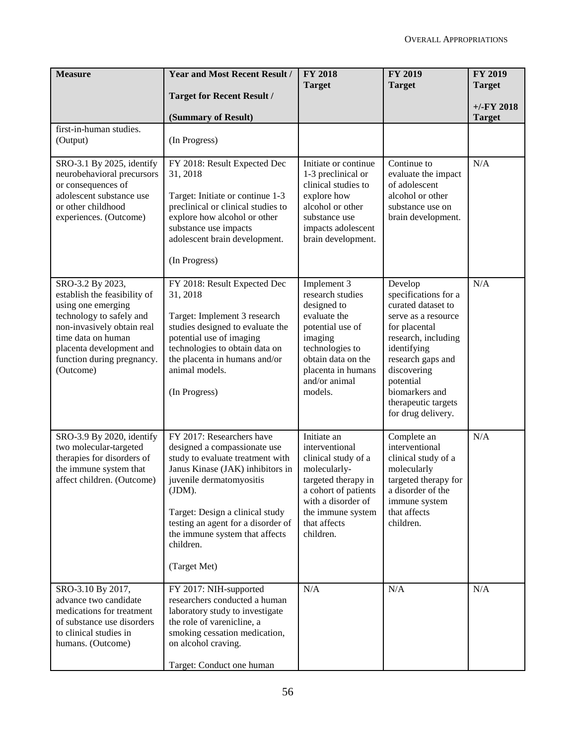| Measure | Year and Most Recent Result / Target for Recent Result / (Summary of Result) | FY 2018 Target | FY 2019 Target | FY 2019 Target +/-FY 2018 Target |
|---|---|---|---|---|
| first-in-human studies. (Output) | (In Progress) | | | |
| SRO-3.1 By 2025, identify neurobehavioral precursors or consequences of adolescent substance use or other childhood experiences. (Outcome) | FY 2018: Result Expected Dec 31, 2018<br><br>Target: Initiate or continue 1-3 preclinical or clinical studies to explore how alcohol or other substance use impacts adolescent brain development.<br><br>(In Progress) | Initiate or continue 1-3 preclinical or clinical studies to explore how alcohol or other substance use impacts adolescent brain development. | Continue to evaluate the impact of adolescent alcohol or other substance use on brain development. | N/A |
| SRO-3.2 By 2023, establish the feasibility of using one emerging technology to safely and non-invasively obtain real time data on human placenta development and function during pregnancy. (Outcome) | FY 2018: Result Expected Dec 31, 2018<br><br>Target: Implement 3 research studies designed to evaluate the potential use of imaging technologies to obtain data on the placenta in humans and/or animal models.<br><br>(In Progress) | Implement 3 research studies designed to evaluate the potential use of imaging technologies to obtain data on the placenta in humans and/or animal models. | Develop specifications for a curated dataset to serve as a resource for placental research, including identifying research gaps and discovering potential biomarkers and therapeutic targets for drug delivery. | N/A |
| SRO-3.9 By 2020, identify two molecular-targeted therapies for disorders of the immune system that affect children. (Outcome) | FY 2017: Researchers have designed a compassionate use study to evaluate treatment with Janus Kinase (JAK) inhibitors in juvenile dermatomyositis (JDM).<br><br>Target: Design a clinical study testing an agent for a disorder of the immune system that affects children.<br><br>(Target Met) | Initiate an interventional clinical study of a molecularly-targeted therapy in a cohort of patients with a disorder of the immune system that affects children. | Complete an interventional clinical study of a molecularly targeted therapy for a disorder of the immune system that affects children. | N/A |
| SRO-3.10 By 2017, advance two candidate medications for treatment of substance use disorders to clinical studies in humans. (Outcome) | FY 2017: NIH-supported researchers conducted a human laboratory study to investigate the role of varenicline, a smoking cessation medication, on alcohol craving.<br><br>Target: Conduct one human | N/A | N/A | N/A |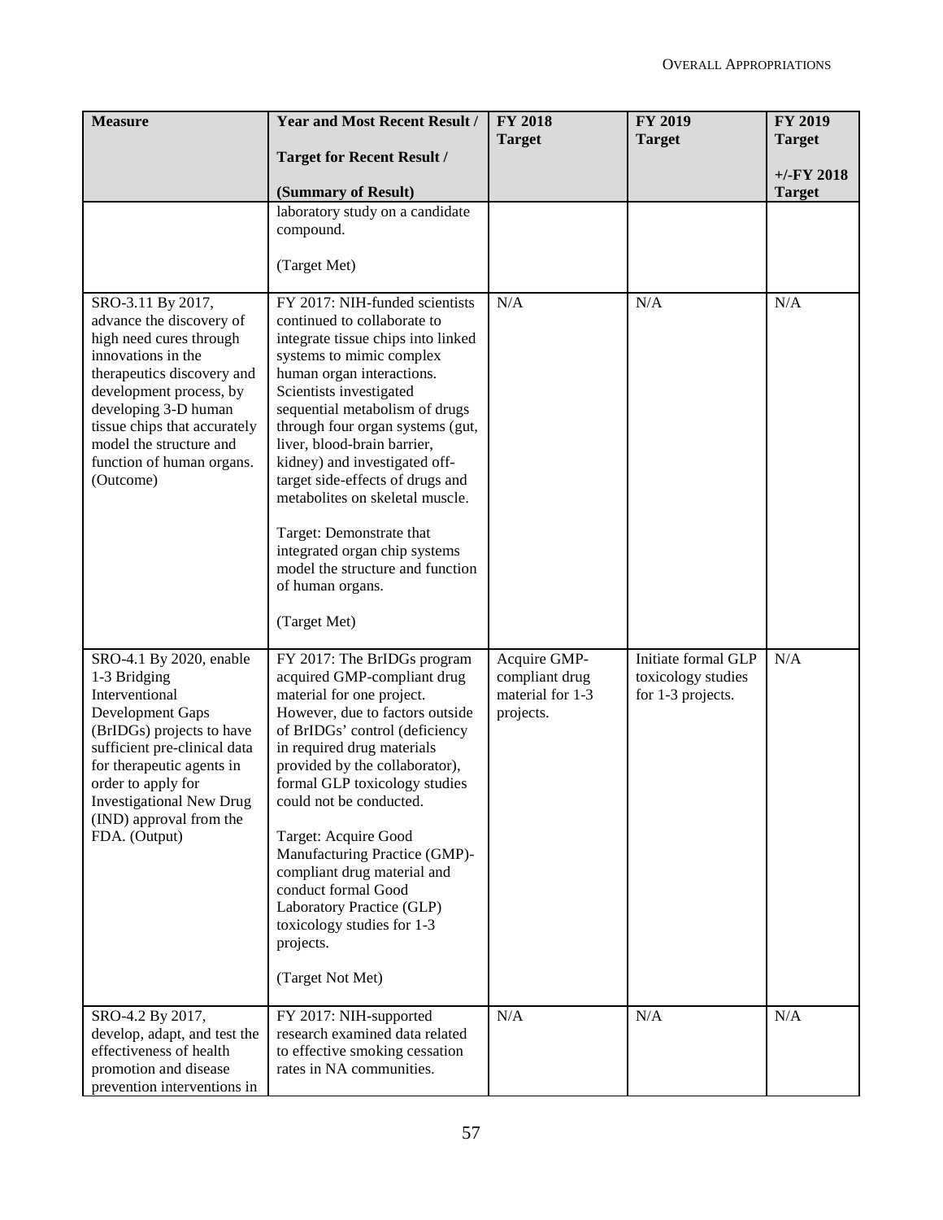| Measure | Year and Most Recent Result / Target for Recent Result / (Summary of Result) | FY 2018 Target | FY 2019 Target | FY 2019 Target +/-FY 2018 Target |
|---|---|---|---|---|
| | laboratory study on a candidate compound.<br><br>(Target Met) | | | |
| SRO-3.11 By 2017, advance the discovery of high need cures through innovations in the therapeutics discovery and development process, by developing 3-D human tissue chips that accurately model the structure and function of human organs. (Outcome) | FY 2017: NIH-funded scientists continued to collaborate to integrate tissue chips into linked systems to mimic complex human organ interactions. Scientists investigated sequential metabolism of drugs through four organ systems (gut, liver, blood-brain barrier, kidney) and investigated off-target side-effects of drugs and metabolites on skeletal muscle.<br><br>Target: Demonstrate that integrated organ chip systems model the structure and function of human organs.<br><br>(Target Met) | N/A | N/A | N/A |
| SRO-4.1 By 2020, enable 1-3 Bridging Interventional Development Gaps (BrIDGs) projects to have sufficient pre-clinical data for therapeutic agents in order to apply for Investigational New Drug (IND) approval from the FDA. (Output) | FY 2017: The BrIDGs program acquired GMP-compliant drug material for one project. However, due to factors outside of BrIDGs' control (deficiency in required drug materials provided by the collaborator), formal GLP toxicology studies could not be conducted.<br><br>Target: Acquire Good Manufacturing Practice (GMP)-compliant drug material and conduct formal Good Laboratory Practice (GLP) toxicology studies for 1-3 projects.<br><br>(Target Not Met) | Acquire GMP-compliant drug material for 1-3 projects. | Initiate formal GLP toxicology studies for 1-3 projects. | N/A |
| SRO-4.2 By 2017, develop, adapt, and test the effectiveness of health promotion and disease prevention interventions in | FY 2017: NIH-supported research examined data related to effective smoking cessation rates in NA communities. | N/A | N/A | N/A |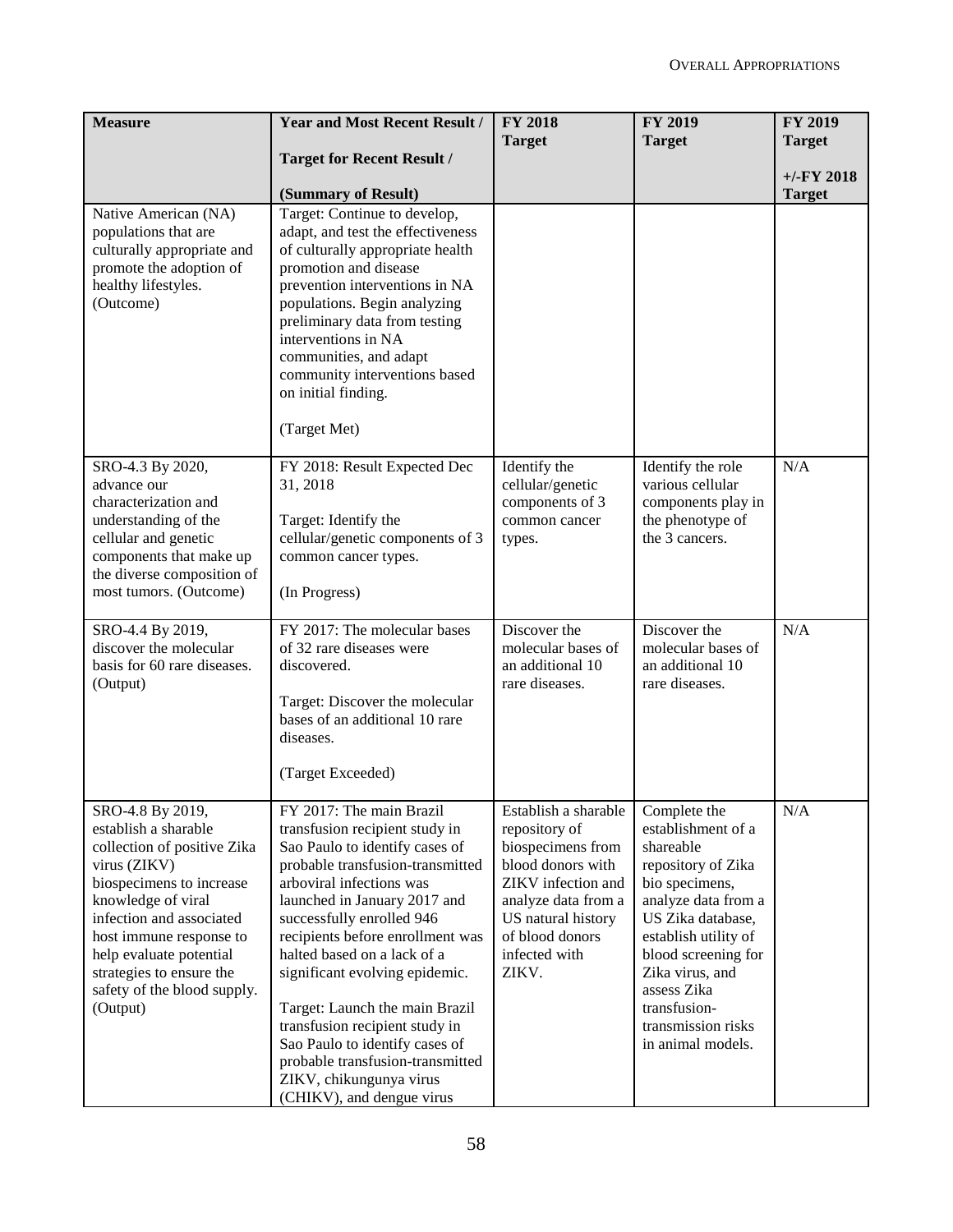| Measure | Year and Most Recent Result / Target for Recent Result / (Summary of Result) | FY 2018 Target | FY 2019 Target | FY 2019 Target +/-FY 2018 Target |
|---|---|---|---|---|
| Native American (NA) populations that are culturally appropriate and promote the adoption of healthy lifestyles. (Outcome) | Target: Continue to develop, adapt, and test the effectiveness of culturally appropriate health promotion and disease prevention interventions in NA populations. Begin analyzing preliminary data from testing interventions in NA communities, and adapt community interventions based on initial finding. (Target Met) | | | |
| SRO-4.3 By 2020, advance our characterization and understanding of the cellular and genetic components that make up the diverse composition of most tumors. (Outcome) | FY 2018: Result Expected Dec 31, 2018 Target: Identify the cellular/genetic components of 3 common cancer types. (In Progress) | Identify the cellular/genetic components of 3 common cancer types. | Identify the role various cellular components play in the phenotype of the 3 cancers. | N/A |
| SRO-4.4 By 2019, discover the molecular basis for 60 rare diseases. (Output) | FY 2017: The molecular bases of 32 rare diseases were discovered. Target: Discover the molecular bases of an additional 10 rare diseases. (Target Exceeded) | Discover the molecular bases of an additional 10 rare diseases. | Discover the molecular bases of an additional 10 rare diseases. | N/A |
| SRO-4.8 By 2019, establish a sharable collection of positive Zika virus (ZIKV) biospecimens to increase knowledge of viral infection and associated host immune response to help evaluate potential strategies to ensure the safety of the blood supply. (Output) | FY 2017: The main Brazil transfusion recipient study in Sao Paulo to identify cases of probable transfusion-transmitted arboviral infections was launched in January 2017 and successfully enrolled 946 recipients before enrollment was halted based on a lack of a significant evolving epidemic. Target: Launch the main Brazil transfusion recipient study in Sao Paulo to identify cases of probable transfusion-transmitted ZIKV, chikungunya virus (CHIKV), and dengue virus | Establish a sharable repository of biospecimens from blood donors with ZIKV infection and analyze data from a US natural history of blood donors infected with ZIKV. | Complete the establishment of a shareable repository of Zika bio specimens, analyze data from a US Zika database, establish utility of blood screening for Zika virus, and assess Zika transfusion-transmission risks in animal models. | N/A |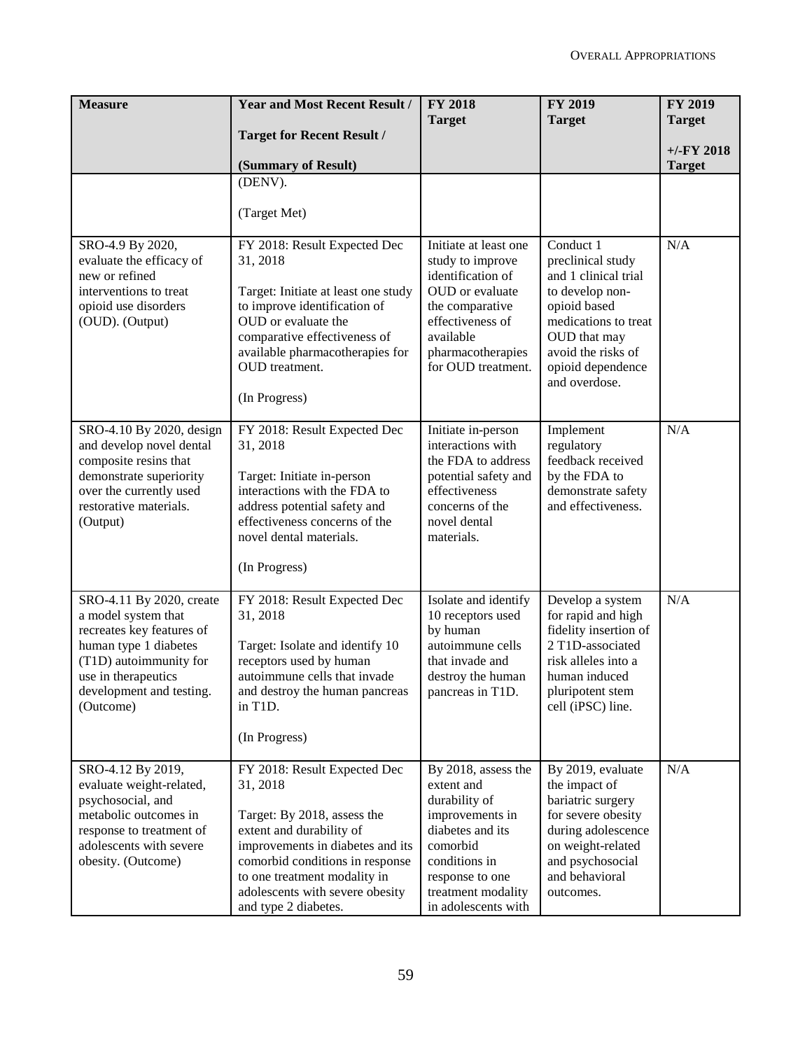| Measure | Year and Most Recent Result / Target for Recent Result / (Summary of Result) | FY 2018 Target | FY 2019 Target | FY 2019 Target +/-FY 2018 Target |
|---|---|---|---|---|
| | (DENV). (Target Met) | | | |
| SRO-4.9 By 2020, evaluate the efficacy of new or refined interventions to treat opioid use disorders (OUD). (Output) | FY 2018: Result Expected Dec 31, 2018 Target: Initiate at least one study to improve identification of OUD or evaluate the comparative effectiveness of available pharmacotherapies for OUD treatment. (In Progress) | Initiate at least one study to improve identification of OUD or evaluate the comparative effectiveness of available pharmacotherapies for OUD treatment. | Conduct 1 preclinical study and 1 clinical trial to develop non-opioid based medications to treat OUD that may avoid the risks of opioid dependence and overdose. | N/A |
| SRO-4.10 By 2020, design and develop novel dental composite resins that demonstrate superiority over the currently used restorative materials. (Output) | FY 2018: Result Expected Dec 31, 2018 Target: Initiate in-person interactions with the FDA to address potential safety and effectiveness concerns of the novel dental materials. (In Progress) | Initiate in-person interactions with the FDA to address potential safety and effectiveness concerns of the novel dental materials. | Implement regulatory feedback received by the FDA to demonstrate safety and effectiveness. | N/A |
| SRO-4.11 By 2020, create a model system that recreates key features of human type 1 diabetes (T1D) autoimmunity for use in therapeutics development and testing. (Outcome) | FY 2018: Result Expected Dec 31, 2018 Target: Isolate and identify 10 receptors used by human autoimmune cells that invade and destroy the human pancreas in T1D. (In Progress) | Isolate and identify 10 receptors used by human autoimmune cells that invade and destroy the human pancreas in T1D. | Develop a system for rapid and high fidelity insertion of 2 T1D-associated risk alleles into a human induced pluripotent stem cell (iPSC) line. | N/A |
| SRO-4.12 By 2019, evaluate weight-related, psychosocial, and metabolic outcomes in response to treatment of adolescents with severe obesity. (Outcome) | FY 2018: Result Expected Dec 31, 2018 Target: By 2018, assess the extent and durability of improvements in diabetes and its comorbid conditions in response to one treatment modality in adolescents with severe obesity and type 2 diabetes. | By 2018, assess the extent and durability of improvements in diabetes and its comorbid conditions in response to one treatment modality in adolescents with | By 2019, evaluate the impact of bariatric surgery for severe obesity during adolescence on weight-related and psychosocial and behavioral outcomes. | N/A |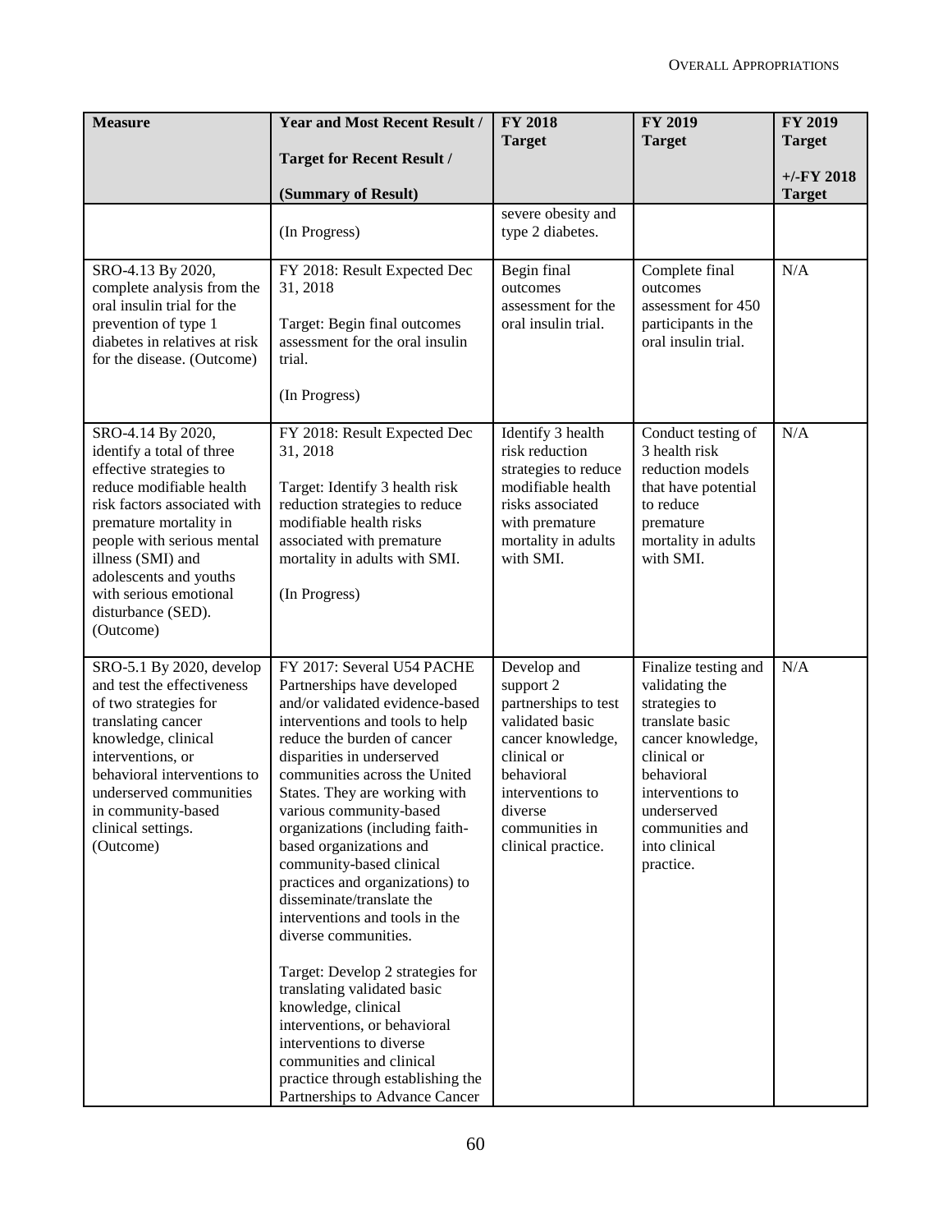| Measure | Year and Most Recent Result / Target for Recent Result / (Summary of Result) | FY 2018 Target | FY 2019 Target | FY 2019 Target +/-FY 2018 Target |
|---|---|---|---|---|
| | (In Progress) | severe obesity and type 2 diabetes. | | |
| SRO-4.13 By 2020, complete analysis from the oral insulin trial for the prevention of type 1 diabetes in relatives at risk for the disease. (Outcome) | FY 2018: Result Expected Dec 31, 2018<br><br>Target: Begin final outcomes assessment for the oral insulin trial.<br><br>(In Progress) | Begin final outcomes assessment for the oral insulin trial. | Complete final outcomes assessment for 450 participants in the oral insulin trial. | N/A |
| SRO-4.14 By 2020, identify a total of three effective strategies to reduce modifiable health risk factors associated with premature mortality in people with serious mental illness (SMI) and adolescents and youths with serious emotional disturbance (SED). (Outcome) | FY 2018: Result Expected Dec 31, 2018<br><br>Target: Identify 3 health risk reduction strategies to reduce modifiable health risks associated with premature mortality in adults with SMI.<br><br>(In Progress) | Identify 3 health risk reduction strategies to reduce modifiable health risks associated with premature mortality in adults with SMI. | Conduct testing of 3 health risk reduction models that have potential to reduce premature mortality in adults with SMI. | N/A |
| SRO-5.1 By 2020, develop and test the effectiveness of two strategies for translating cancer knowledge, clinical interventions, or behavioral interventions to underserved communities in community-based clinical settings. (Outcome) | FY 2017: Several U54 PACHE Partnerships have developed and/or validated evidence-based interventions and tools to help reduce the burden of cancer disparities in underserved communities across the United States. They are working with various community-based organizations (including faith-based organizations and community-based clinical practices and organizations) to disseminate/translate the interventions and tools in the diverse communities.<br><br>Target: Develop 2 strategies for translating validated basic knowledge, clinical interventions, or behavioral interventions to diverse communities and clinical practice through establishing the Partnerships to Advance Cancer | Develop and support 2 partnerships to test validated basic cancer knowledge, clinical or behavioral interventions to diverse communities in clinical practice. | Finalize testing and validating the strategies to translate basic cancer knowledge, clinical or behavioral interventions to underserved communities and into clinical practice. | N/A |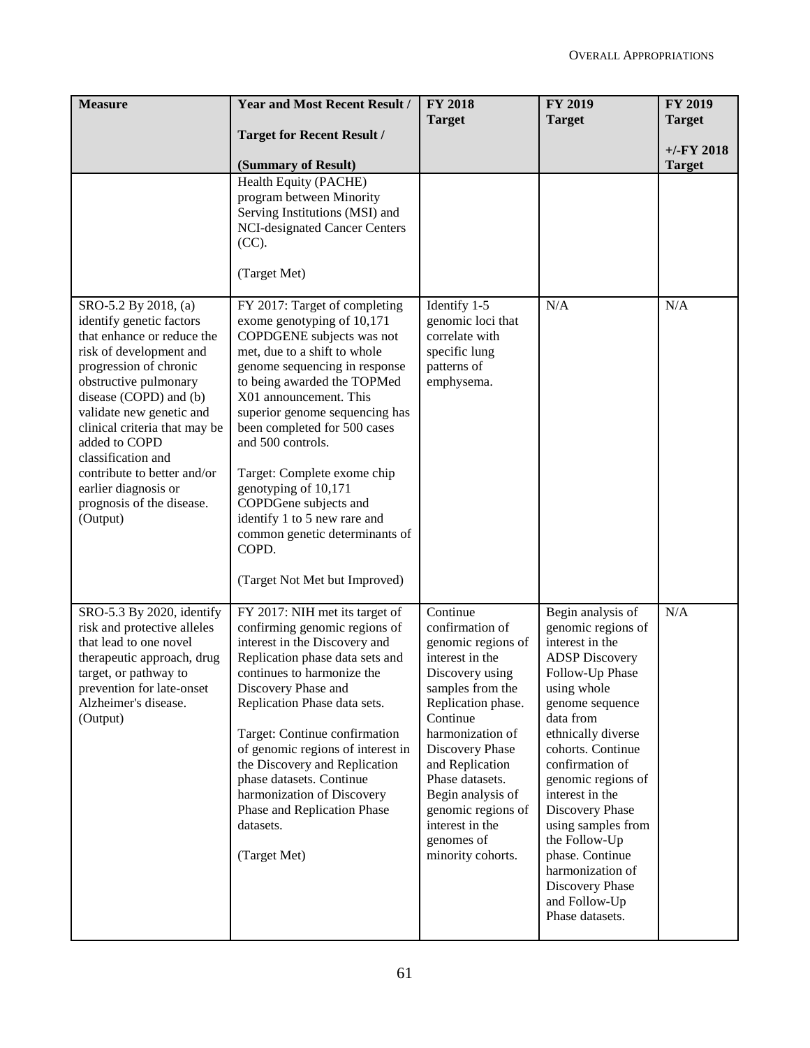| Measure | Year and Most Recent Result / Target for Recent Result / (Summary of Result) | FY 2018 Target | FY 2019 Target | FY 2019 Target +/-FY 2018 Target |
|---|---|---|---|---|
| | Health Equity (PACHE) program between Minority Serving Institutions (MSI) and NCI-designated Cancer Centers (CC).<br><br>(Target Met) | | | |
| SRO-5.2 By 2018, (a) identify genetic factors that enhance or reduce the risk of development and progression of chronic obstructive pulmonary disease (COPD) and (b) validate new genetic and clinical criteria that may be added to COPD classification and contribute to better and/or earlier diagnosis or prognosis of the disease. (Output) | FY 2017: Target of completing exome genotyping of 10,171 COPDGENE subjects was not met, due to a shift to whole genome sequencing in response to being awarded the TOPMed X01 announcement. This superior genome sequencing has been completed for 500 cases and 500 controls.<br><br>Target: Complete exome chip genotyping of 10,171 COPDGene subjects and identify 1 to 5 new rare and common genetic determinants of COPD.<br><br>(Target Not Met but Improved) | Identify 1-5 genomic loci that correlate with specific lung patterns of emphysema. | N/A | N/A |
| SRO-5.3 By 2020, identify risk and protective alleles that lead to one novel therapeutic approach, drug target, or pathway to prevention for late-onset Alzheimer's disease. (Output) | FY 2017: NIH met its target of confirming genomic regions of interest in the Discovery and Replication phase data sets and continues to harmonize the Discovery Phase and Replication Phase data sets.<br><br>Target: Continue confirmation of genomic regions of interest in the Discovery and Replication phase datasets. Continue harmonization of Discovery Phase and Replication Phase datasets.<br><br>(Target Met) | Continue confirmation of genomic regions of interest in the Discovery using samples from the Replication phase. Continue harmonization of Discovery Phase and Replication Phase datasets. Begin analysis of genomic regions of interest in the genomes of minority cohorts. | Begin analysis of genomic regions of interest in the ADSP Discovery Follow-Up Phase using whole genome sequence data from ethnically diverse cohorts. Continue confirmation of genomic regions of interest in the Discovery Phase using samples from the Follow-Up phase. Continue harmonization of Discovery Phase and Follow-Up Phase datasets. | N/A |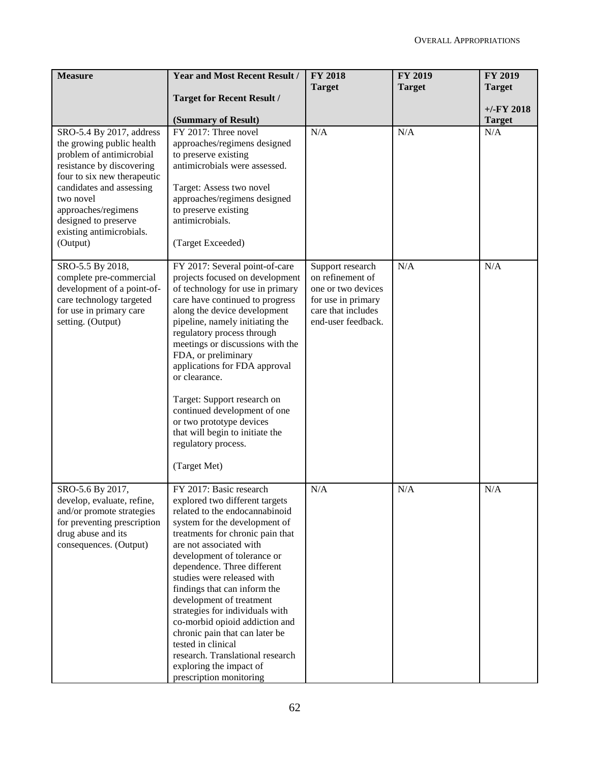| Measure | Year and Most Recent Result / Target for Recent Result / (Summary of Result) | FY 2018 Target | FY 2019 Target | FY 2019 Target +/-FY 2018 Target |
|---|---|---|---|---|
| SRO-5.4 By 2017, address the growing public health problem of antimicrobial resistance by discovering four to six new therapeutic candidates and assessing two novel approaches/regimens designed to preserve existing antimicrobials. (Output) | FY 2017: Three novel approaches/regimens designed to preserve existing antimicrobials were assessed. Target: Assess two novel approaches/regimens designed to preserve existing antimicrobials. (Target Exceeded) | N/A | N/A | N/A |
| SRO-5.5 By 2018, complete pre-commercial development of a point-of-care technology targeted for use in primary care setting. (Output) | FY 2017: Several point-of-care projects focused on development of technology for use in primary care have continued to progress along the device development pipeline, namely initiating the regulatory process through meetings or discussions with the FDA, or preliminary applications for FDA approval or clearance. Target: Support research on continued development of one or two prototype devices that will begin to initiate the regulatory process. (Target Met) | Support research on refinement of one or two devices for use in primary care that includes end-user feedback. | N/A | N/A |
| SRO-5.6 By 2017, develop, evaluate, refine, and/or promote strategies for preventing prescription drug abuse and its consequences. (Output) | FY 2017: Basic research explored two different targets related to the endocannabinoid system for the development of treatments for chronic pain that are not associated with development of tolerance or dependence. Three different studies were released with findings that can inform the development of treatment strategies for individuals with co-morbid opioid addiction and chronic pain that can later be tested in clinical research. Translational research exploring the impact of prescription monitoring | N/A | N/A | N/A |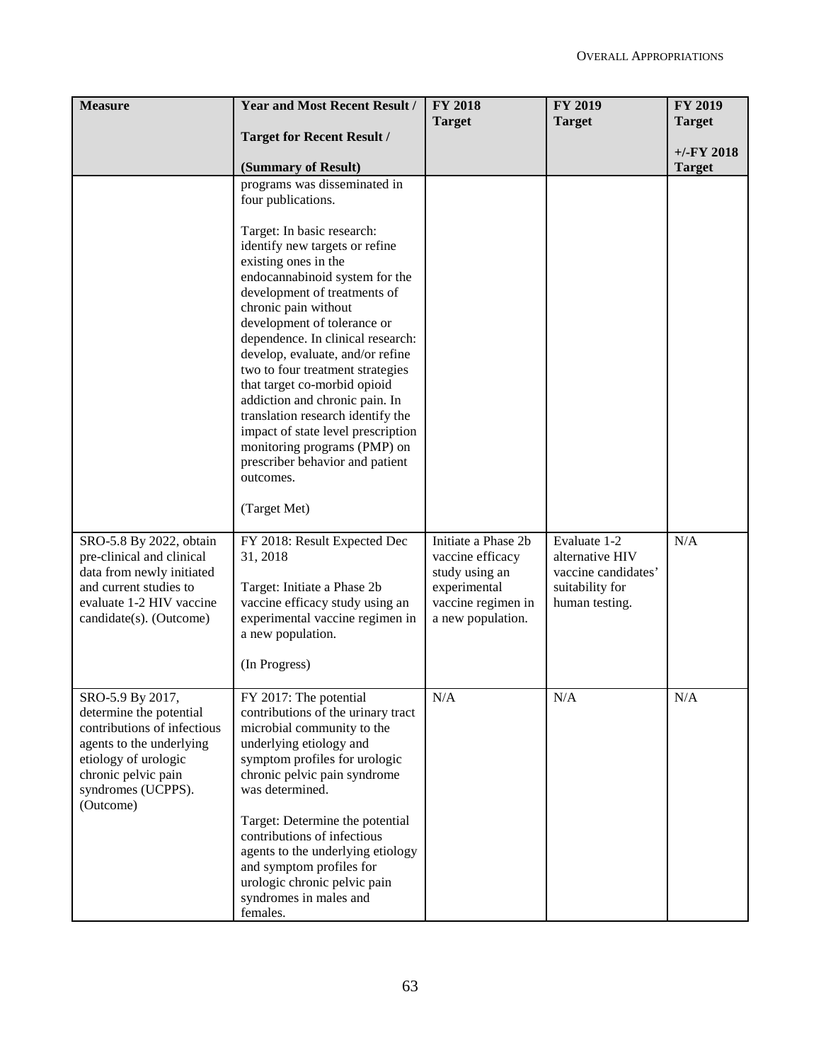| Measure | Year and Most Recent Result / Target for Recent Result / (Summary of Result) | FY 2018 Target | FY 2019 Target | FY 2019 Target +/-FY 2018 Target |
|---|---|---|---|---|
| | programs was disseminated in four publications. Target: In basic research: identify new targets or refine existing ones in the endocannabinoid system for the development of treatments of chronic pain without development of tolerance or dependence. In clinical research: develop, evaluate, and/or refine two to four treatment strategies that target co-morbid opioid addiction and chronic pain. In translation research identify the impact of state level prescription monitoring programs (PMP) on prescriber behavior and patient outcomes. (Target Met) | | | |
| SRO-5.8 By 2022, obtain pre-clinical and clinical data from newly initiated and current studies to evaluate 1-2 HIV vaccine candidate(s). (Outcome) | FY 2018: Result Expected Dec 31, 2018 Target: Initiate a Phase 2b vaccine efficacy study using an experimental vaccine regimen in a new population. (In Progress) | Initiate a Phase 2b vaccine efficacy study using an experimental vaccine regimen in a new population. | Evaluate 1-2 alternative HIV vaccine candidates' suitability for human testing. | N/A |
| SRO-5.9 By 2017, determine the potential contributions of infectious agents to the underlying etiology of urologic chronic pelvic pain syndromes (UCPPS). (Outcome) | FY 2017: The potential contributions of the urinary tract microbial community to the underlying etiology and symptom profiles for urologic chronic pelvic pain syndrome was determined. Target: Determine the potential contributions of infectious agents to the underlying etiology and symptom profiles for urologic chronic pelvic pain syndromes in males and females. | N/A | N/A | N/A |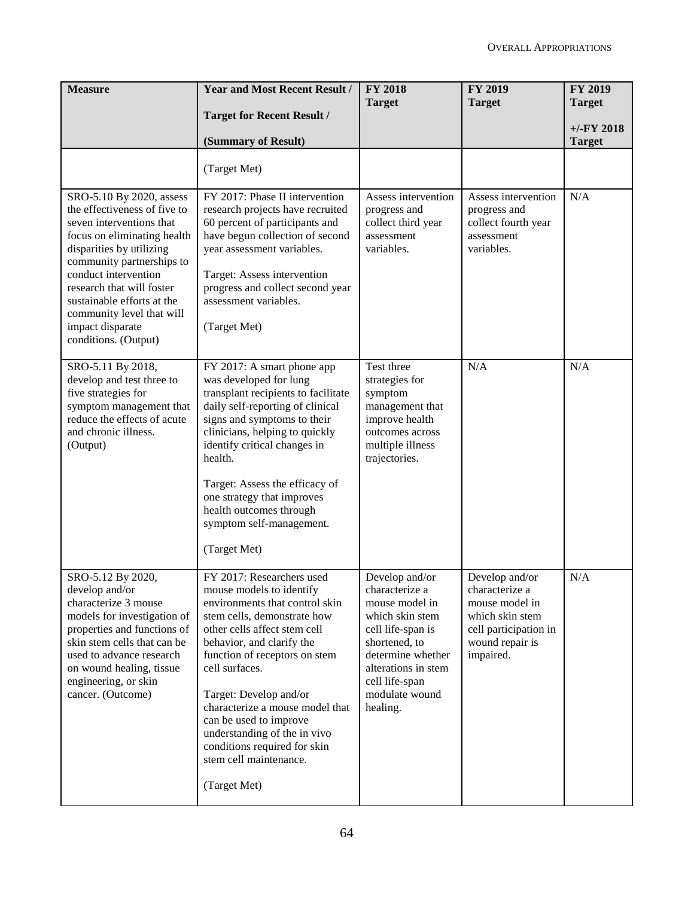| Measure | Year and Most Recent Result / Target for Recent Result / (Summary of Result) | FY 2018 Target | FY 2019 Target | FY 2019 Target +/-FY 2018 Target |
|---|---|---|---|---|
| | (Target Met) | | | |
| SRO-5.10 By 2020, assess the effectiveness of five to seven interventions that focus on eliminating health disparities by utilizing community partnerships to conduct intervention research that will foster sustainable efforts at the community level that will impact disparate conditions. (Output) | FY 2017: Phase II intervention research projects have recruited 60 percent of participants and have begun collection of second year assessment variables.<br><br>Target: Assess intervention progress and collect second year assessment variables.<br><br>(Target Met) | Assess intervention progress and collect third year assessment variables. | Assess intervention progress and collect fourth year assessment variables. | N/A |
| SRO-5.11 By 2018, develop and test three to five strategies for symptom management that reduce the effects of acute and chronic illness. (Output) | FY 2017: A smart phone app was developed for lung transplant recipients to facilitate daily self-reporting of clinical signs and symptoms to their clinicians, helping to quickly identify critical changes in health.<br><br>Target: Assess the efficacy of one strategy that improves health outcomes through symptom self-management.<br><br>(Target Met) | Test three strategies for symptom management that improve health outcomes across multiple illness trajectories. | N/A | N/A |
| SRO-5.12 By 2020, develop and/or characterize 3 mouse models for investigation of properties and functions of skin stem cells that can be used to advance research on wound healing, tissue engineering, or skin cancer. (Outcome) | FY 2017: Researchers used mouse models to identify environments that control skin stem cells, demonstrate how other cells affect stem cell behavior, and clarify the function of receptors on stem cell surfaces.<br><br>Target: Develop and/or characterize a mouse model that can be used to improve understanding of the in vivo conditions required for skin stem cell maintenance.<br><br>(Target Met) | Develop and/or characterize a mouse model in which skin stem cell life-span is shortened, to determine whether alterations in stem cell life-span modulate wound healing. | Develop and/or characterize a mouse model in which skin stem cell participation in wound repair is impaired. | N/A |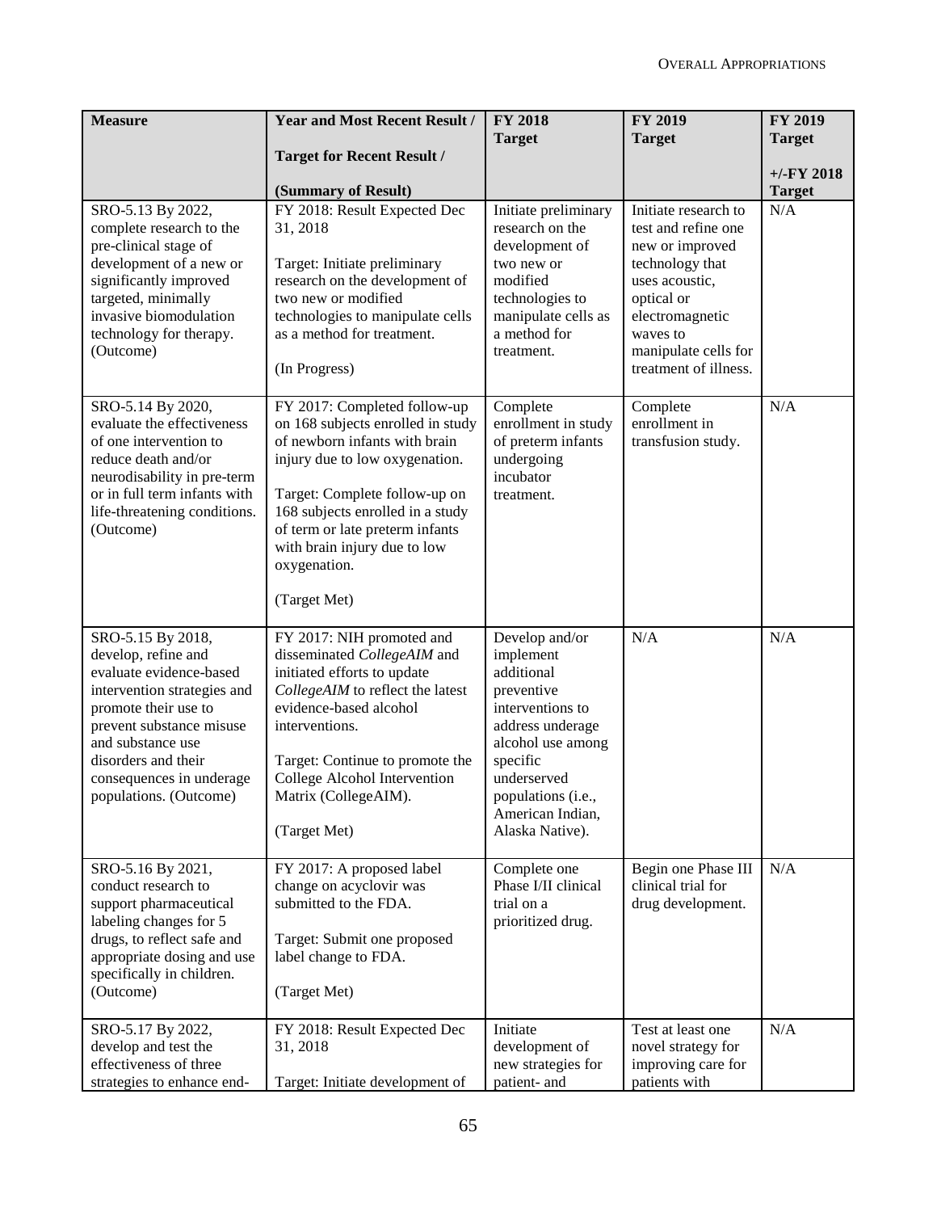| Measure | Year and Most Recent Result / Target for Recent Result / (Summary of Result) | FY 2018 Target | FY 2019 Target | FY 2019 Target +/-FY 2018 Target |
|---|---|---|---|---|
| SRO-5.13 By 2022, complete research to the pre-clinical stage of development of a new or significantly improved targeted, minimally invasive biomodulation technology for therapy. (Outcome) | FY 2018: Result Expected Dec 31, 2018<br><br>Target: Initiate preliminary research on the development of two new or modified technologies to manipulate cells as a method for treatment.<br><br>(In Progress) | Initiate preliminary research on the development of two new or modified technologies to manipulate cells as a method for treatment. | Initiate research to test and refine one new or improved technology that uses acoustic, optical or electromagnetic waves to manipulate cells for treatment of illness. | N/A |
| SRO-5.14 By 2020, evaluate the effectiveness of one intervention to reduce death and/or neurodisability in pre-term or in full term infants with life-threatening conditions. (Outcome) | FY 2017: Completed follow-up on 168 subjects enrolled in study of newborn infants with brain injury due to low oxygenation.<br><br>Target: Complete follow-up on 168 subjects enrolled in a study of term or late preterm infants with brain injury due to low oxygenation.<br><br>(Target Met) | Complete enrollment in study of preterm infants undergoing incubator treatment. | Complete enrollment in transfusion study. | N/A |
| SRO-5.15 By 2018, develop, refine and evaluate evidence-based intervention strategies and promote their use to prevent substance misuse and substance use disorders and their consequences in underage populations. (Outcome) | FY 2017: NIH promoted and disseminated *CollegeAIM* and initiated efforts to update *CollegeAIM* to reflect the latest evidence-based alcohol interventions.<br><br>Target: Continue to promote the College Alcohol Intervention Matrix (CollegeAIM).<br><br>(Target Met) | Develop and/or implement additional preventive interventions to address underage alcohol use among specific underserved populations (i.e., American Indian, Alaska Native). | N/A | N/A |
| SRO-5.16 By 2021, conduct research to support pharmaceutical labeling changes for 5 drugs, to reflect safe and appropriate dosing and use specifically in children. (Outcome) | FY 2017: A proposed label change on acyclovir was submitted to the FDA.<br><br>Target: Submit one proposed label change to FDA.<br><br>(Target Met) | Complete one Phase I/II clinical trial on a prioritized drug. | Begin one Phase III clinical trial for drug development. | N/A |
| SRO-5.17 By 2022, develop and test the effectiveness of three strategies to enhance end- | FY 2018: Result Expected Dec 31, 2018<br><br>Target: Initiate development of | Initiate development of new strategies for patient- and | Test at least one novel strategy for improving care for patients with | N/A |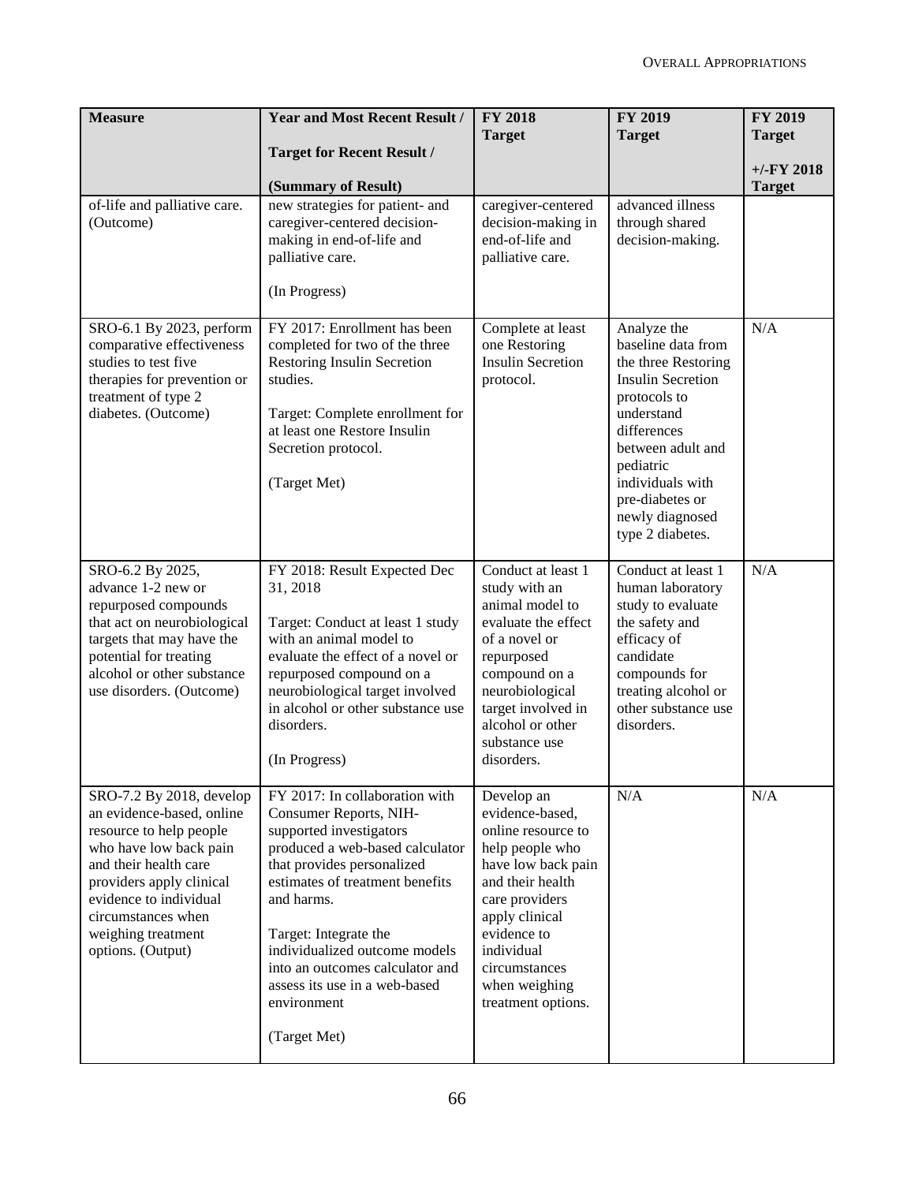| Measure | Year and Most Recent Result / Target for Recent Result / (Summary of Result) | FY 2018 Target | FY 2019 Target | FY 2019 Target +/-FY 2018 Target |
|---|---|---|---|---|
| of-life and palliative care. (Outcome) | new strategies for patient- and caregiver-centered decision-making in end-of-life and palliative care. (In Progress) | caregiver-centered decision-making in end-of-life and palliative care. | advanced illness through shared decision-making. | |
| SRO-6.1 By 2023, perform comparative effectiveness studies to test five therapies for prevention or treatment of type 2 diabetes. (Outcome) | FY 2017: Enrollment has been completed for two of the three Restoring Insulin Secretion studies. Target: Complete enrollment for at least one Restore Insulin Secretion protocol. (Target Met) | Complete at least one Restoring Insulin Secretion protocol. | Analyze the baseline data from the three Restoring Insulin Secretion protocols to understand differences between adult and pediatric individuals with pre-diabetes or newly diagnosed type 2 diabetes. | N/A |
| SRO-6.2 By 2025, advance 1-2 new or repurposed compounds that act on neurobiological targets that may have the potential for treating alcohol or other substance use disorders. (Outcome) | FY 2018: Result Expected Dec 31, 2018 Target: Conduct at least 1 study with an animal model to evaluate the effect of a novel or repurposed compound on a neurobiological target involved in alcohol or other substance use disorders. (In Progress) | Conduct at least 1 study with an animal model to evaluate the effect of a novel or repurposed compound on a neurobiological target involved in alcohol or other substance use disorders. | Conduct at least 1 human laboratory study to evaluate the safety and efficacy of candidate compounds for treating alcohol or other substance use disorders. | N/A |
| SRO-7.2 By 2018, develop an evidence-based, online resource to help people who have low back pain and their health care providers apply clinical evidence to individual circumstances when weighing treatment options. (Output) | FY 2017: In collaboration with Consumer Reports, NIH-supported investigators produced a web-based calculator that provides personalized estimates of treatment benefits and harms. Target: Integrate the individualized outcome models into an outcomes calculator and assess its use in a web-based environment (Target Met) | Develop an evidence-based, online resource to help people who have low back pain and their health care providers apply clinical evidence to individual circumstances when weighing treatment options. | N/A | N/A |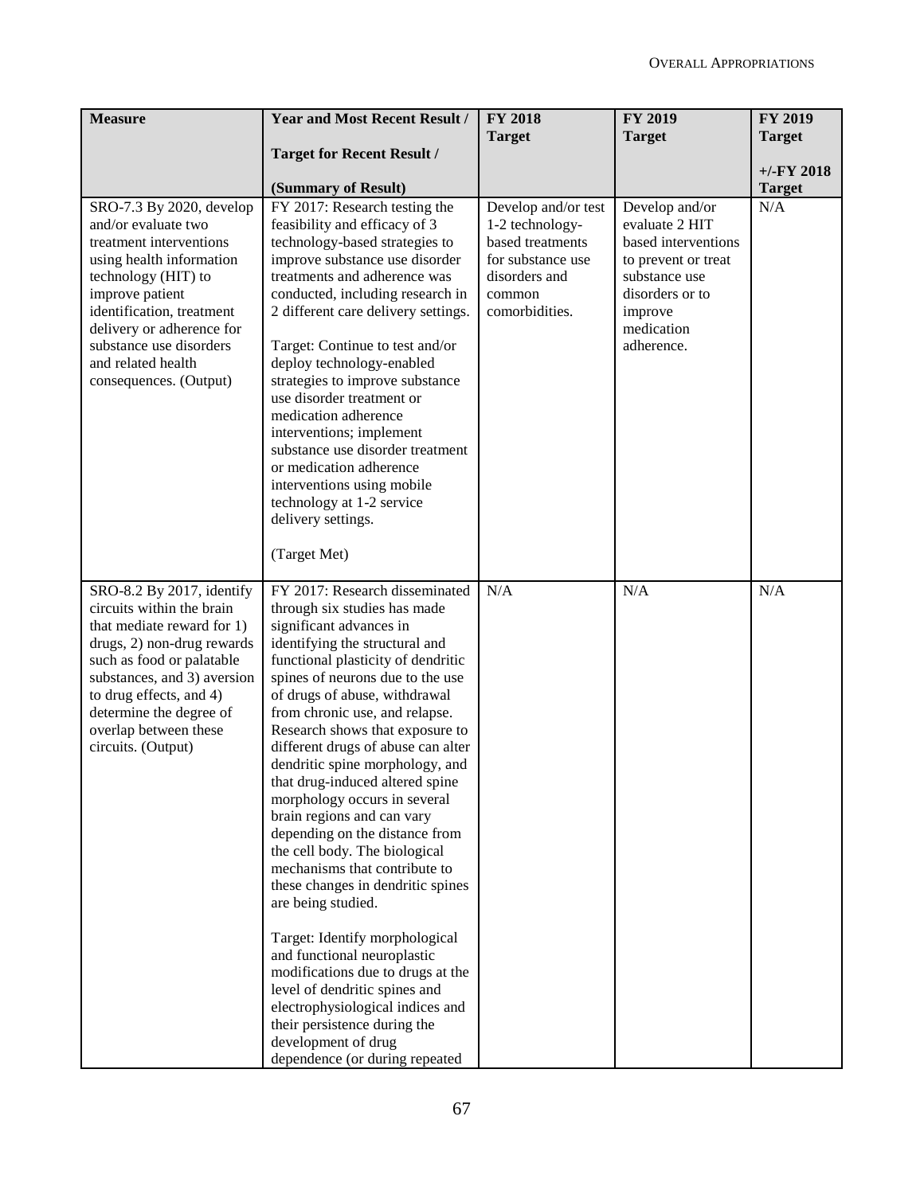| Measure | Year and Most Recent Result / Target for Recent Result / (Summary of Result) | FY 2018 Target | FY 2019 Target | FY 2019 Target +/-FY 2018 Target |
|---|---|---|---|---|
| SRO-7.3 By 2020, develop and/or evaluate two treatment interventions using health information technology (HIT) to improve patient identification, treatment delivery or adherence for substance use disorders and related health consequences. (Output) | FY 2017: Research testing the feasibility and efficacy of 3 technology-based strategies to improve substance use disorder treatments and adherence was conducted, including research in 2 different care delivery settings.<br><br>Target: Continue to test and/or deploy technology-enabled strategies to improve substance use disorder treatment or medication adherence interventions; implement substance use disorder treatment or medication adherence interventions using mobile technology at 1-2 service delivery settings.<br><br>(Target Met) | Develop and/or test 1-2 technology-based treatments for substance use disorders and common comorbidities. | Develop and/or evaluate 2 HIT based interventions to prevent or treat substance use disorders or to improve medication adherence. | N/A |
| SRO-8.2 By 2017, identify circuits within the brain that mediate reward for 1) drugs, 2) non-drug rewards such as food or palatable substances, and 3) aversion to drug effects, and 4) determine the degree of overlap between these circuits. (Output) | FY 2017: Research disseminated through six studies has made significant advances in identifying the structural and functional plasticity of dendritic spines of neurons due to the use of drugs of abuse, withdrawal from chronic use, and relapse. Research shows that exposure to different drugs of abuse can alter dendritic spine morphology, and that drug-induced altered spine morphology occurs in several brain regions and can vary depending on the distance from the cell body. The biological mechanisms that contribute to these changes in dendritic spines are being studied.<br><br>Target: Identify morphological and functional neuroplastic modifications due to drugs at the level of dendritic spines and electrophysiological indices and their persistence during the development of drug dependence (or during repeated | N/A | N/A | N/A |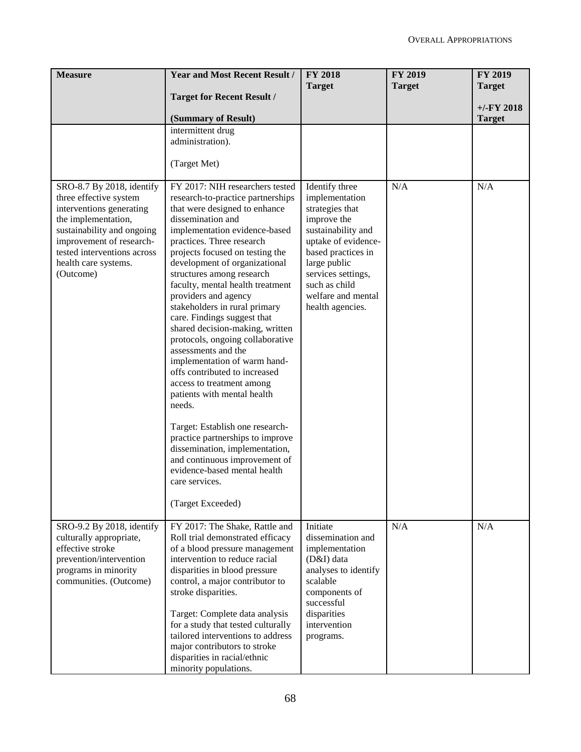| Measure | Year and Most Recent Result / Target for Recent Result / (Summary of Result) | FY 2018 Target | FY 2019 Target | FY 2019 Target +/-FY 2018 Target |
|---|---|---|---|---|
| | intermittent drug administration). (Target Met) | | | |
| SRO-8.7 By 2018, identify three effective system interventions generating the implementation, sustainability and ongoing improvement of research-tested interventions across health care systems. (Outcome) | FY 2017: NIH researchers tested research-to-practice partnerships that were designed to enhance dissemination and implementation evidence-based practices. Three research projects focused on testing the development of organizational structures among research faculty, mental health treatment providers and agency stakeholders in rural primary care. Findings suggest that shared decision-making, written protocols, ongoing collaborative assessments and the implementation of warm hand-offs contributed to increased access to treatment among patients with mental health needs.<br><br>Target: Establish one research-practice partnerships to improve dissemination, implementation, and continuous improvement of evidence-based mental health care services.<br><br>(Target Exceeded) | Identify three implementation strategies that improve the sustainability and uptake of evidence-based practices in large public services settings, such as child welfare and mental health agencies. | N/A | N/A |
| SRO-9.2 By 2018, identify culturally appropriate, effective stroke prevention/intervention programs in minority communities. (Outcome) | FY 2017: The Shake, Rattle and Roll trial demonstrated efficacy of a blood pressure management intervention to reduce racial disparities in blood pressure control, a major contributor to stroke disparities.<br><br>Target: Complete data analysis for a study that tested culturally tailored interventions to address major contributors to stroke disparities in racial/ethnic minority populations. | Initiate dissemination and implementation (D&I) data analyses to identify scalable components of successful disparities intervention programs. | N/A | N/A |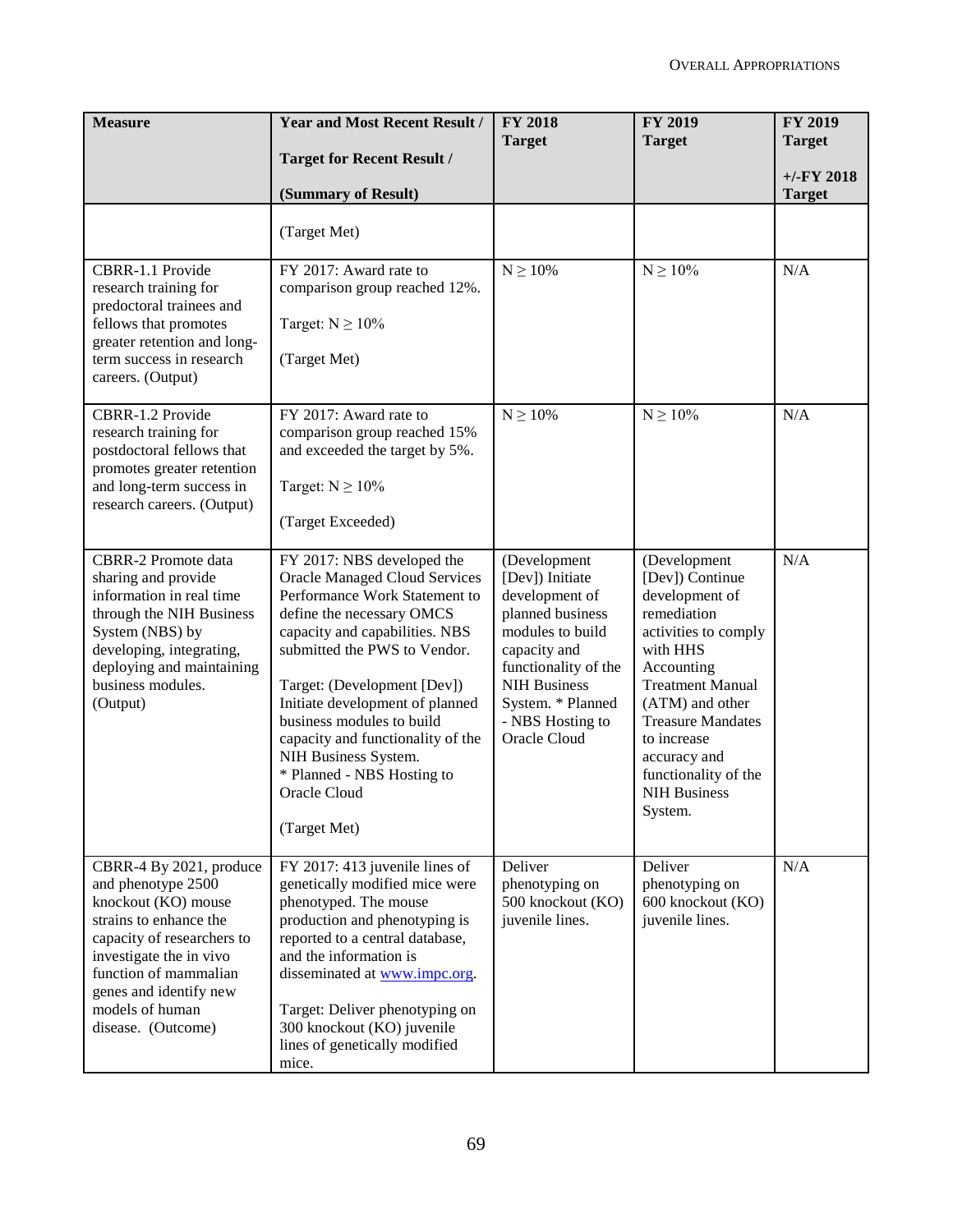| Measure | Year and Most Recent Result / Target for Recent Result / (Summary of Result) | FY 2018 Target | FY 2019 Target | FY 2019 Target +/-FY 2018 Target |
|---|---|---|---|---|
| | (Target Met) | | | |
| CBRR-1.1 Provide research training for predoctoral trainees and fellows that promotes greater retention and long-term success in research careers. (Output) | FY 2017: Award rate to comparison group reached 12%. Target: N ≥ 10% (Target Met) | N ≥ 10% | N ≥ 10% | N/A |
| CBRR-1.2 Provide research training for postdoctoral fellows that promotes greater retention and long-term success in research careers. (Output) | FY 2017: Award rate to comparison group reached 15% and exceeded the target by 5%. Target: N ≥ 10% (Target Exceeded) | N ≥ 10% | N ≥ 10% | N/A |
| CBRR-2 Promote data sharing and provide information in real time through the NIH Business System (NBS) by developing, integrating, deploying and maintaining business modules. (Output) | FY 2017: NBS developed the Oracle Managed Cloud Services Performance Work Statement to define the necessary OMCS capacity and capabilities. NBS submitted the PWS to Vendor. Target: (Development [Dev]) Initiate development of planned business modules to build capacity and functionality of the NIH Business System. * Planned - NBS Hosting to Oracle Cloud (Target Met) | (Development [Dev]) Initiate development of planned business modules to build capacity and functionality of the NIH Business System. * Planned - NBS Hosting to Oracle Cloud | (Development [Dev]) Continue development of remediation activities to comply with HHS Accounting Treatment Manual (ATM) and other Treasure Mandates to increase accuracy and functionality of the NIH Business System. | N/A |
| CBRR-4 By 2021, produce and phenotype 2500 knockout (KO) mouse strains to enhance the capacity of researchers to investigate the in vivo function of mammalian genes and identify new models of human disease. (Outcome) | FY 2017: 413 juvenile lines of genetically modified mice were phenotyped. The mouse production and phenotyping is reported to a central database, and the information is disseminated at www.impc.org. Target: Deliver phenotyping on 300 knockout (KO) juvenile lines of genetically modified mice. | Deliver phenotyping on 500 knockout (KO) juvenile lines. | Deliver phenotyping on 600 knockout (KO) juvenile lines. | N/A |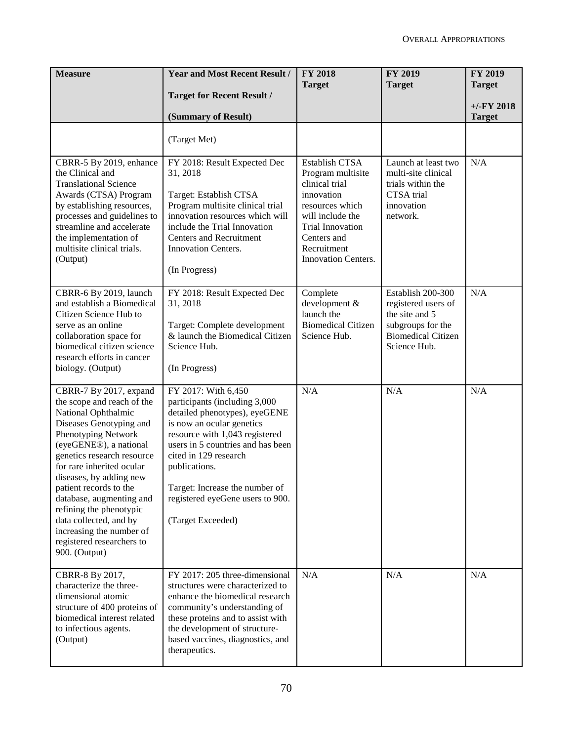| Measure | Year and Most Recent Result / Target for Recent Result / (Summary of Result) | FY 2018 Target | FY 2019 Target | FY 2019 Target +/-FY 2018 Target |
|---|---|---|---|---|
| | (Target Met) | | | |
| CBRR-5 By 2019, enhance the Clinical and Translational Science Awards (CTSA) Program by establishing resources, processes and guidelines to streamline and accelerate the implementation of multisite clinical trials. (Output) | FY 2018: Result Expected Dec 31, 2018<br><br>Target: Establish CTSA Program multisite clinical trial innovation resources which will include the Trial Innovation Centers and Recruitment Innovation Centers.<br><br>(In Progress) | Establish CTSA Program multisite clinical trial innovation resources which will include the Trial Innovation Centers and Recruitment Innovation Centers. | Launch at least two multi-site clinical trials within the CTSA trial innovation network. | N/A |
| CBRR-6 By 2019, launch and establish a Biomedical Citizen Science Hub to serve as an online collaboration space for biomedical citizen science research efforts in cancer biology. (Output) | FY 2018: Result Expected Dec 31, 2018<br><br>Target: Complete development & launch the Biomedical Citizen Science Hub.<br><br>(In Progress) | Complete development & launch the Biomedical Citizen Science Hub. | Establish 200-300 registered users of the site and 5 subgroups for the Biomedical Citizen Science Hub. | N/A |
| CBRR-7 By 2017, expand the scope and reach of the National Ophthalmic Diseases Genotyping and Phenotyping Network (eyeGENE®), a national genetics research resource for rare inherited ocular diseases, by adding new patient records to the database, augmenting and refining the phenotypic data collected, and by increasing the number of registered researchers to 900. (Output) | FY 2017: With 6,450 participants (including 3,000 detailed phenotypes), eyeGENE is now an ocular genetics resource with 1,043 registered users in 5 countries and has been cited in 129 research publications.<br><br>Target: Increase the number of registered eyeGene users to 900.<br><br>(Target Exceeded) | N/A | N/A | N/A |
| CBRR-8 By 2017, characterize the three-dimensional atomic structure of 400 proteins of biomedical interest related to infectious agents. (Output) | FY 2017: 205 three-dimensional structures were characterized to enhance the biomedical research community's understanding of these proteins and to assist with the development of structure-based vaccines, diagnostics, and therapeutics. | N/A | N/A | N/A |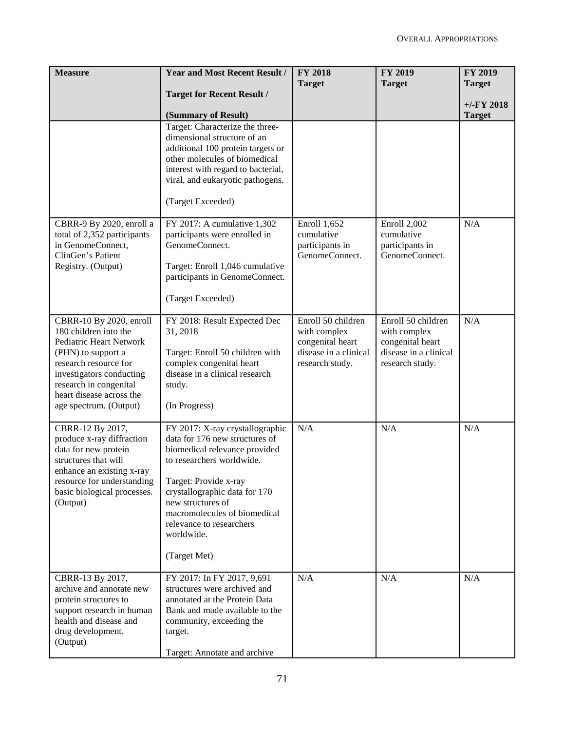| Measure | Year and Most Recent Result / Target for Recent Result / (Summary of Result) | FY 2018 Target | FY 2019 Target | FY 2019 Target +/-FY 2018 Target |
|---|---|---|---|---|
| | Target: Characterize the three-dimensional structure of an additional 100 protein targets or other molecules of biomedical interest with regard to bacterial, viral, and eukaryotic pathogens. (Target Exceeded) | | | |
| CBRR-9 By 2020, enroll a total of 2,352 participants in GenomeConnect, ClinGen's Patient Registry. (Output) | FY 2017: A cumulative 1,302 participants were enrolled in GenomeConnect. Target: Enroll 1,046 cumulative participants in GenomeConnect. (Target Exceeded) | Enroll 1,652 cumulative participants in GenomeConnect. | Enroll 2,002 cumulative participants in GenomeConnect. | N/A |
| CBRR-10 By 2020, enroll 180 children into the Pediatric Heart Network (PHN) to support a research resource for investigators conducting research in congenital heart disease across the age spectrum. (Output) | FY 2018: Result Expected Dec 31, 2018 Target: Enroll 50 children with complex congenital heart disease in a clinical research study. (In Progress) | Enroll 50 children with complex congenital heart disease in a clinical research study. | Enroll 50 children with complex congenital heart disease in a clinical research study. | N/A |
| CBRR-12 By 2017, produce x-ray diffraction data for new protein structures that will enhance an existing x-ray resource for understanding basic biological processes. (Output) | FY 2017: X-ray crystallographic data for 176 new structures of biomedical relevance provided to researchers worldwide. Target: Provide x-ray crystallographic data for 170 new structures of macromolecules of biomedical relevance to researchers worldwide. (Target Met) | N/A | N/A | N/A |
| CBRR-13 By 2017, archive and annotate new protein structures to support research in human health and disease and drug development. (Output) | FY 2017: In FY 2017, 9,691 structures were archived and annotated at the Protein Data Bank and made available to the community, exceeding the target. Target: Annotate and archive | N/A | N/A | N/A |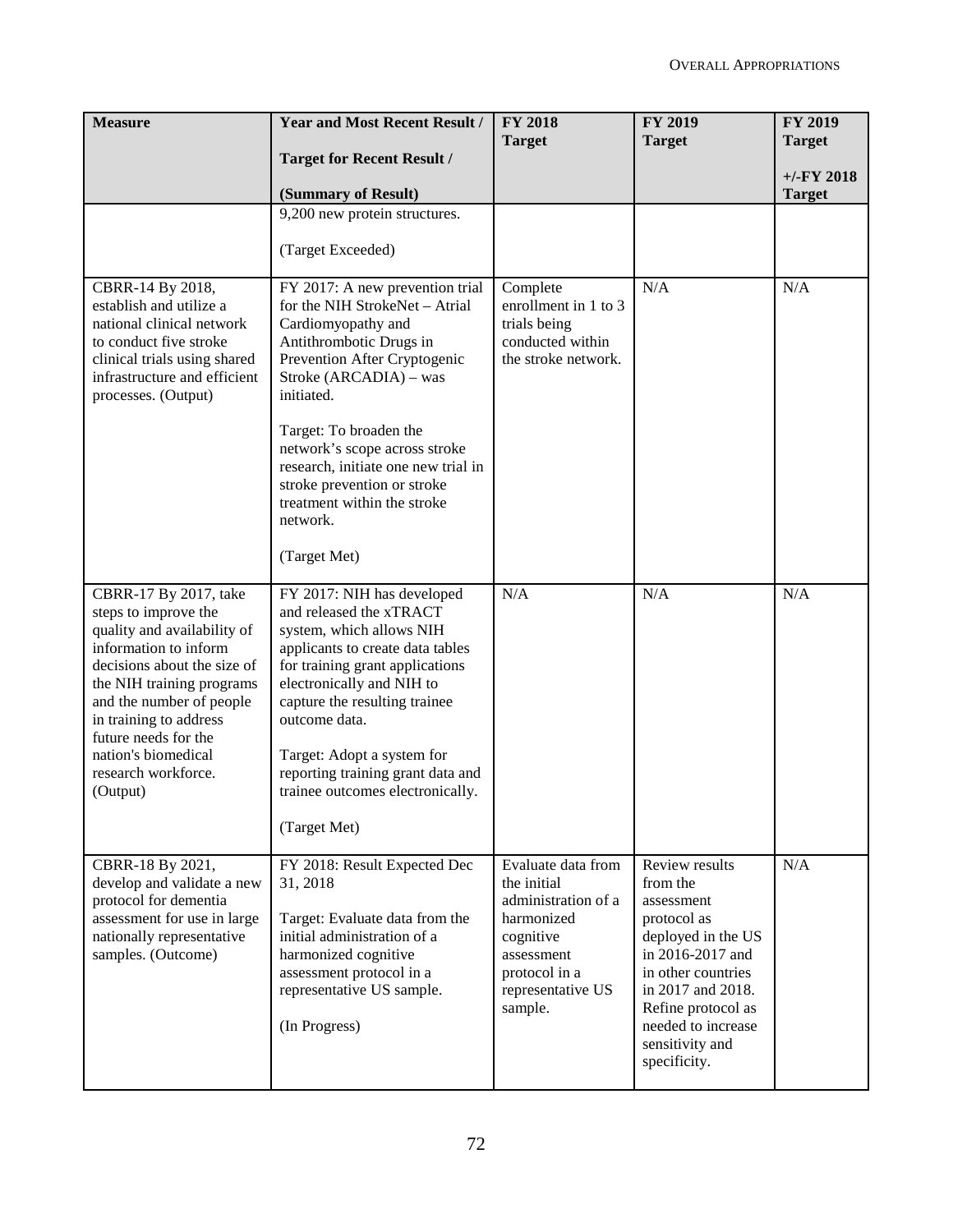| Measure | Year and Most Recent Result / Target for Recent Result / (Summary of Result) | FY 2018 Target | FY 2019 Target | FY 2019 Target +/-FY 2018 Target |
|---|---|---|---|---|
| | 9,200 new protein structures.<br><br>(Target Exceeded) | | | |
| CBRR-14 By 2018, establish and utilize a national clinical network to conduct five stroke clinical trials using shared infrastructure and efficient processes. (Output) | FY 2017: A new prevention trial for the NIH StrokeNet – Atrial Cardiomyopathy and Antithrombotic Drugs in Prevention After Cryptogenic Stroke (ARCADIA) – was initiated.<br><br>Target: To broaden the network's scope across stroke research, initiate one new trial in stroke prevention or stroke treatment within the stroke network.<br><br>(Target Met) | Complete enrollment in 1 to 3 trials being conducted within the stroke network. | N/A | N/A |
| CBRR-17 By 2017, take steps to improve the quality and availability of information to inform decisions about the size of the NIH training programs and the number of people in training to address future needs for the nation's biomedical research workforce. (Output) | FY 2017: NIH has developed and released the xTRACT system, which allows NIH applicants to create data tables for training grant applications electronically and NIH to capture the resulting trainee outcome data.<br><br>Target: Adopt a system for reporting training grant data and trainee outcomes electronically.<br><br>(Target Met) | N/A | N/A | N/A |
| CBRR-18 By 2021, develop and validate a new protocol for dementia assessment for use in large nationally representative samples. (Outcome) | FY 2018: Result Expected Dec 31, 2018<br><br>Target: Evaluate data from the initial administration of a harmonized cognitive assessment protocol in a representative US sample.<br><br>(In Progress) | Evaluate data from the initial administration of a harmonized cognitive assessment protocol in a representative US sample. | Review results from the assessment protocol as deployed in the US in 2016-2017 and in other countries in 2017 and 2018. Refine protocol as needed to increase sensitivity and specificity. | N/A |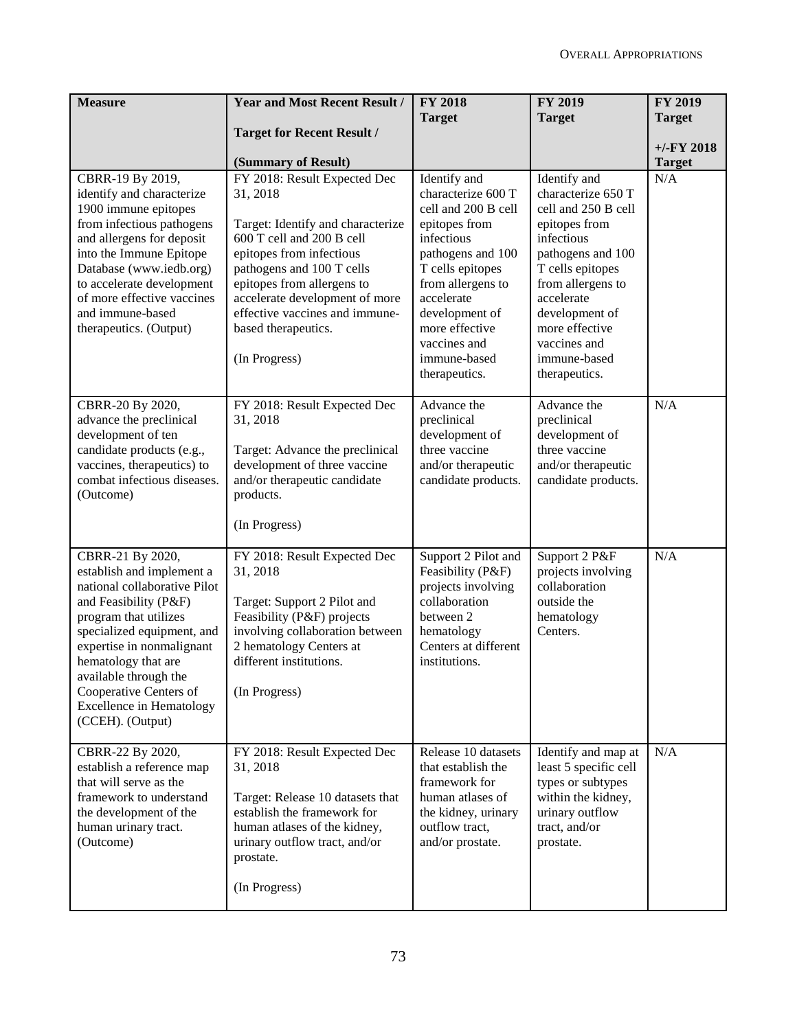| Measure | Year and Most Recent Result / Target for Recent Result / (Summary of Result) | FY 2018 Target | FY 2019 Target | FY 2019 Target +/-FY 2018 Target |
|---|---|---|---|---|
| CBRR-19 By 2019, identify and characterize 1900 immune epitopes from infectious pathogens and allergens for deposit into the Immune Epitope Database (www.iedb.org) to accelerate development of more effective vaccines and immune-based therapeutics. (Output) | FY 2018: Result Expected Dec 31, 2018<br><br>Target: Identify and characterize 600 T cell and 200 B cell epitopes from infectious pathogens and 100 T cells epitopes from allergens to accelerate development of more effective vaccines and immune-based therapeutics.<br><br>(In Progress) | Identify and characterize 600 T cell and 200 B cell epitopes from infectious pathogens and 100 T cells epitopes from allergens to accelerate development of more effective vaccines and immune-based therapeutics. | Identify and characterize 650 T cell and 250 B cell epitopes from infectious pathogens and 100 T cells epitopes from allergens to accelerate development of more effective vaccines and immune-based therapeutics. | N/A |
| CBRR-20 By 2020, advance the preclinical development of ten candidate products (e.g., vaccines, therapeutics) to combat infectious diseases. (Outcome) | FY 2018: Result Expected Dec 31, 2018<br><br>Target: Advance the preclinical development of three vaccine and/or therapeutic candidate products.<br><br>(In Progress) | Advance the preclinical development of three vaccine and/or therapeutic candidate products. | Advance the preclinical development of three vaccine and/or therapeutic candidate products. | N/A |
| CBRR-21 By 2020, establish and implement a national collaborative Pilot and Feasibility (P&F) program that utilizes specialized equipment, and expertise in nonmalignant hematology that are available through the Cooperative Centers of Excellence in Hematology (CCEH). (Output) | FY 2018: Result Expected Dec 31, 2018<br><br>Target: Support 2 Pilot and Feasibility (P&F) projects involving collaboration between 2 hematology Centers at different institutions.<br><br>(In Progress) | Support 2 Pilot and Feasibility (P&F) projects involving collaboration between 2 hematology Centers at different institutions. | Support 2 P&F projects involving collaboration outside the hematology Centers. | N/A |
| CBRR-22 By 2020, establish a reference map that will serve as the framework to understand the development of the human urinary tract. (Outcome) | FY 2018: Result Expected Dec 31, 2018<br><br>Target: Release 10 datasets that establish the framework for human atlases of the kidney, urinary outflow tract, and/or prostate.<br><br>(In Progress) | Release 10 datasets that establish the framework for human atlases of the kidney, urinary outflow tract, and/or prostate. | Identify and map at least 5 specific cell types or subtypes within the kidney, urinary outflow tract, and/or prostate. | N/A |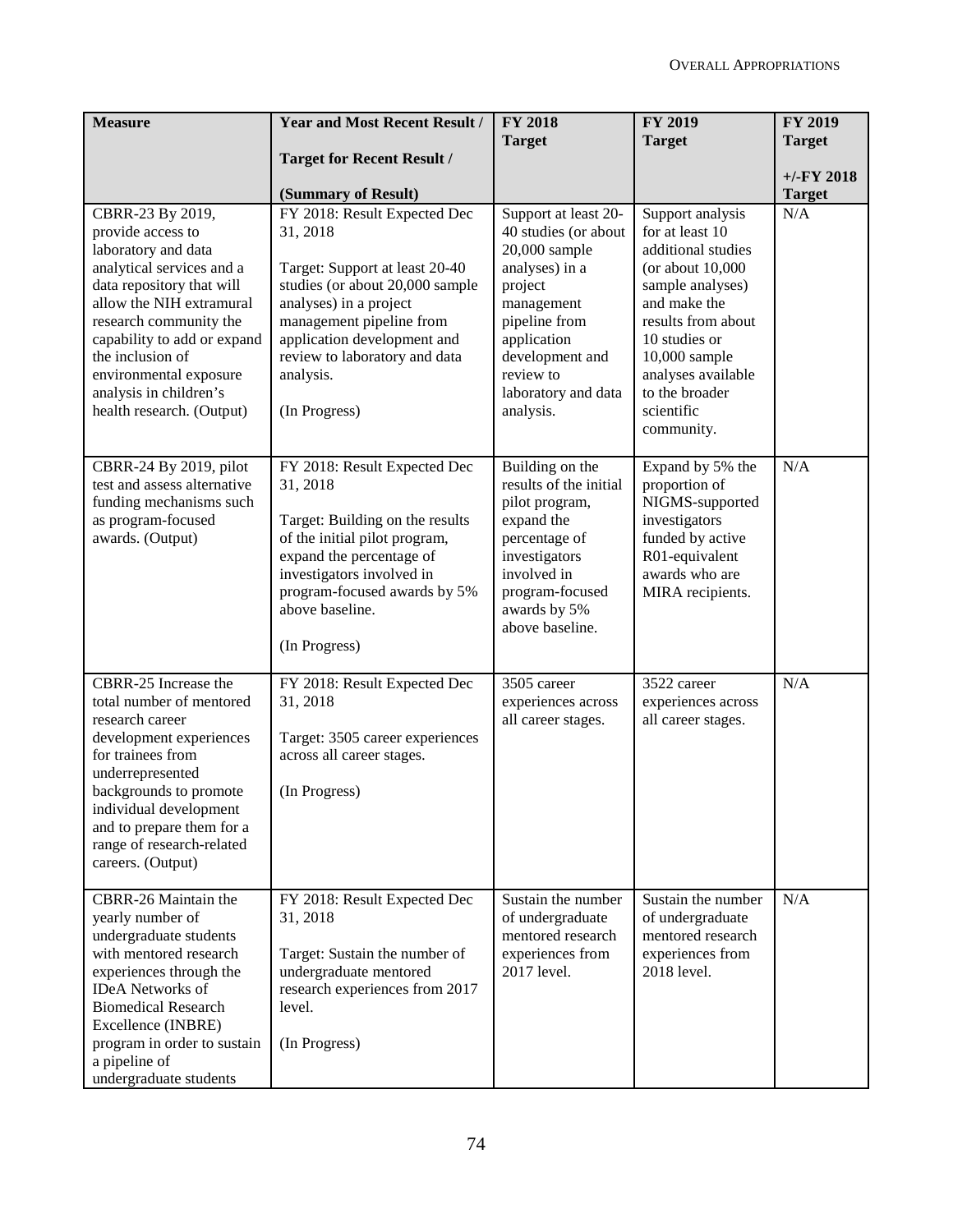| Measure | Year and Most Recent Result / Target for Recent Result / (Summary of Result) | FY 2018 Target | FY 2019 Target | FY 2019 Target +/-FY 2018 Target |
|---|---|---|---|---|
| CBRR-23 By 2019, provide access to laboratory and data analytical services and a data repository that will allow the NIH extramural research community the capability to add or expand the inclusion of environmental exposure analysis in children's health research. (Output) | FY 2018: Result Expected Dec 31, 2018<br><br>Target: Support at least 20-40 studies (or about 20,000 sample analyses) in a project management pipeline from application development and review to laboratory and data analysis.<br><br>(In Progress) | Support at least 20-40 studies (or about 20,000 sample analyses) in a project management pipeline from application development and review to laboratory and data analysis. | Support analysis for at least 10 additional studies (or about 10,000 sample analyses) and make the results from about 10 studies or 10,000 sample analyses available to the broader scientific community. | N/A |
| CBRR-24 By 2019, pilot test and assess alternative funding mechanisms such as program-focused awards. (Output) | FY 2018: Result Expected Dec 31, 2018<br><br>Target: Building on the results of the initial pilot program, expand the percentage of investigators involved in program-focused awards by 5% above baseline.<br><br>(In Progress) | Building on the results of the initial pilot program, expand the percentage of investigators involved in program-focused awards by 5% above baseline. | Expand by 5% the proportion of NIGMS-supported investigators funded by active R01-equivalent awards who are MIRA recipients. | N/A |
| CBRR-25 Increase the total number of mentored research career development experiences for trainees from underrepresented backgrounds to promote individual development and to prepare them for a range of research-related careers. (Output) | FY 2018: Result Expected Dec 31, 2018<br><br>Target: 3505 career experiences across all career stages.<br><br>(In Progress) | 3505 career experiences across all career stages. | 3522 career experiences across all career stages. | N/A |
| CBRR-26 Maintain the yearly number of undergraduate students with mentored research experiences through the IDeA Networks of Biomedical Research Excellence (INBRE) program in order to sustain a pipeline of undergraduate students | FY 2018: Result Expected Dec 31, 2018<br><br>Target: Sustain the number of undergraduate mentored research experiences from 2017 level.<br><br>(In Progress) | Sustain the number of undergraduate mentored research experiences from 2017 level. | Sustain the number of undergraduate mentored research experiences from 2018 level. | N/A |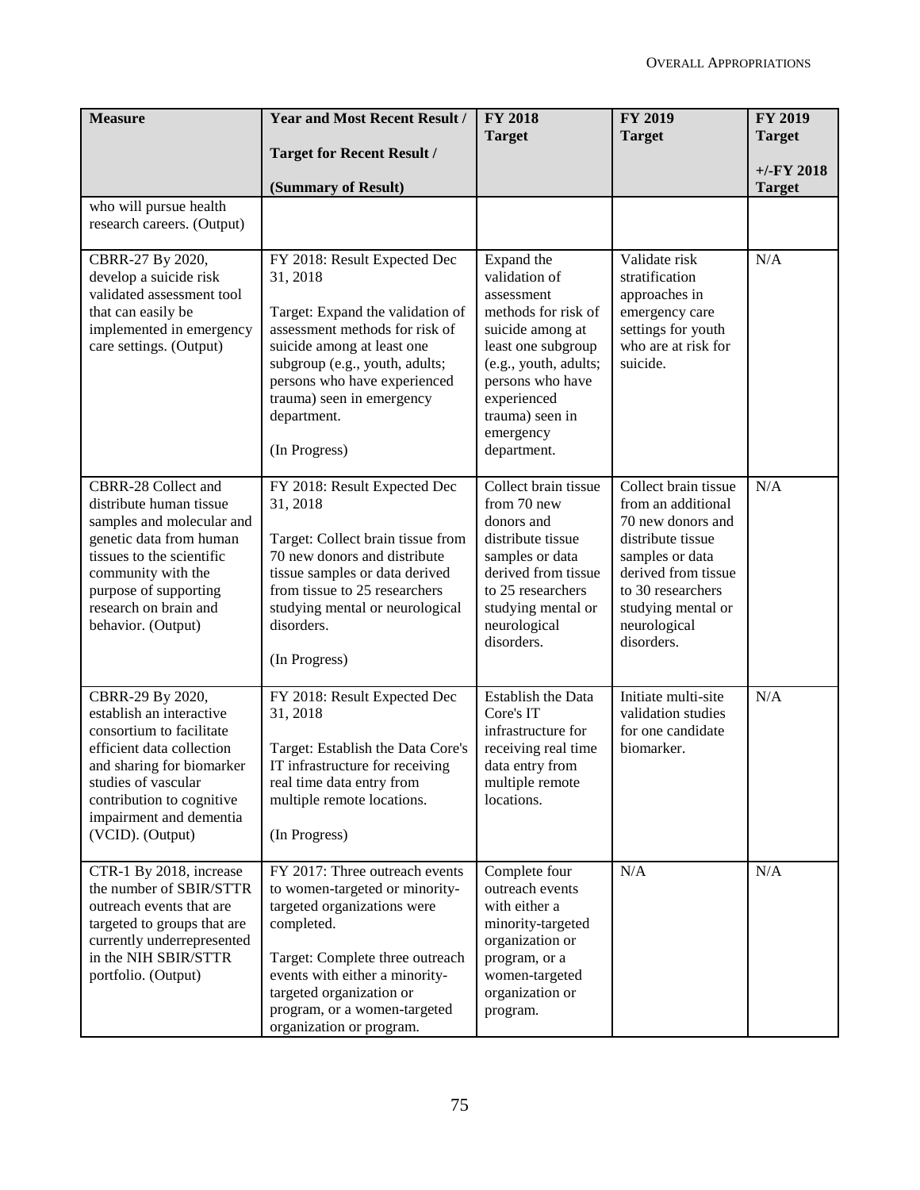| Measure | Year and Most Recent Result / Target for Recent Result / (Summary of Result) | FY 2018 Target | FY 2019 Target | FY 2019 Target +/-FY 2018 Target |
|---|---|---|---|---|
| who will pursue health research careers. (Output) | | | | |
| CBRR-27 By 2020, develop a suicide risk validated assessment tool that can easily be implemented in emergency care settings. (Output) | FY 2018: Result Expected Dec 31, 2018<br><br>Target: Expand the validation of assessment methods for risk of suicide among at least one subgroup (e.g., youth, adults; persons who have experienced trauma) seen in emergency department.<br><br>(In Progress) | Expand the validation of assessment methods for risk of suicide among at least one subgroup (e.g., youth, adults; persons who have experienced trauma) seen in emergency department. | Validate risk stratification approaches in emergency care settings for youth who are at risk for suicide. | N/A |
| CBRR-28 Collect and distribute human tissue samples and molecular and genetic data from human tissues to the scientific community with the purpose of supporting research on brain and behavior. (Output) | FY 2018: Result Expected Dec 31, 2018<br><br>Target: Collect brain tissue from 70 new donors and distribute tissue samples or data derived from tissue to 25 researchers studying mental or neurological disorders.<br><br>(In Progress) | Collect brain tissue from 70 new donors and distribute tissue samples or data derived from tissue to 25 researchers studying mental or neurological disorders. | Collect brain tissue from an additional 70 new donors and distribute tissue samples or data derived from tissue to 30 researchers studying mental or neurological disorders. | N/A |
| CBRR-29 By 2020, establish an interactive consortium to facilitate efficient data collection and sharing for biomarker studies of vascular contribution to cognitive impairment and dementia (VCID). (Output) | FY 2018: Result Expected Dec 31, 2018<br><br>Target: Establish the Data Core's IT infrastructure for receiving real time data entry from multiple remote locations.<br><br>(In Progress) | Establish the Data Core's IT infrastructure for receiving real time data entry from multiple remote locations. | Initiate multi-site validation studies for one candidate biomarker. | N/A |
| CTR-1 By 2018, increase the number of SBIR/STTR outreach events that are targeted to groups that are currently underrepresented in the NIH SBIR/STTR portfolio. (Output) | FY 2017: Three outreach events to women-targeted or minority-targeted organizations were completed.<br><br>Target: Complete three outreach events with either a minority-targeted organization or program, or a women-targeted organization or program. | Complete four outreach events with either a minority-targeted organization or program, or a women-targeted organization or program. | N/A | N/A |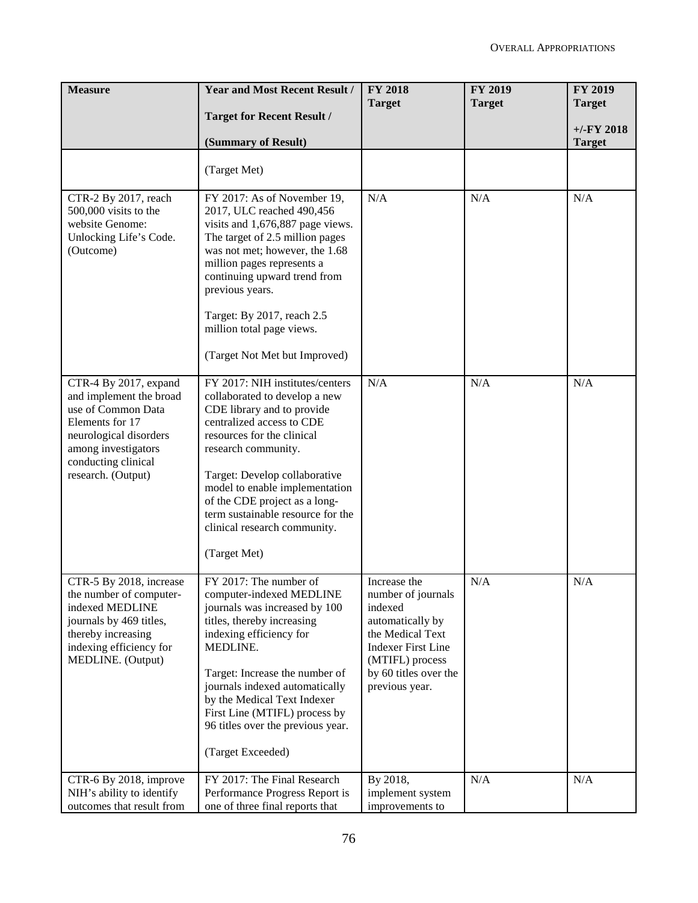| Measure | Year and Most Recent Result / Target for Recent Result / (Summary of Result) | FY 2018 Target | FY 2019 Target | FY 2019 Target +/-FY 2018 Target |
|---|---|---|---|---|
| | (Target Met) | | | |
| CTR-2 By 2017, reach 500,000 visits to the website Genome: Unlocking Life's Code. (Outcome) | FY 2017: As of November 19, 2017, ULC reached 490,456 visits and 1,676,887 page views. The target of 2.5 million pages was not met; however, the 1.68 million pages represents a continuing upward trend from previous years.<br><br>Target: By 2017, reach 2.5 million total page views.<br><br>(Target Not Met but Improved) | N/A | N/A | N/A |
| CTR-4 By 2017, expand and implement the broad use of Common Data Elements for 17 neurological disorders among investigators conducting clinical research. (Output) | FY 2017: NIH institutes/centers collaborated to develop a new CDE library and to provide centralized access to CDE resources for the clinical research community.<br><br>Target: Develop collaborative model to enable implementation of the CDE project as a long-term sustainable resource for the clinical research community.<br><br>(Target Met) | N/A | N/A | N/A |
| CTR-5 By 2018, increase the number of computer-indexed MEDLINE journals by 469 titles, thereby increasing indexing efficiency for MEDLINE. (Output) | FY 2017: The number of computer-indexed MEDLINE journals was increased by 100 titles, thereby increasing indexing efficiency for MEDLINE.<br><br>Target: Increase the number of journals indexed automatically by the Medical Text Indexer First Line (MTIFL) process by 96 titles over the previous year.<br><br>(Target Exceeded) | Increase the number of journals indexed automatically by the Medical Text Indexer First Line (MTIFL) process by 60 titles over the previous year. | N/A | N/A |
| CTR-6 By 2018, improve NIH's ability to identify outcomes that result from | FY 2017: The Final Research Performance Progress Report is one of three final reports that | By 2018, implement system improvements to | N/A | N/A |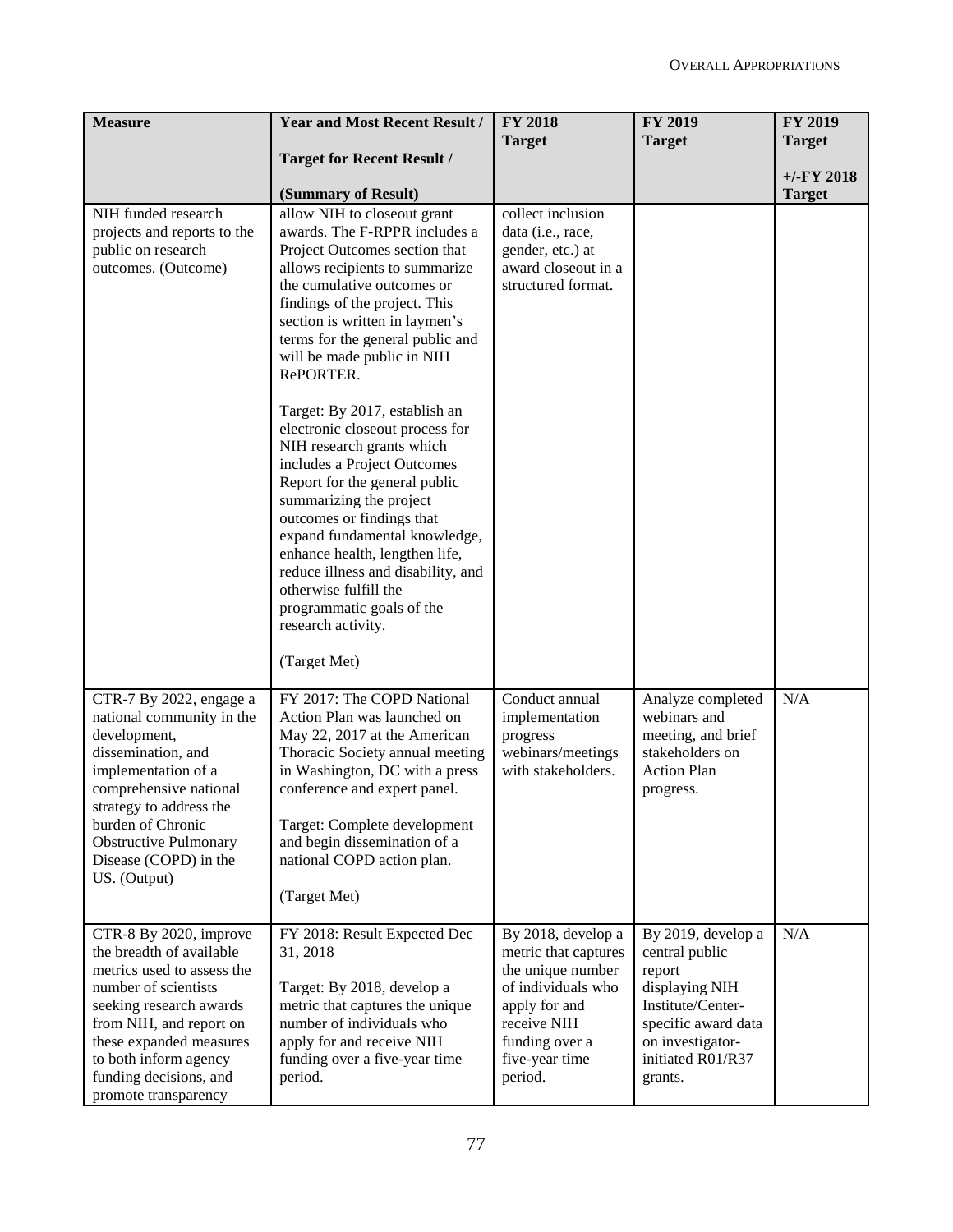| Measure | Year and Most Recent Result / Target for Recent Result / (Summary of Result) | FY 2018 Target | FY 2019 Target | FY 2019 Target +/-FY 2018 Target |
|---|---|---|---|---|
| NIH funded research projects and reports to the public on research outcomes. (Outcome) | allow NIH to closeout grant awards. The F-RPPR includes a Project Outcomes section that allows recipients to summarize the cumulative outcomes or findings of the project. This section is written in laymen's terms for the general public and will be made public in NIH RePORTER.<br><br>Target: By 2017, establish an electronic closeout process for NIH research grants which includes a Project Outcomes Report for the general public summarizing the project outcomes or findings that expand fundamental knowledge, enhance health, lengthen life, reduce illness and disability, and otherwise fulfill the programmatic goals of the research activity.<br><br>(Target Met) | collect inclusion data (i.e., race, gender, etc.) at award closeout in a structured format. | | |
| CTR-7 By 2022, engage a national community in the development, dissemination, and implementation of a comprehensive national strategy to address the burden of Chronic Obstructive Pulmonary Disease (COPD) in the US. (Output) | FY 2017: The COPD National Action Plan was launched on May 22, 2017 at the American Thoracic Society annual meeting in Washington, DC with a press conference and expert panel.<br><br>Target: Complete development and begin dissemination of a national COPD action plan.<br><br>(Target Met) | Conduct annual implementation progress webinars/meetings with stakeholders. | Analyze completed webinars and meeting, and brief stakeholders on Action Plan progress. | N/A |
| CTR-8 By 2020, improve the breadth of available metrics used to assess the number of scientists seeking research awards from NIH, and report on these expanded measures to both inform agency funding decisions, and promote transparency | FY 2018: Result Expected Dec 31, 2018<br><br>Target: By 2018, develop a metric that captures the unique number of individuals who apply for and receive NIH funding over a five-year time period. | By 2018, develop a metric that captures the unique number of individuals who apply for and receive NIH funding over a five-year time period. | By 2019, develop a central public report displaying NIH Institute/Center-specific award data on investigator-initiated R01/R37 grants. | N/A |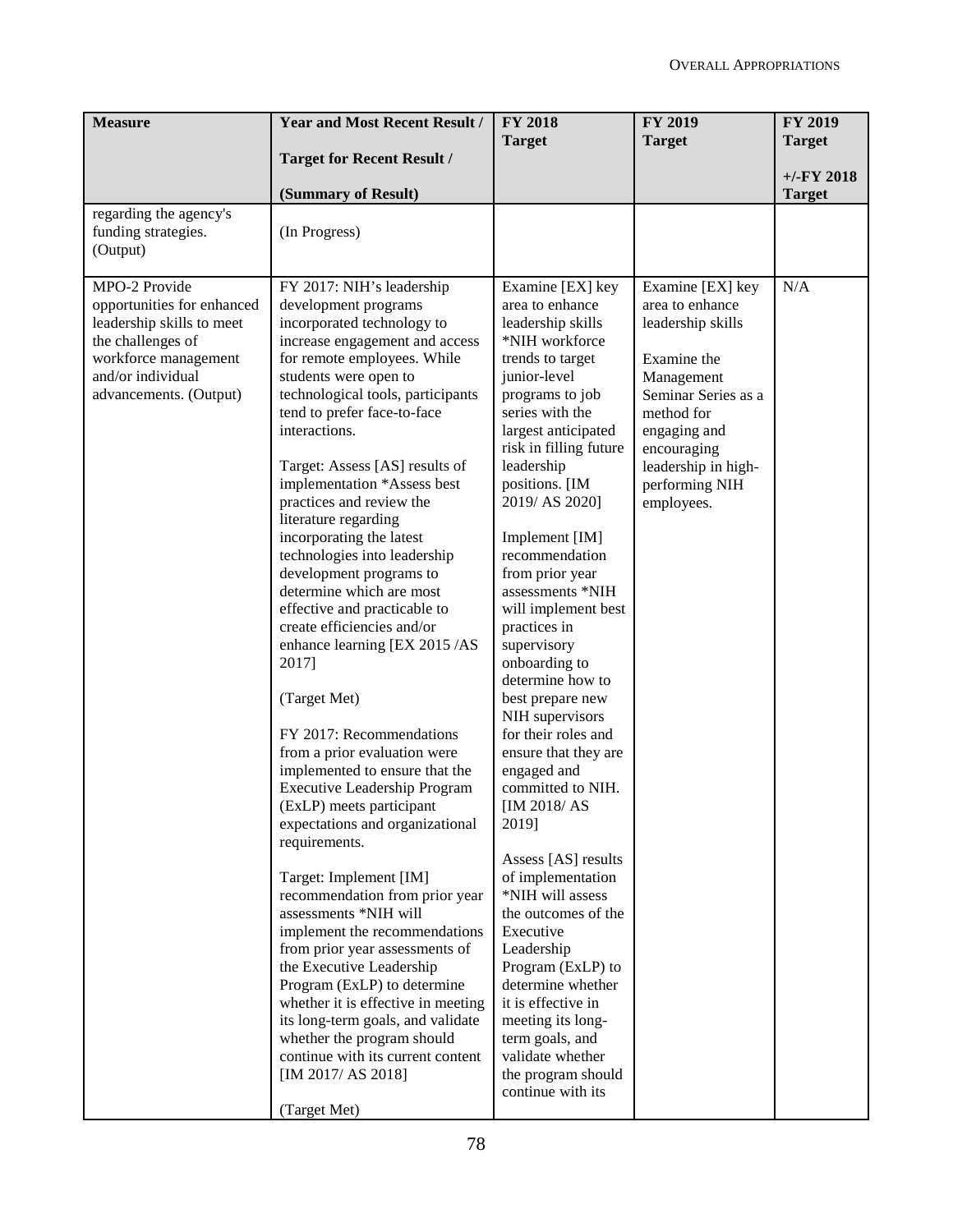| Measure | Year and Most Recent Result / Target for Recent Result / (Summary of Result) | FY 2018 Target | FY 2019 Target | FY 2019 Target +/-FY 2018 Target |
|---|---|---|---|---|
| regarding the agency's funding strategies. (Output) | (In Progress) | | | |
| MPO-2 Provide opportunities for enhanced leadership skills to meet the challenges of workforce management and/or individual advancements. (Output) | FY 2017: NIH's leadership development programs incorporated technology to increase engagement and access for remote employees. While students were open to technological tools, participants tend to prefer face-to-face interactions.<br><br>Target: Assess [AS] results of implementation *Assess best practices and review the literature regarding incorporating the latest technologies into leadership development programs to determine which are most effective and practicable to create efficiencies and/or enhance learning [EX 2015 /AS 2017]<br><br>(Target Met)<br><br>FY 2017: Recommendations from a prior evaluation were implemented to ensure that the Executive Leadership Program (ExLP) meets participant expectations and organizational requirements.<br><br>Target: Implement [IM] recommendation from prior year assessments *NIH will implement the recommendations from prior year assessments of the Executive Leadership Program (ExLP) to determine whether it is effective in meeting its long-term goals, and validate whether the program should continue with its current content [IM 2017/ AS 2018]<br><br>(Target Met) | Examine [EX] key area to enhance leadership skills *NIH workforce trends to target junior-level programs to job series with the largest anticipated risk in filling future leadership positions. [IM 2019/ AS 2020]<br><br>Implement [IM] recommendation from prior year assessments *NIH will implement best practices in supervisory onboarding to determine how to best prepare new NIH supervisors for their roles and ensure that they are engaged and committed to NIH. [IM 2018/ AS 2019]<br><br>Assess [AS] results of implementation *NIH will assess the outcomes of the Executive Leadership Program (ExLP) to determine whether it is effective in meeting its long-term goals, and validate whether the program should continue with its | Examine [EX] key area to enhance leadership skills<br><br>Examine the Management Seminar Series as a method for engaging and encouraging leadership in high-performing NIH employees. | N/A |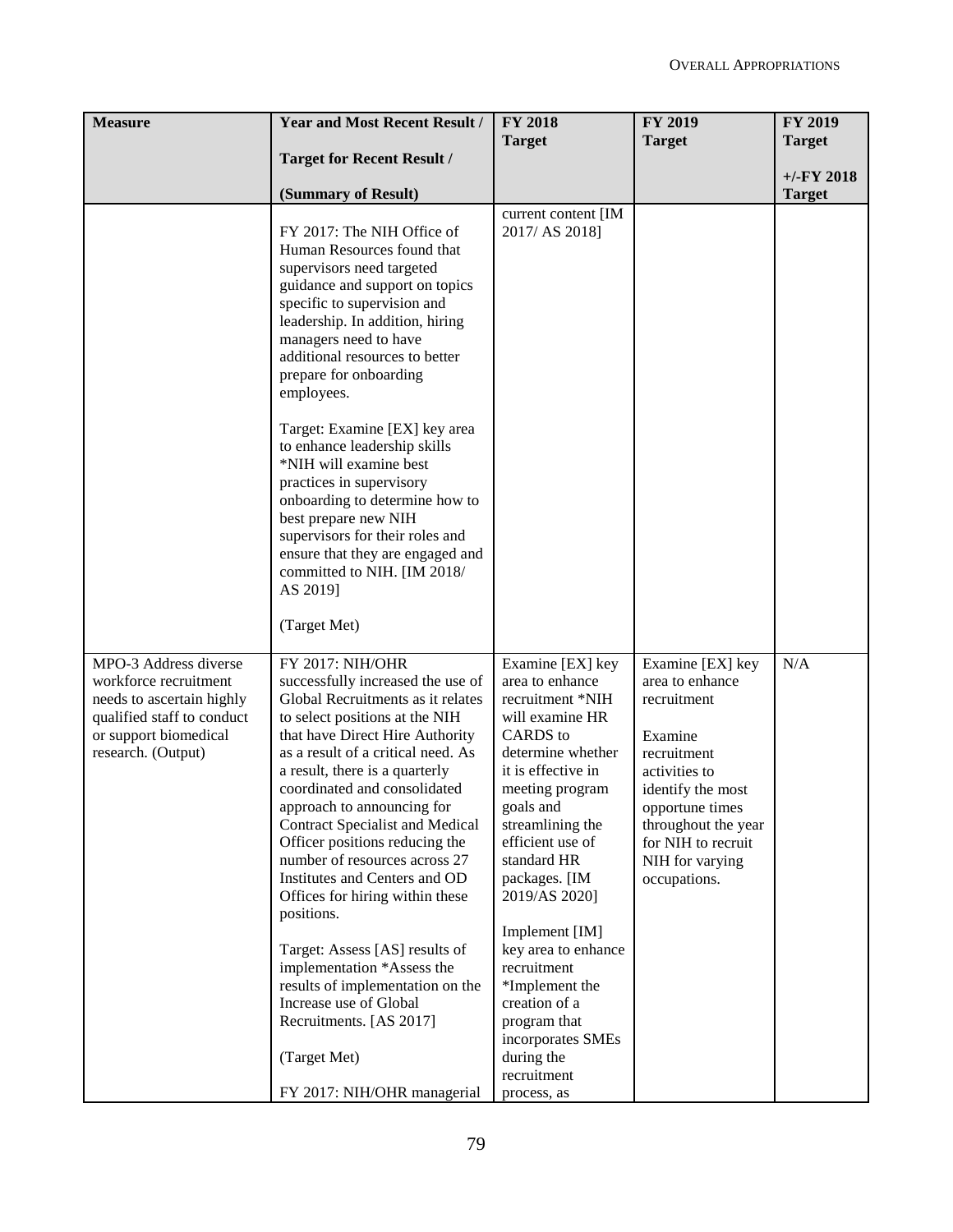| Measure | Year and Most Recent Result / Target for Recent Result / (Summary of Result) | FY 2018 Target | FY 2019 Target | FY 2019 Target +/-FY 2018 Target |
|---|---|---|---|---|
| | FY 2017: The NIH Office of Human Resources found that supervisors need targeted guidance and support on topics specific to supervision and leadership. In addition, hiring managers need to have additional resources to better prepare for onboarding employees.<br><br>Target: Examine [EX] key area to enhance leadership skills *NIH will examine best practices in supervisory onboarding to determine how to best prepare new NIH supervisors for their roles and ensure that they are engaged and committed to NIH. [IM 2018/ AS 2019]<br><br>(Target Met) | current content [IM 2017/ AS 2018] | | |
| MPO-3 Address diverse workforce recruitment needs to ascertain highly qualified staff to conduct or support biomedical research. (Output) | FY 2017: NIH/OHR successfully increased the use of Global Recruitments as it relates to select positions at the NIH that have Direct Hire Authority as a result of a critical need. As a result, there is a quarterly coordinated and consolidated approach to announcing for Contract Specialist and Medical Officer positions reducing the number of resources across 27 Institutes and Centers and OD Offices for hiring within these positions.<br><br>Target: Assess [AS] results of implementation *Assess the results of implementation on the Increase use of Global Recruitments. [AS 2017]<br><br>(Target Met)<br><br>FY 2017: NIH/OHR managerial | Examine [EX] key area to enhance recruitment *NIH will examine HR CARDS to determine whether it is effective in meeting program goals and streamlining the efficient use of standard HR packages. [IM 2019/AS 2020]<br><br>Implement [IM] key area to enhance recruitment *Implement the creation of a program that incorporates SMEs during the recruitment process, as | Examine [EX] key area to enhance recruitment<br><br>Examine recruitment activities to identify the most opportune times throughout the year for NIH to recruit NIH for varying occupations. | N/A |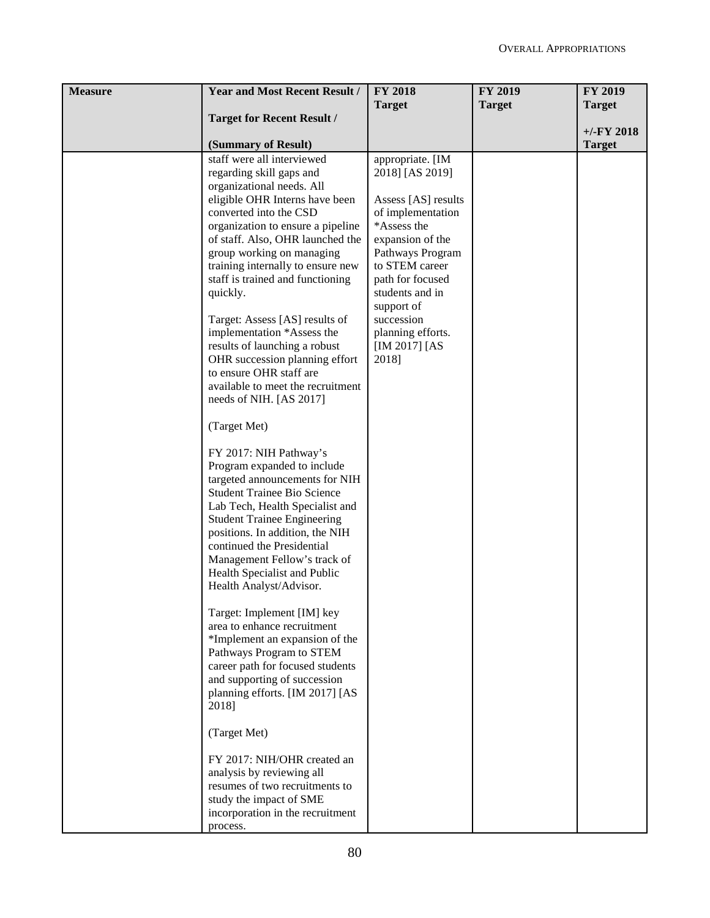| Measure | Year and Most Recent Result / Target for Recent Result / (Summary of Result) | FY 2018 Target | FY 2019 Target | FY 2019 Target +/-FY 2018 Target |
|---|---|---|---|---|
| | staff were all interviewed regarding skill gaps and organizational needs. All eligible OHR Interns have been converted into the CSD organization to ensure a pipeline of staff. Also, OHR launched the group working on managing training internally to ensure new staff is trained and functioning quickly.<br><br>Target: Assess [AS] results of implementation *Assess the results of launching a robust OHR succession planning effort to ensure OHR staff are available to meet the recruitment needs of NIH. [AS 2017]<br><br>(Target Met)<br><br>FY 2017: NIH Pathway's Program expanded to include targeted announcements for NIH Student Trainee Bio Science Lab Tech, Health Specialist and Student Trainee Engineering positions. In addition, the NIH continued the Presidential Management Fellow's track of Health Specialist and Public Health Analyst/Advisor.<br><br>Target: Implement [IM] key area to enhance recruitment *Implement an expansion of the Pathways Program to STEM career path for focused students and supporting of succession planning efforts. [IM 2017] [AS 2018]<br><br>(Target Met)<br><br>FY 2017: NIH/OHR created an analysis by reviewing all resumes of two recruitments to study the impact of SME incorporation in the recruitment process. | appropriate. [IM 2018] [AS 2019]<br><br>Assess [AS] results of implementation *Assess the expansion of the Pathways Program to STEM career path for focused students and in support of succession planning efforts. [IM 2017] [AS 2018] | | |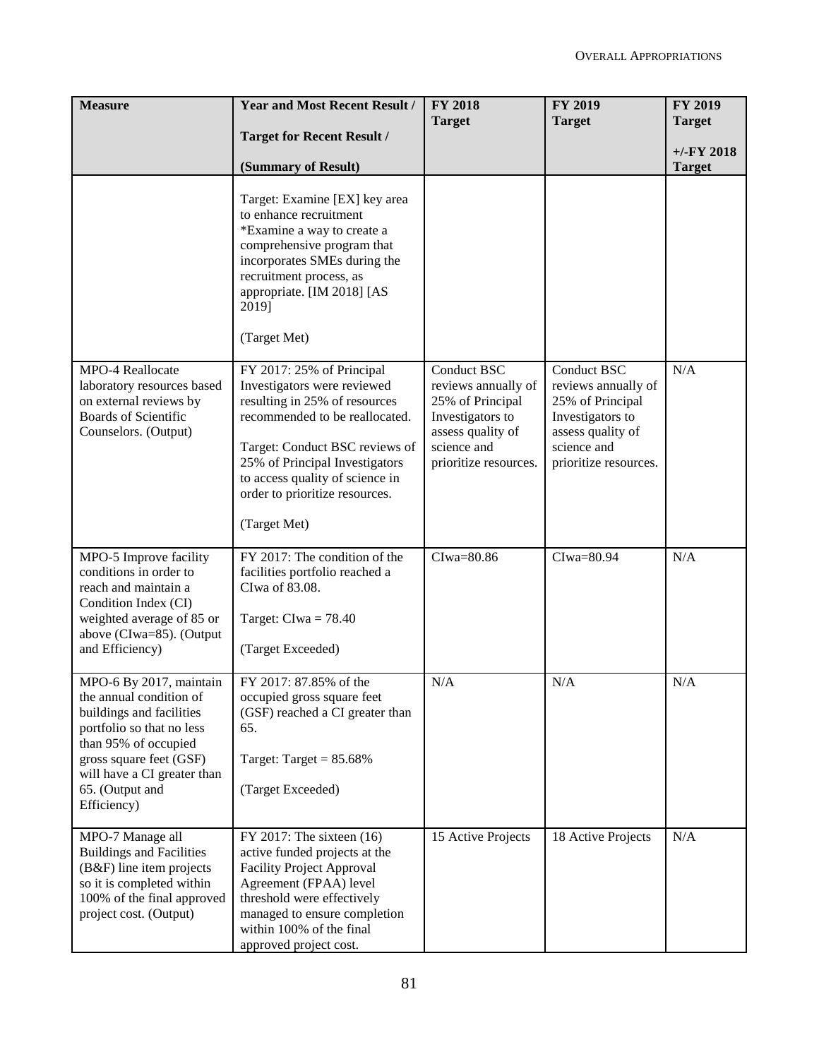| Measure | Year and Most Recent Result / Target for Recent Result / (Summary of Result) | FY 2018 Target | FY 2019 Target | FY 2019 Target +/-FY 2018 Target |
|---|---|---|---|---|
| | Target: Examine [EX] key area to enhance recruitment *Examine a way to create a comprehensive program that incorporates SMEs during the recruitment process, as appropriate. [IM 2018] [AS 2019] (Target Met) | | | |
| MPO-4 Reallocate laboratory resources based on external reviews by Boards of Scientific Counselors. (Output) | FY 2017: 25% of Principal Investigators were reviewed resulting in 25% of resources recommended to be reallocated. Target: Conduct BSC reviews of 25% of Principal Investigators to access quality of science in order to prioritize resources. (Target Met) | Conduct BSC reviews annually of 25% of Principal Investigators to assess quality of science and prioritize resources. | Conduct BSC reviews annually of 25% of Principal Investigators to assess quality of science and prioritize resources. | N/A |
| MPO-5 Improve facility conditions in order to reach and maintain a Condition Index (CI) weighted average of 85 or above (CIwa=85). (Output and Efficiency) | FY 2017: The condition of the facilities portfolio reached a CIwa of 83.08. Target: CIwa = 78.40 (Target Exceeded) | CIwa=80.86 | CIwa=80.94 | N/A |
| MPO-6 By 2017, maintain the annual condition of buildings and facilities portfolio so that no less than 95% of occupied gross square feet (GSF) will have a CI greater than 65. (Output and Efficiency) | FY 2017: 87.85% of the occupied gross square feet (GSF) reached a CI greater than 65. Target: Target = 85.68% (Target Exceeded) | N/A | N/A | N/A |
| MPO-7 Manage all Buildings and Facilities (B&F) line item projects so it is completed within 100% of the final approved project cost. (Output) | FY 2017: The sixteen (16) active funded projects at the Facility Project Approval Agreement (FPAA) level threshold were effectively managed to ensure completion within 100% of the final approved project cost. | 15 Active Projects | 18 Active Projects | N/A |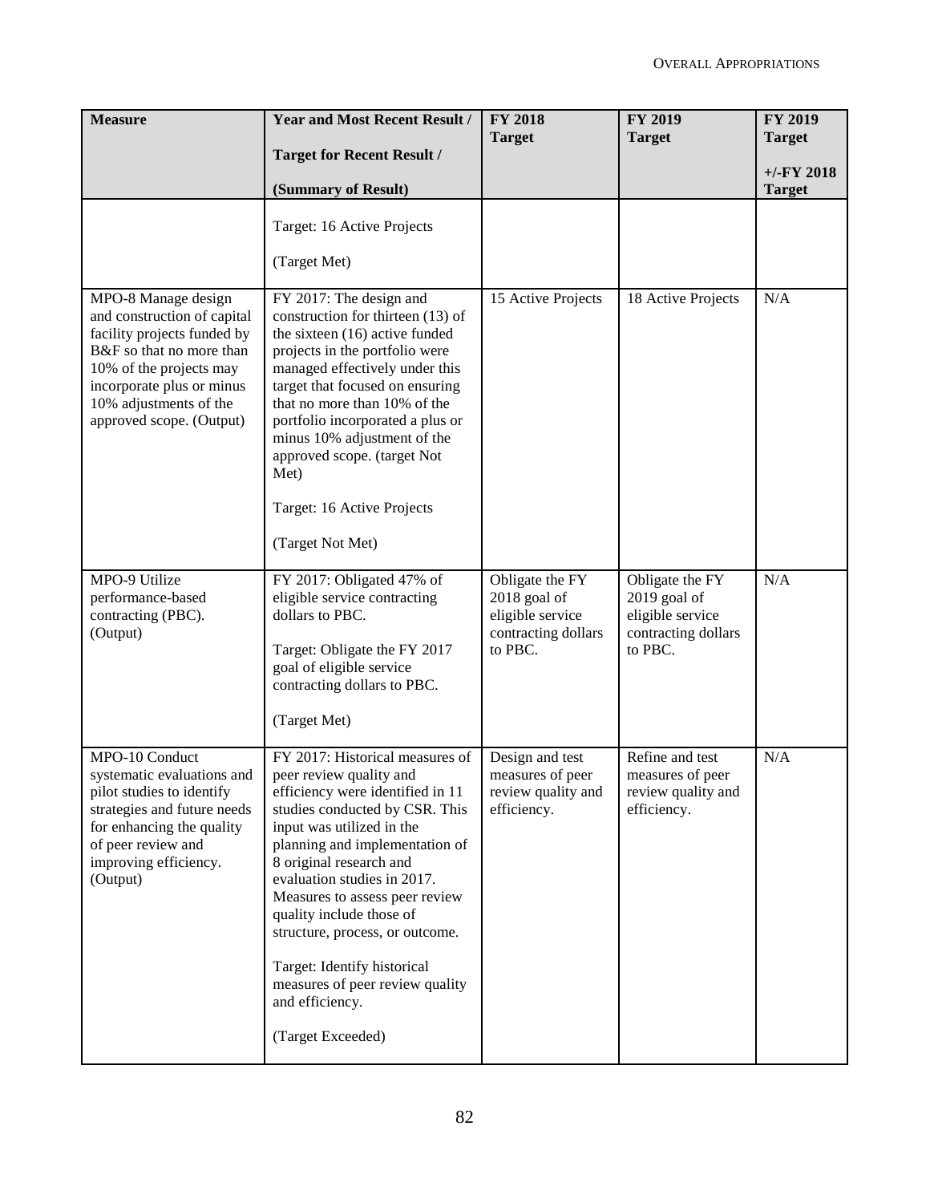| Measure | Year and Most Recent Result / Target for Recent Result / (Summary of Result) | FY 2018 Target | FY 2019 Target | FY 2019 Target +/-FY 2018 Target |
|---|---|---|---|---|
| | Target: 16 Active Projects (Target Met) | | | |
| MPO-8 Manage design and construction of capital facility projects funded by B&F so that no more than 10% of the projects may incorporate plus or minus 10% adjustments of the approved scope. (Output) | FY 2017: The design and construction for thirteen (13) of the sixteen (16) active funded projects in the portfolio were managed effectively under this target that focused on ensuring that no more than 10% of the portfolio incorporated a plus or minus 10% adjustment of the approved scope. (target Not Met) Target: 16 Active Projects (Target Not Met) | 15 Active Projects | 18 Active Projects | N/A |
| MPO-9 Utilize performance-based contracting (PBC). (Output) | FY 2017: Obligated 47% of eligible service contracting dollars to PBC. Target: Obligate the FY 2017 goal of eligible service contracting dollars to PBC. (Target Met) | Obligate the FY 2018 goal of eligible service contracting dollars to PBC. | Obligate the FY 2019 goal of eligible service contracting dollars to PBC. | N/A |
| MPO-10 Conduct systematic evaluations and pilot studies to identify strategies and future needs for enhancing the quality of peer review and improving efficiency. (Output) | FY 2017: Historical measures of peer review quality and efficiency were identified in 11 studies conducted by CSR. This input was utilized in the planning and implementation of 8 original research and evaluation studies in 2017. Measures to assess peer review quality include those of structure, process, or outcome. Target: Identify historical measures of peer review quality and efficiency. (Target Exceeded) | Design and test measures of peer review quality and efficiency. | Refine and test measures of peer review quality and efficiency. | N/A |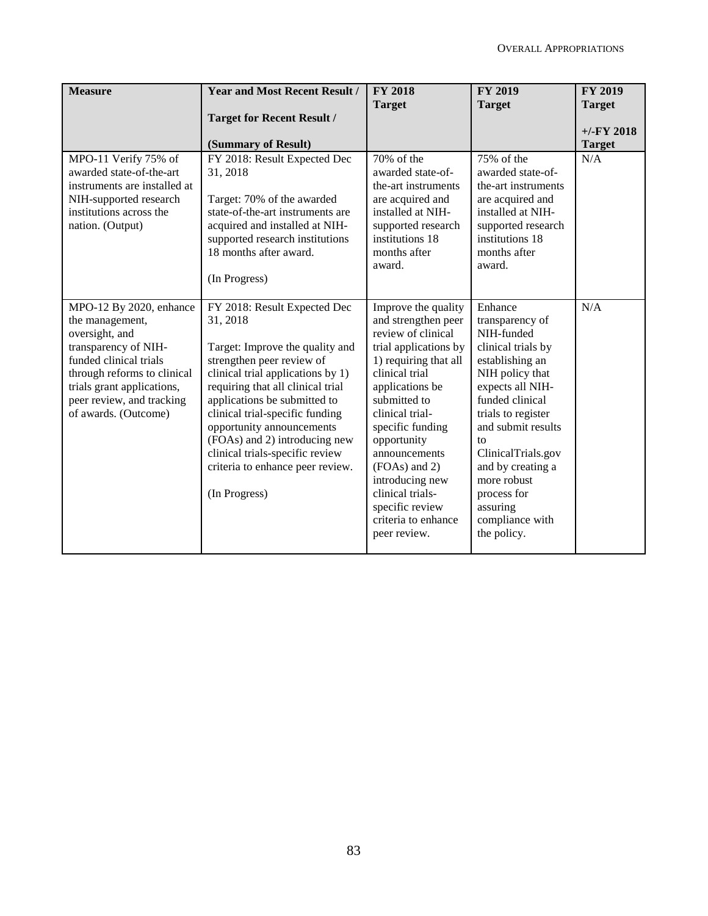| Measure | Year and Most Recent Result / Target for Recent Result / (Summary of Result) | FY 2018 Target | FY 2019 Target | FY 2019 Target +/-FY 2018 Target |
|---|---|---|---|---|
| MPO-11 Verify 75% of awarded state-of-the-art instruments are installed at NIH-supported research institutions across the nation. (Output) | FY 2018: Result Expected Dec 31, 2018<br><br>Target: 70% of the awarded state-of-the-art instruments are acquired and installed at NIH-supported research institutions 18 months after award.<br><br>(In Progress) | 70% of the awarded state-of-the-art instruments are acquired and installed at NIH-supported research institutions 18 months after award. | 75% of the awarded state-of-the-art instruments are acquired and installed at NIH-supported research institutions 18 months after award. | N/A |
| MPO-12 By 2020, enhance the management, oversight, and transparency of NIH-funded clinical trials through reforms to clinical trials grant applications, peer review, and tracking of awards. (Outcome) | FY 2018: Result Expected Dec 31, 2018<br><br>Target: Improve the quality and strengthen peer review of clinical trial applications by 1) requiring that all clinical trial applications be submitted to clinical trial-specific funding opportunity announcements (FOAs) and 2) introducing new clinical trials-specific review criteria to enhance peer review.<br><br>(In Progress) | Improve the quality and strengthen peer review of clinical trial applications by 1) requiring that all clinical trial applications be submitted to clinical trial-specific funding opportunity announcements (FOAs) and 2) introducing new clinical trials-specific review criteria to enhance peer review. | Enhance transparency of NIH-funded clinical trials by establishing an NIH policy that expects all NIH-funded clinical trials to register and submit results to ClinicalTrials.gov and by creating a more robust process for assuring compliance with the policy. | N/A |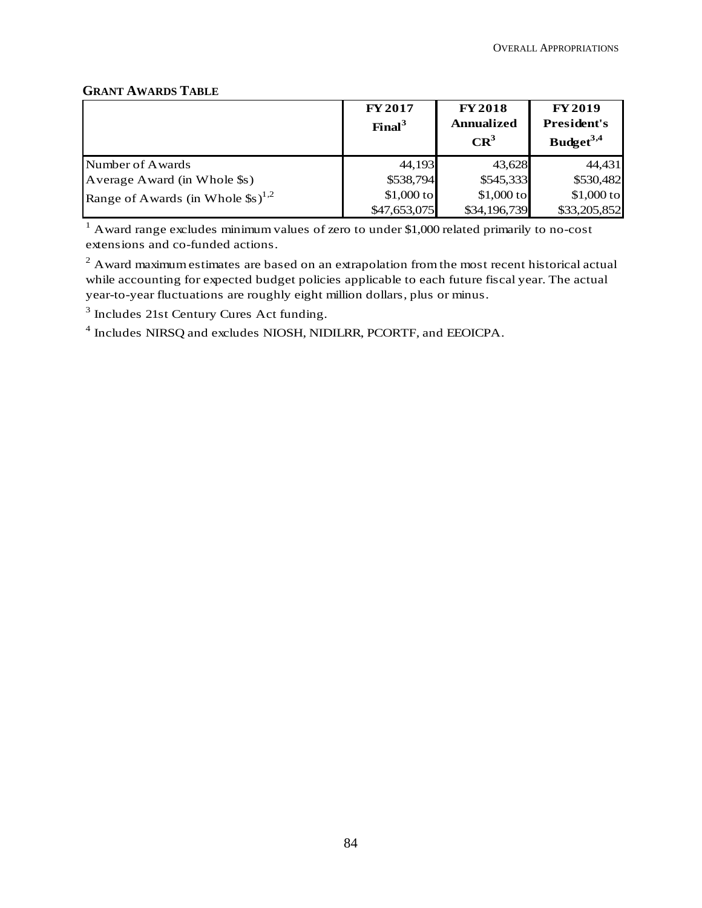**GRANT AWARDS TABLE**

| | FY 2017 Final[3] | FY 2018 Annualized CR[3] | FY 2019 President's Budget[3,4] |
|---|---|---|---|
| Number of Awards | 44,193 | 43,628 | 44,431 |
| Average Award (in Whole $s) | $538,794 | $545,333 | $530,482 |
| Range of Awards (in Whole $s)[1,2] | $1,000 to $47,653,075 | $1,000 to $34,196,739 | $1,000 to $33,205,852 |

[1] Award range excludes minimum values of zero to under $1,000 related primarily to no-cost extensions and co-funded actions.

[2] Award maximum estimates are based on an extrapolation from the most recent historical actual while accounting for expected budget policies applicable to each future fiscal year. The actual year-to-year fluctuations are roughly eight million dollars, plus or minus.

[3] Includes 21st Century Cures Act funding.

[4] Includes NIRSQ and excludes NIOSH, NIDILRR, PCORTF, and EEOICPA.